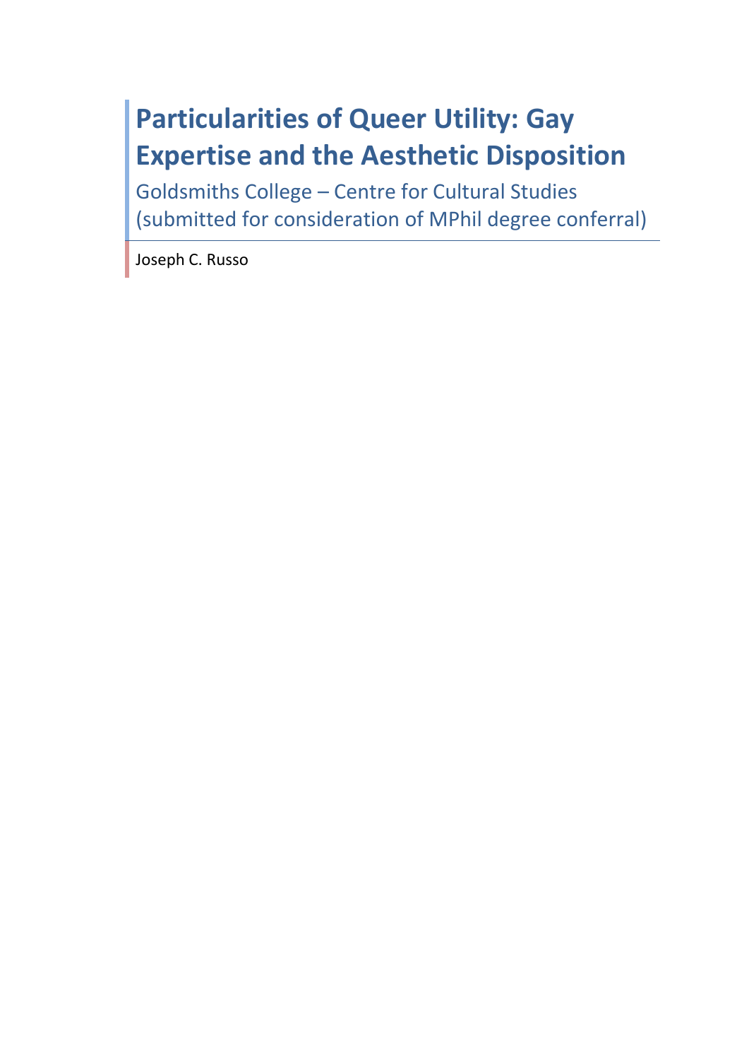# Particularities of Queer Utility: Gay Expertise and the Aesthetic Disposition

Goldsmiths College – Centre for Cultural Studies
(submitted for consideration of MPhil degree conferral)

Joseph C. Russo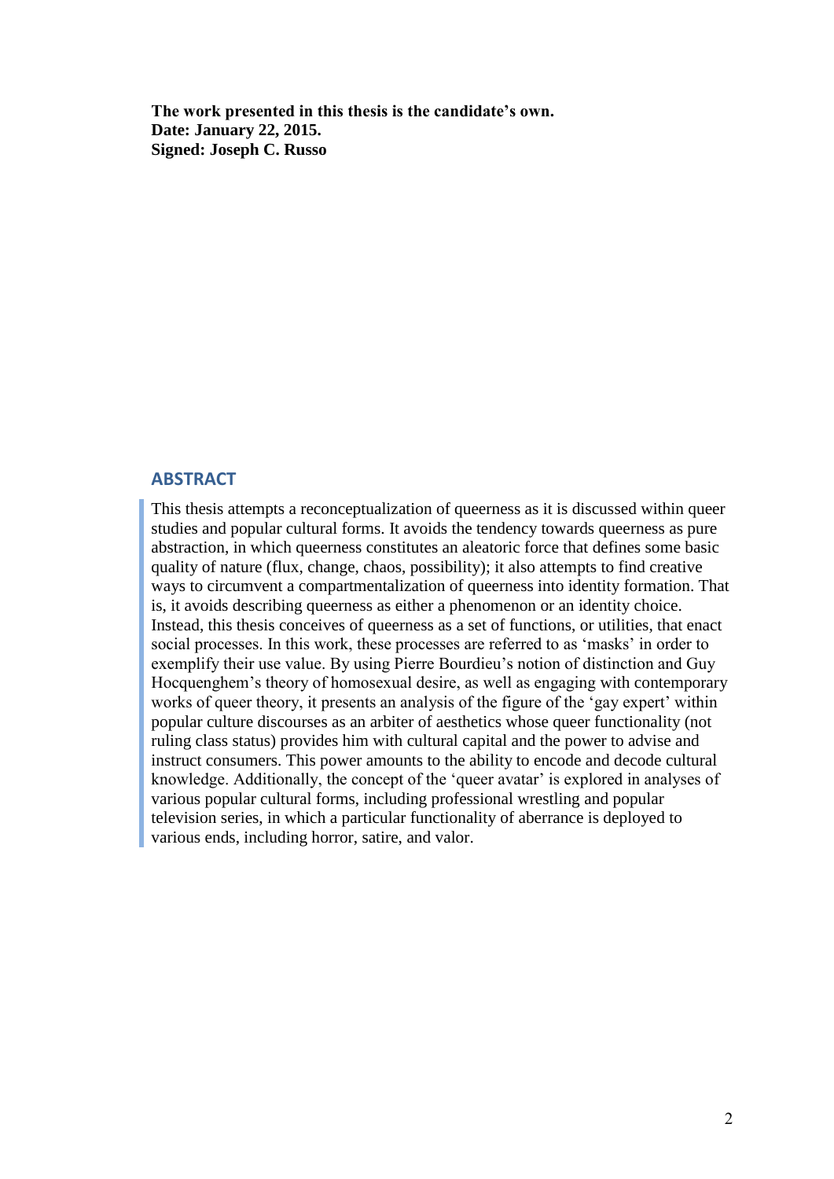**The work presented in this thesis is the candidate's own.**
**Date: January 22, 2015.**
**Signed: Joseph C. Russo**

## ABSTRACT

This thesis attempts a reconceptualization of queerness as it is discussed within queer studies and popular cultural forms. It avoids the tendency towards queerness as pure abstraction, in which queerness constitutes an aleatoric force that defines some basic quality of nature (flux, change, chaos, possibility); it also attempts to find creative ways to circumvent a compartmentalization of queerness into identity formation. That is, it avoids describing queerness as either a phenomenon or an identity choice. Instead, this thesis conceives of queerness as a set of functions, or utilities, that enact social processes. In this work, these processes are referred to as 'masks' in order to exemplify their use value. By using Pierre Bourdieu's notion of distinction and Guy Hocquenghem's theory of homosexual desire, as well as engaging with contemporary works of queer theory, it presents an analysis of the figure of the 'gay expert' within popular culture discourses as an arbiter of aesthetics whose queer functionality (not ruling class status) provides him with cultural capital and the power to advise and instruct consumers. This power amounts to the ability to encode and decode cultural knowledge. Additionally, the concept of the 'queer avatar' is explored in analyses of various popular cultural forms, including professional wrestling and popular television series, in which a particular functionality of aberrance is deployed to various ends, including horror, satire, and valor.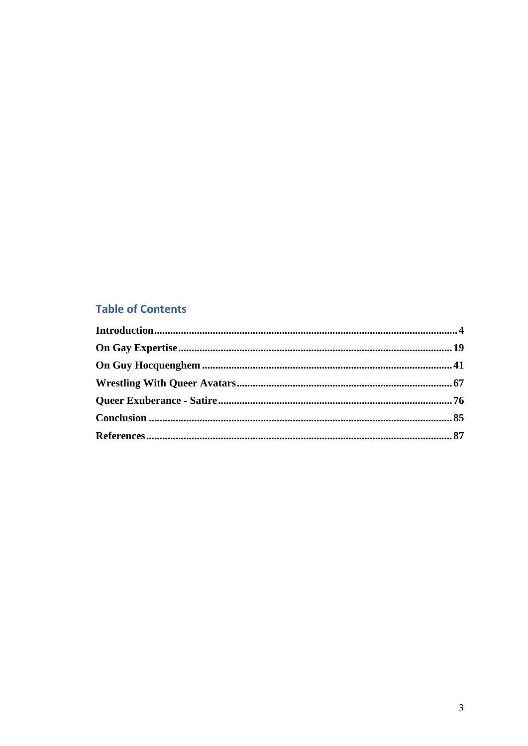## Table of Contents

**Introduction** .................................................................................................................. **4**

**On Gay Expertise** ......................................................................................................... **19**

**On Guy Hocquenghem** ................................................................................................ **41**

**Wrestling With Queer Avatars** .................................................................................... **67**

**Queer Exuberance - Satire** ........................................................................................... **76**

**Conclusion** .................................................................................................................... **85**

**References** .................................................................................................................... **87**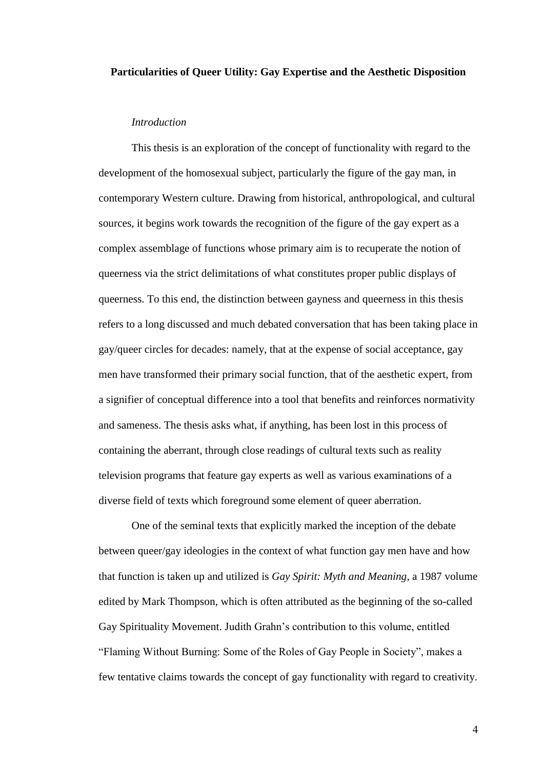**Particularities of Queer Utility: Gay Expertise and the Aesthetic Disposition**

*Introduction*

This thesis is an exploration of the concept of functionality with regard to the development of the homosexual subject, particularly the figure of the gay man, in contemporary Western culture. Drawing from historical, anthropological, and cultural sources, it begins work towards the recognition of the figure of the gay expert as a complex assemblage of functions whose primary aim is to recuperate the notion of queerness via the strict delimitations of what constitutes proper public displays of queerness. To this end, the distinction between gayness and queerness in this thesis refers to a long discussed and much debated conversation that has been taking place in gay/queer circles for decades: namely, that at the expense of social acceptance, gay men have transformed their primary social function, that of the aesthetic expert, from a signifier of conceptual difference into a tool that benefits and reinforces normativity and sameness. The thesis asks what, if anything, has been lost in this process of containing the aberrant, through close readings of cultural texts such as reality television programs that feature gay experts as well as various examinations of a diverse field of texts which foreground some element of queer aberration.

One of the seminal texts that explicitly marked the inception of the debate between queer/gay ideologies in the context of what function gay men have and how that function is taken up and utilized is *Gay Spirit: Myth and Meaning*, a 1987 volume edited by Mark Thompson, which is often attributed as the beginning of the so-called Gay Spirituality Movement. Judith Grahn's contribution to this volume, entitled "Flaming Without Burning: Some of the Roles of Gay People in Society", makes a few tentative claims towards the concept of gay functionality with regard to creativity.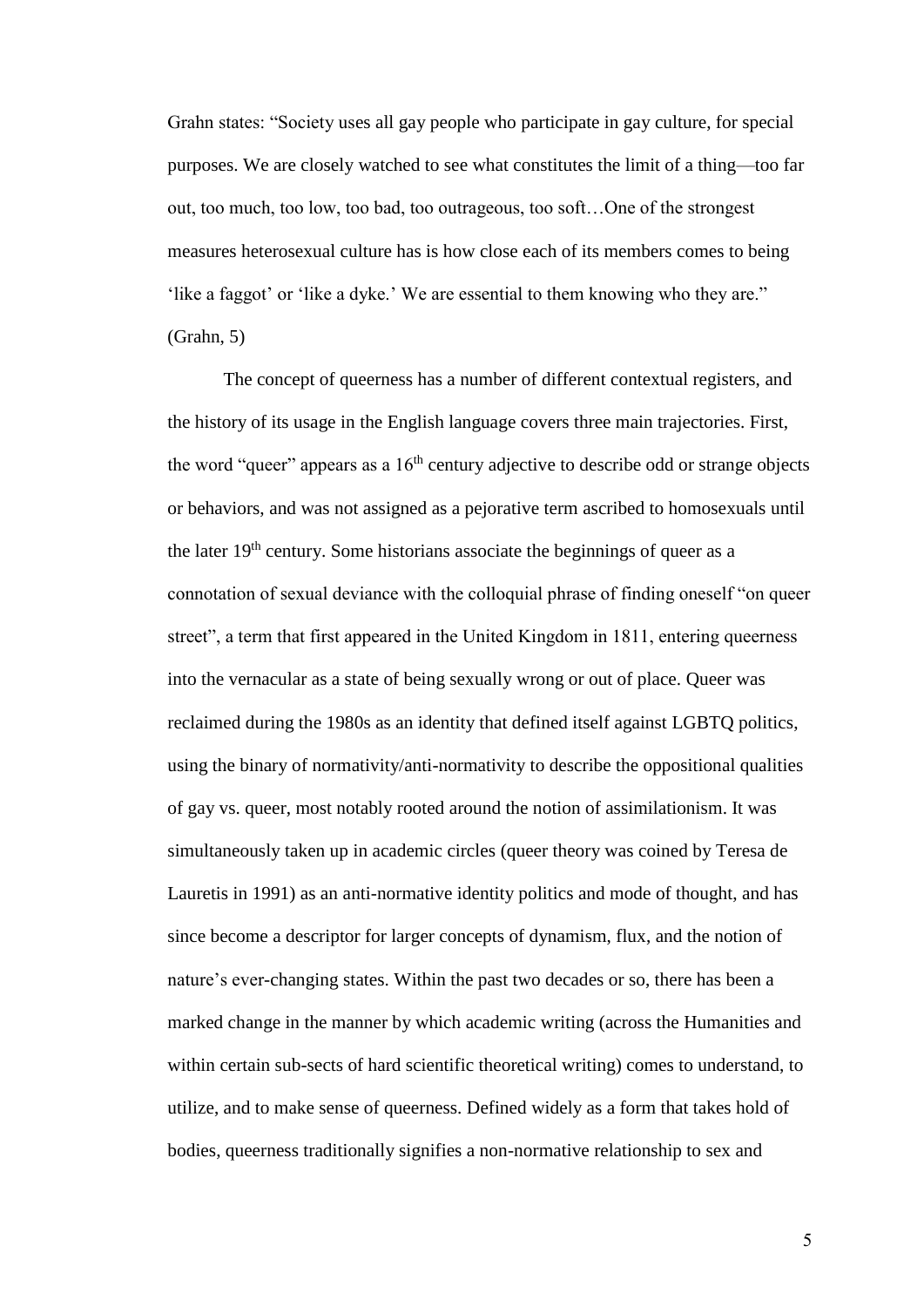Grahn states: "Society uses all gay people who participate in gay culture, for special purposes. We are closely watched to see what constitutes the limit of a thing—too far out, too much, too low, too bad, too outrageous, too soft…One of the strongest measures heterosexual culture has is how close each of its members comes to being 'like a faggot' or 'like a dyke.' We are essential to them knowing who they are." (Grahn, 5)

The concept of queerness has a number of different contextual registers, and the history of its usage in the English language covers three main trajectories. First, the word "queer" appears as a 16th century adjective to describe odd or strange objects or behaviors, and was not assigned as a pejorative term ascribed to homosexuals until the later 19th century. Some historians associate the beginnings of queer as a connotation of sexual deviance with the colloquial phrase of finding oneself "on queer street", a term that first appeared in the United Kingdom in 1811, entering queerness into the vernacular as a state of being sexually wrong or out of place. Queer was reclaimed during the 1980s as an identity that defined itself against LGBTQ politics, using the binary of normativity/anti-normativity to describe the oppositional qualities of gay vs. queer, most notably rooted around the notion of assimilationism. It was simultaneously taken up in academic circles (queer theory was coined by Teresa de Lauretis in 1991) as an anti-normative identity politics and mode of thought, and has since become a descriptor for larger concepts of dynamism, flux, and the notion of nature's ever-changing states. Within the past two decades or so, there has been a marked change in the manner by which academic writing (across the Humanities and within certain sub-sects of hard scientific theoretical writing) comes to understand, to utilize, and to make sense of queerness. Defined widely as a form that takes hold of bodies, queerness traditionally signifies a non-normative relationship to sex and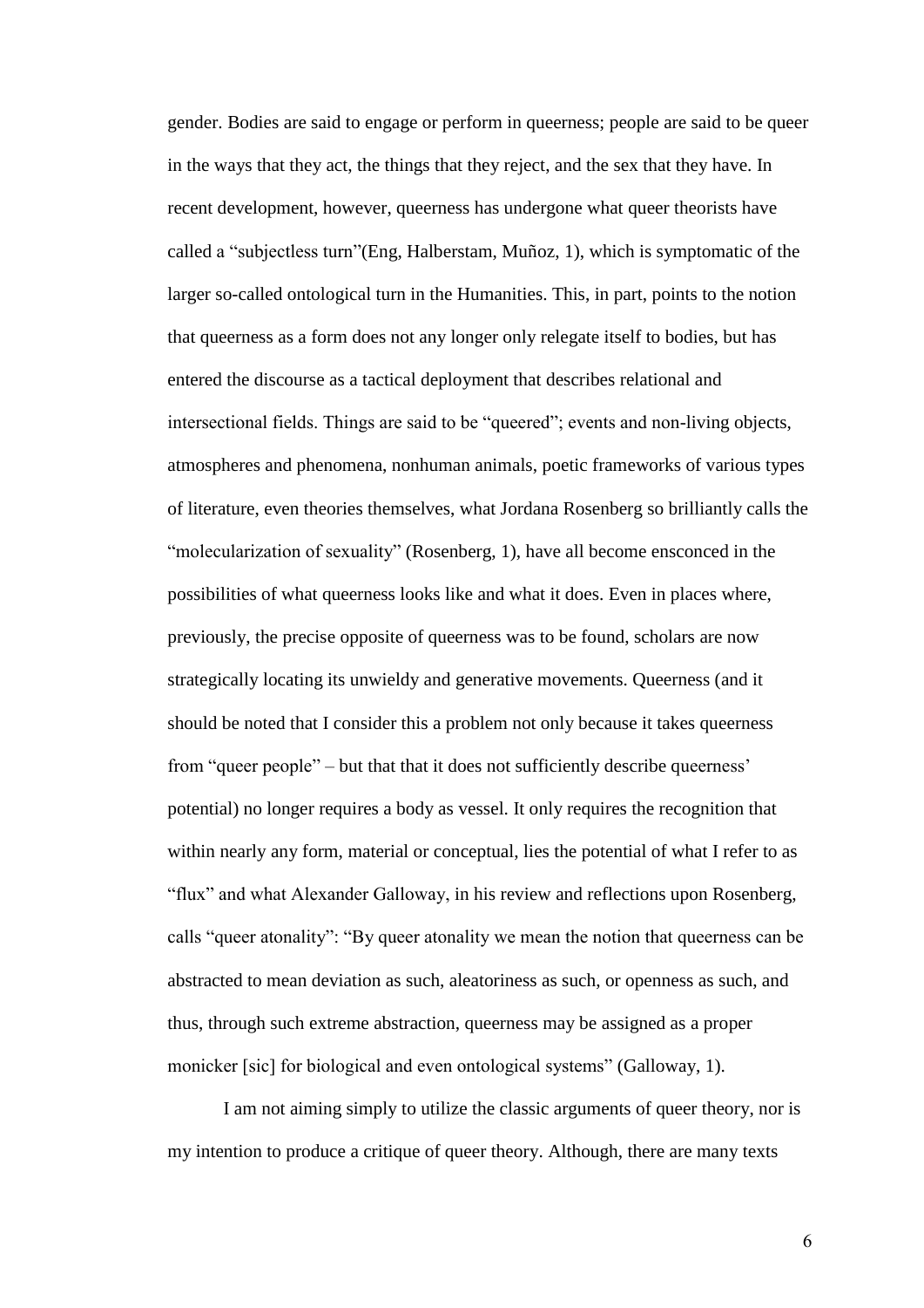gender. Bodies are said to engage or perform in queerness; people are said to be queer in the ways that they act, the things that they reject, and the sex that they have. In recent development, however, queerness has undergone what queer theorists have called a "subjectless turn"(Eng, Halberstam, Muñoz, 1), which is symptomatic of the larger so-called ontological turn in the Humanities. This, in part, points to the notion that queerness as a form does not any longer only relegate itself to bodies, but has entered the discourse as a tactical deployment that describes relational and intersectional fields. Things are said to be "queered"; events and non-living objects, atmospheres and phenomena, nonhuman animals, poetic frameworks of various types of literature, even theories themselves, what Jordana Rosenberg so brilliantly calls the "molecularization of sexuality" (Rosenberg, 1), have all become ensconced in the possibilities of what queerness looks like and what it does. Even in places where, previously, the precise opposite of queerness was to be found, scholars are now strategically locating its unwieldy and generative movements. Queerness (and it should be noted that I consider this a problem not only because it takes queerness from "queer people" – but that that it does not sufficiently describe queerness' potential) no longer requires a body as vessel. It only requires the recognition that within nearly any form, material or conceptual, lies the potential of what I refer to as "flux" and what Alexander Galloway, in his review and reflections upon Rosenberg, calls "queer atonality": "By queer atonality we mean the notion that queerness can be abstracted to mean deviation as such, aleatoriness as such, or openness as such, and thus, through such extreme abstraction, queerness may be assigned as a proper monicker [sic] for biological and even ontological systems" (Galloway, 1).

I am not aiming simply to utilize the classic arguments of queer theory, nor is my intention to produce a critique of queer theory. Although, there are many texts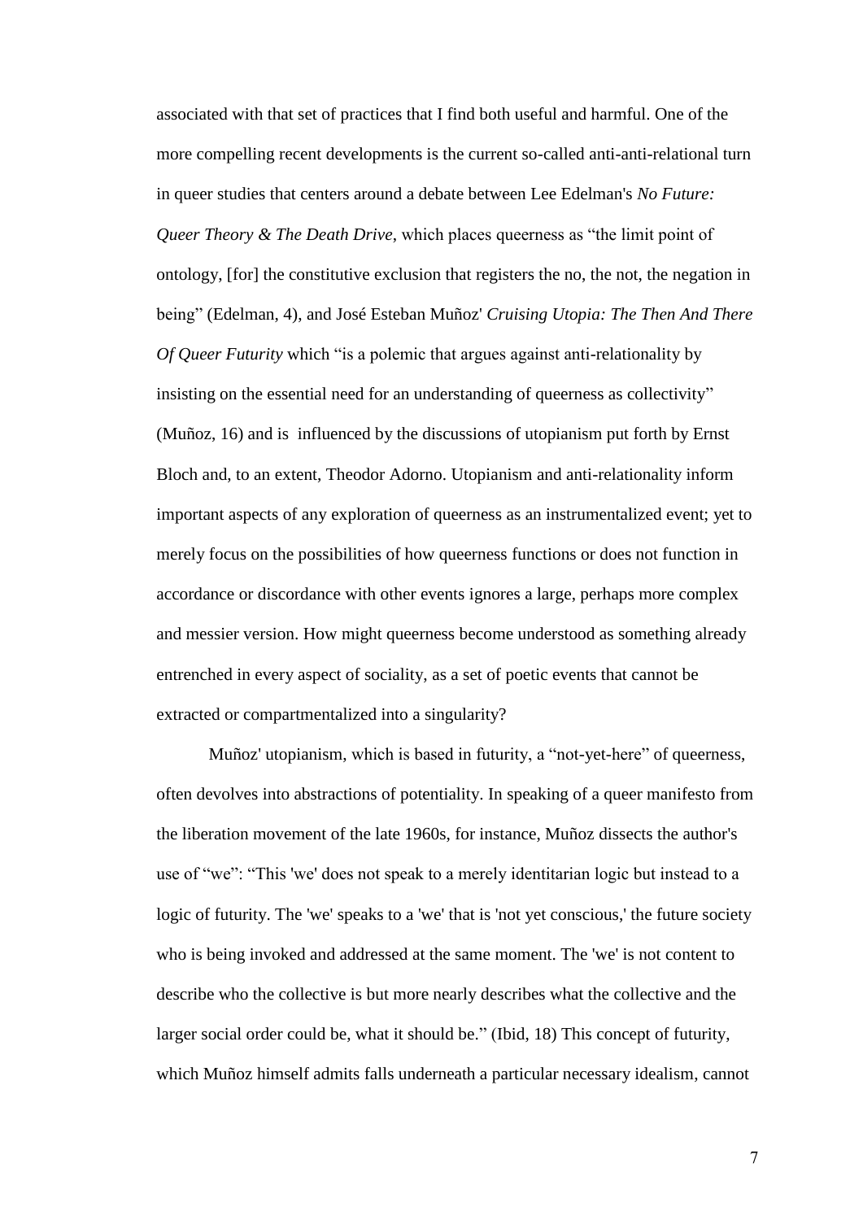associated with that set of practices that I find both useful and harmful. One of the more compelling recent developments is the current so-called anti-anti-relational turn in queer studies that centers around a debate between Lee Edelman's *No Future: Queer Theory & The Death Drive*, which places queerness as "the limit point of ontology, [for] the constitutive exclusion that registers the no, the not, the negation in being" (Edelman, 4), and José Esteban Muñoz' *Cruising Utopia: The Then And There Of Queer Futurity* which "is a polemic that argues against anti-relationality by insisting on the essential need for an understanding of queerness as collectivity" (Muñoz, 16) and is influenced by the discussions of utopianism put forth by Ernst Bloch and, to an extent, Theodor Adorno. Utopianism and anti-relationality inform important aspects of any exploration of queerness as an instrumentalized event; yet to merely focus on the possibilities of how queerness functions or does not function in accordance or discordance with other events ignores a large, perhaps more complex and messier version. How might queerness become understood as something already entrenched in every aspect of sociality, as a set of poetic events that cannot be extracted or compartmentalized into a singularity?

Muñoz' utopianism, which is based in futurity, a "not-yet-here" of queerness, often devolves into abstractions of potentiality. In speaking of a queer manifesto from the liberation movement of the late 1960s, for instance, Muñoz dissects the author's use of "we": "This 'we' does not speak to a merely identitarian logic but instead to a logic of futurity. The 'we' speaks to a 'we' that is 'not yet conscious,' the future society who is being invoked and addressed at the same moment. The 'we' is not content to describe who the collective is but more nearly describes what the collective and the larger social order could be, what it should be." (Ibid, 18) This concept of futurity, which Muñoz himself admits falls underneath a particular necessary idealism, cannot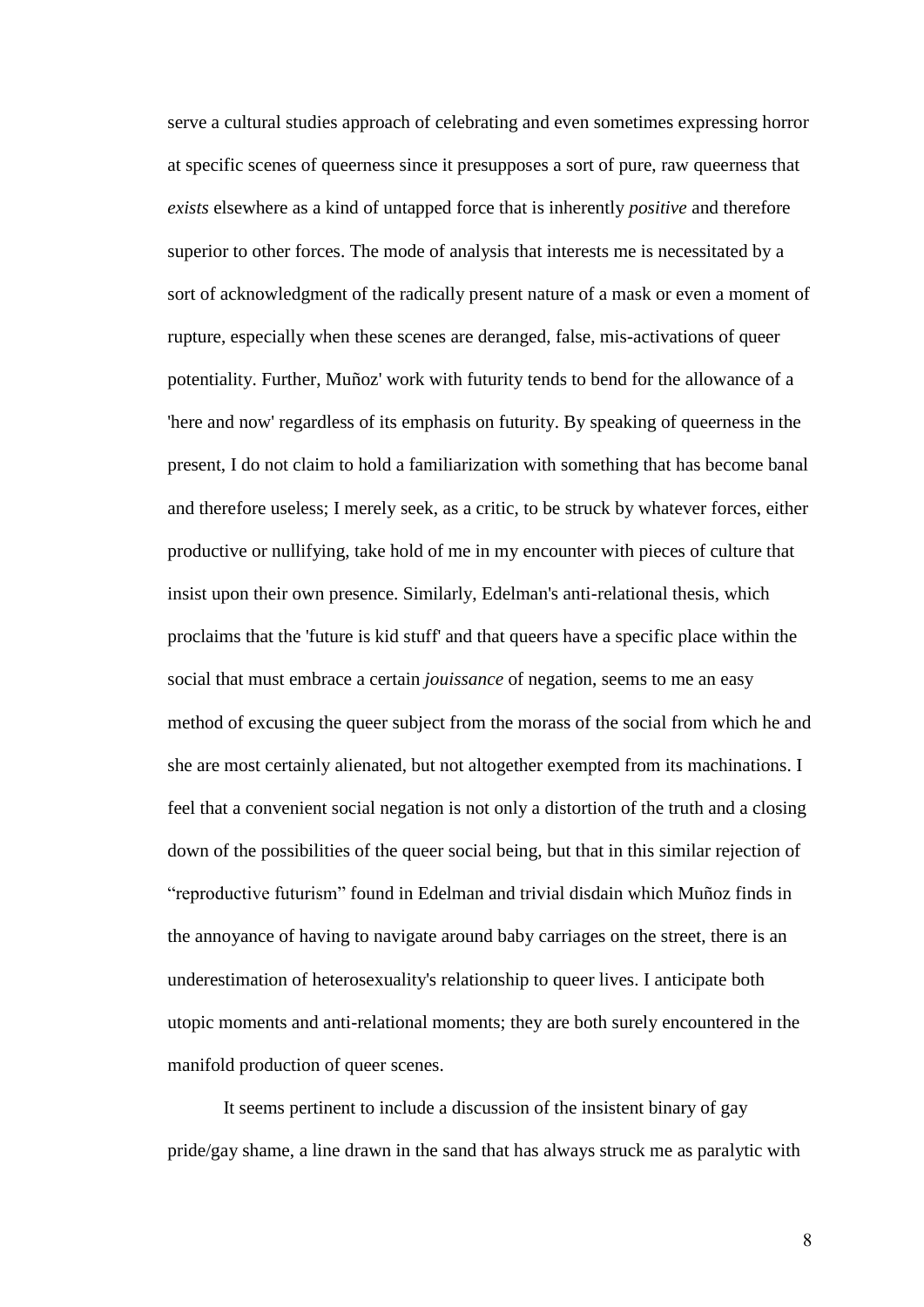serve a cultural studies approach of celebrating and even sometimes expressing horror at specific scenes of queerness since it presupposes a sort of pure, raw queerness that *exists* elsewhere as a kind of untapped force that is inherently *positive* and therefore superior to other forces. The mode of analysis that interests me is necessitated by a sort of acknowledgment of the radically present nature of a mask or even a moment of rupture, especially when these scenes are deranged, false, mis-activations of queer potentiality. Further, Muñoz' work with futurity tends to bend for the allowance of a 'here and now' regardless of its emphasis on futurity. By speaking of queerness in the present, I do not claim to hold a familiarization with something that has become banal and therefore useless; I merely seek, as a critic, to be struck by whatever forces, either productive or nullifying, take hold of me in my encounter with pieces of culture that insist upon their own presence. Similarly, Edelman's anti-relational thesis, which proclaims that the 'future is kid stuff' and that queers have a specific place within the social that must embrace a certain *jouissance* of negation, seems to me an easy method of excusing the queer subject from the morass of the social from which he and she are most certainly alienated, but not altogether exempted from its machinations. I feel that a convenient social negation is not only a distortion of the truth and a closing down of the possibilities of the queer social being, but that in this similar rejection of "reproductive futurism" found in Edelman and trivial disdain which Muñoz finds in the annoyance of having to navigate around baby carriages on the street, there is an underestimation of heterosexuality's relationship to queer lives. I anticipate both utopic moments and anti-relational moments; they are both surely encountered in the manifold production of queer scenes.

It seems pertinent to include a discussion of the insistent binary of gay pride/gay shame, a line drawn in the sand that has always struck me as paralytic with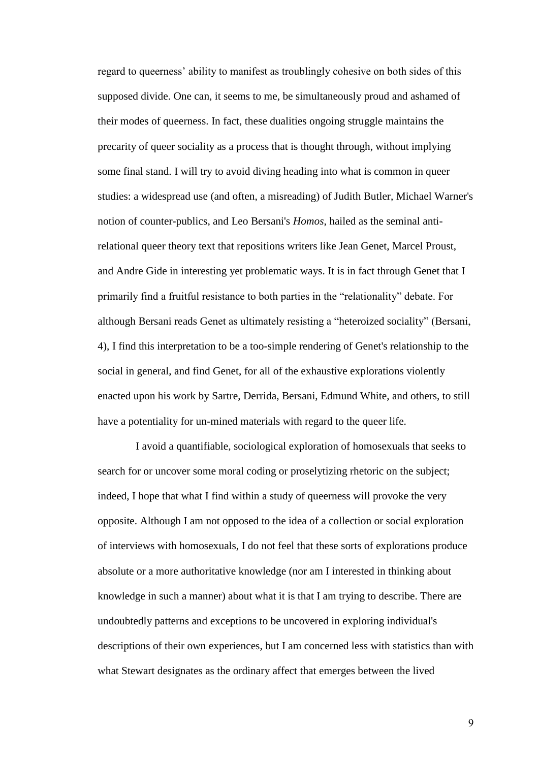regard to queerness' ability to manifest as troublingly cohesive on both sides of this supposed divide. One can, it seems to me, be simultaneously proud and ashamed of their modes of queerness. In fact, these dualities ongoing struggle maintains the precarity of queer sociality as a process that is thought through, without implying some final stand. I will try to avoid diving heading into what is common in queer studies: a widespread use (and often, a misreading) of Judith Butler, Michael Warner's notion of counter-publics, and Leo Bersani's *Homos*, hailed as the seminal anti-relational queer theory text that repositions writers like Jean Genet, Marcel Proust, and Andre Gide in interesting yet problematic ways. It is in fact through Genet that I primarily find a fruitful resistance to both parties in the "relationality" debate. For although Bersani reads Genet as ultimately resisting a "heteroized sociality" (Bersani, 4), I find this interpretation to be a too-simple rendering of Genet's relationship to the social in general, and find Genet, for all of the exhaustive explorations violently enacted upon his work by Sartre, Derrida, Bersani, Edmund White, and others, to still have a potentiality for un-mined materials with regard to the queer life.

I avoid a quantifiable, sociological exploration of homosexuals that seeks to search for or uncover some moral coding or proselytizing rhetoric on the subject; indeed, I hope that what I find within a study of queerness will provoke the very opposite. Although I am not opposed to the idea of a collection or social exploration of interviews with homosexuals, I do not feel that these sorts of explorations produce absolute or a more authoritative knowledge (nor am I interested in thinking about knowledge in such a manner) about what it is that I am trying to describe. There are undoubtedly patterns and exceptions to be uncovered in exploring individual's descriptions of their own experiences, but I am concerned less with statistics than with what Stewart designates as the ordinary affect that emerges between the lived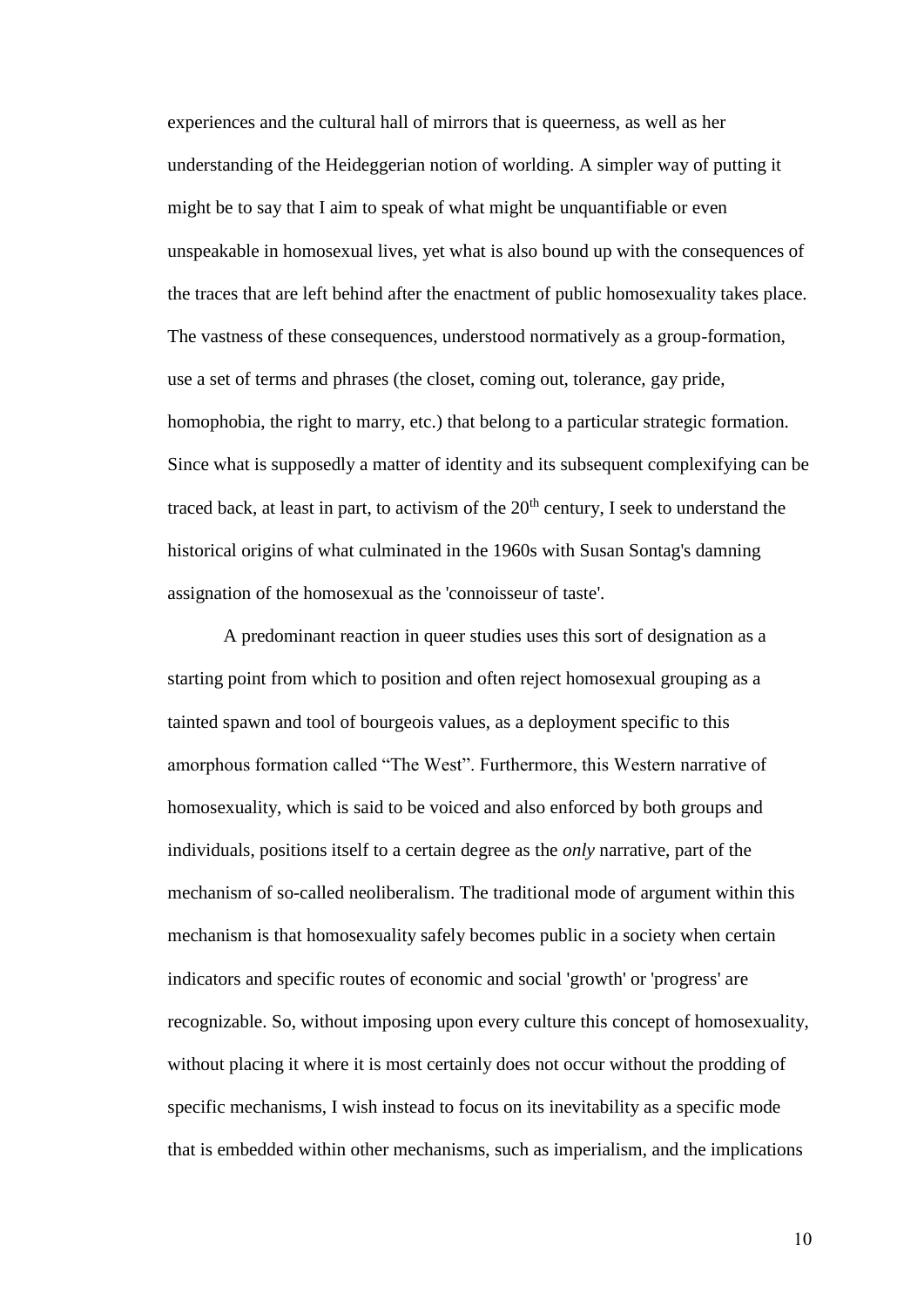experiences and the cultural hall of mirrors that is queerness, as well as her understanding of the Heideggerian notion of worlding. A simpler way of putting it might be to say that I aim to speak of what might be unquantifiable or even unspeakable in homosexual lives, yet what is also bound up with the consequences of the traces that are left behind after the enactment of public homosexuality takes place. The vastness of these consequences, understood normatively as a group-formation, use a set of terms and phrases (the closet, coming out, tolerance, gay pride, homophobia, the right to marry, etc.) that belong to a particular strategic formation. Since what is supposedly a matter of identity and its subsequent complexifying can be traced back, at least in part, to activism of the 20th century, I seek to understand the historical origins of what culminated in the 1960s with Susan Sontag's damning assignation of the homosexual as the 'connoisseur of taste'.

A predominant reaction in queer studies uses this sort of designation as a starting point from which to position and often reject homosexual grouping as a tainted spawn and tool of bourgeois values, as a deployment specific to this amorphous formation called "The West". Furthermore, this Western narrative of homosexuality, which is said to be voiced and also enforced by both groups and individuals, positions itself to a certain degree as the *only* narrative, part of the mechanism of so-called neoliberalism. The traditional mode of argument within this mechanism is that homosexuality safely becomes public in a society when certain indicators and specific routes of economic and social 'growth' or 'progress' are recognizable. So, without imposing upon every culture this concept of homosexuality, without placing it where it is most certainly does not occur without the prodding of specific mechanisms, I wish instead to focus on its inevitability as a specific mode that is embedded within other mechanisms, such as imperialism, and the implications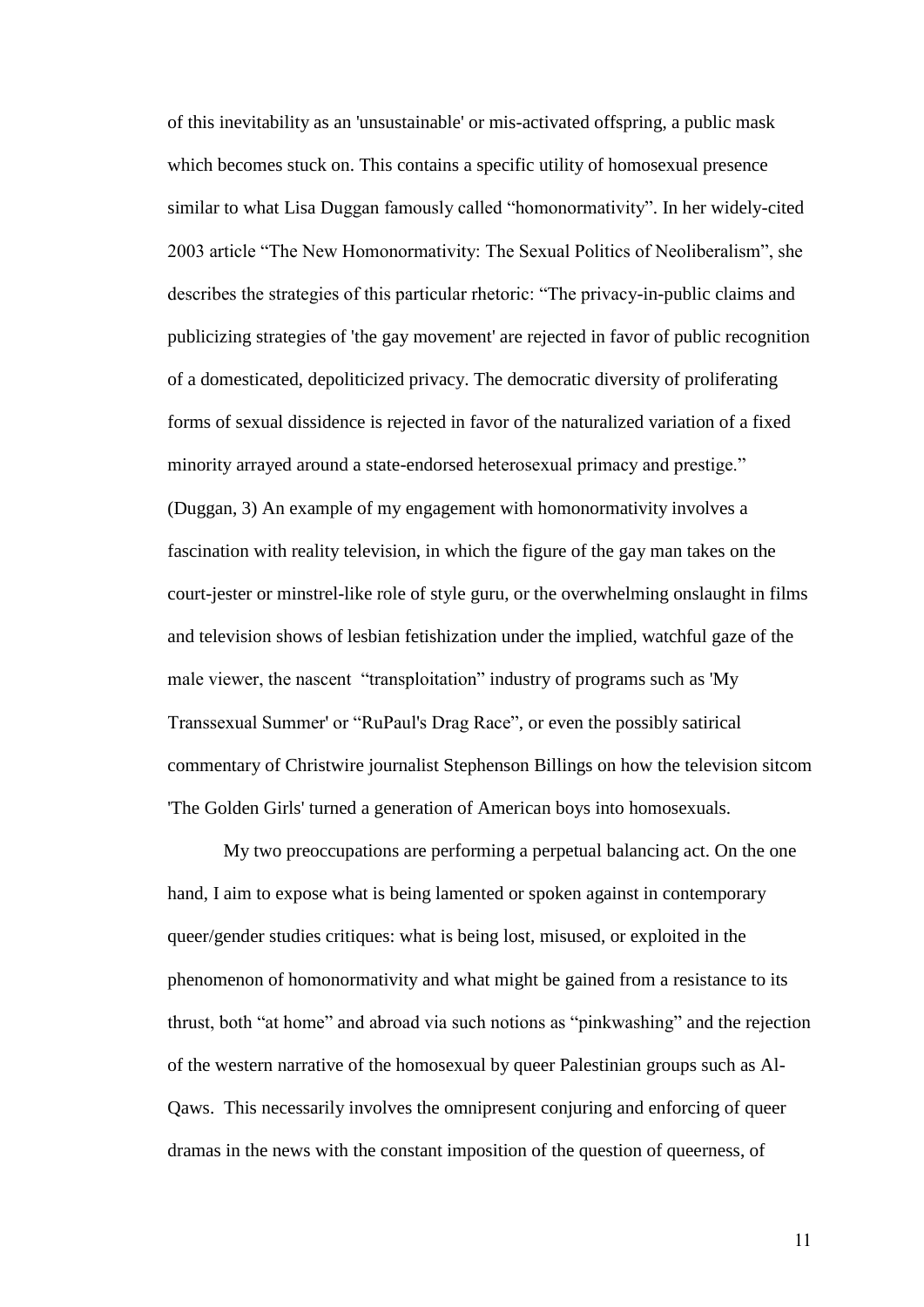of this inevitability as an 'unsustainable' or mis-activated offspring, a public mask which becomes stuck on. This contains a specific utility of homosexual presence similar to what Lisa Duggan famously called "homonormativity". In her widely-cited 2003 article "The New Homonormativity: The Sexual Politics of Neoliberalism", she describes the strategies of this particular rhetoric: "The privacy-in-public claims and publicizing strategies of 'the gay movement' are rejected in favor of public recognition of a domesticated, depoliticized privacy. The democratic diversity of proliferating forms of sexual dissidence is rejected in favor of the naturalized variation of a fixed minority arrayed around a state-endorsed heterosexual primacy and prestige." (Duggan, 3) An example of my engagement with homonormativity involves a fascination with reality television, in which the figure of the gay man takes on the court-jester or minstrel-like role of style guru, or the overwhelming onslaught in films and television shows of lesbian fetishization under the implied, watchful gaze of the male viewer, the nascent "transploitation" industry of programs such as 'My Transsexual Summer' or "RuPaul's Drag Race", or even the possibly satirical commentary of Christwire journalist Stephenson Billings on how the television sitcom 'The Golden Girls' turned a generation of American boys into homosexuals.

My two preoccupations are performing a perpetual balancing act. On the one hand, I aim to expose what is being lamented or spoken against in contemporary queer/gender studies critiques: what is being lost, misused, or exploited in the phenomenon of homonormativity and what might be gained from a resistance to its thrust, both "at home" and abroad via such notions as "pinkwashing" and the rejection of the western narrative of the homosexual by queer Palestinian groups such as Al-Qaws. This necessarily involves the omnipresent conjuring and enforcing of queer dramas in the news with the constant imposition of the question of queerness, of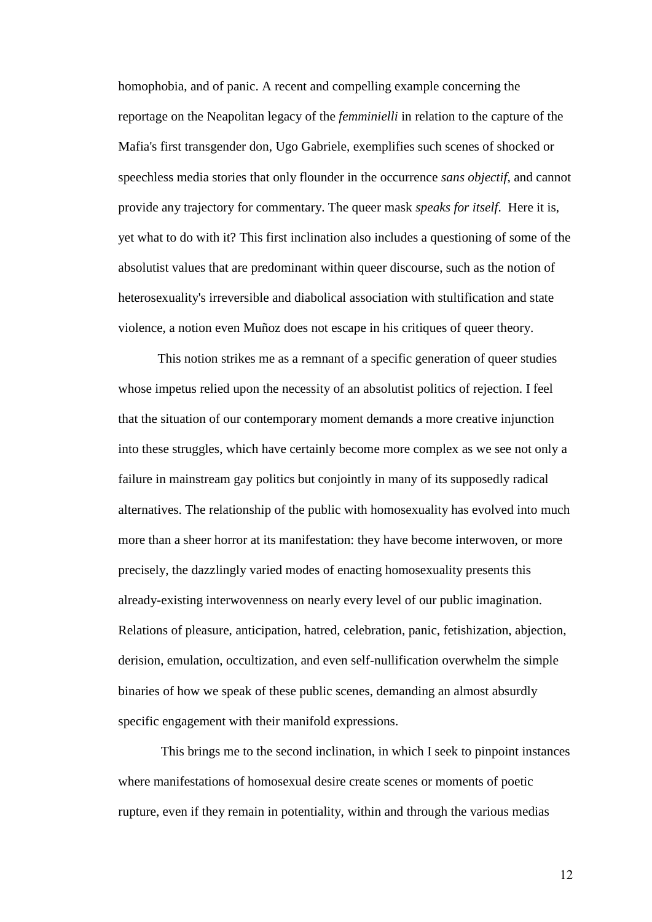homophobia, and of panic. A recent and compelling example concerning the reportage on the Neapolitan legacy of the *femminielli* in relation to the capture of the Mafia's first transgender don, Ugo Gabriele, exemplifies such scenes of shocked or speechless media stories that only flounder in the occurrence *sans objectif,* and cannot provide any trajectory for commentary. The queer mask *speaks for itself*. Here it is, yet what to do with it? This first inclination also includes a questioning of some of the absolutist values that are predominant within queer discourse, such as the notion of heterosexuality's irreversible and diabolical association with stultification and state violence, a notion even Muñoz does not escape in his critiques of queer theory.

This notion strikes me as a remnant of a specific generation of queer studies whose impetus relied upon the necessity of an absolutist politics of rejection. I feel that the situation of our contemporary moment demands a more creative injunction into these struggles, which have certainly become more complex as we see not only a failure in mainstream gay politics but conjointly in many of its supposedly radical alternatives. The relationship of the public with homosexuality has evolved into much more than a sheer horror at its manifestation: they have become interwoven, or more precisely, the dazzlingly varied modes of enacting homosexuality presents this already-existing interwovenness on nearly every level of our public imagination. Relations of pleasure, anticipation, hatred, celebration, panic, fetishization, abjection, derision, emulation, occultization, and even self-nullification overwhelm the simple binaries of how we speak of these public scenes, demanding an almost absurdly specific engagement with their manifold expressions.

This brings me to the second inclination, in which I seek to pinpoint instances where manifestations of homosexual desire create scenes or moments of poetic rupture, even if they remain in potentiality, within and through the various medias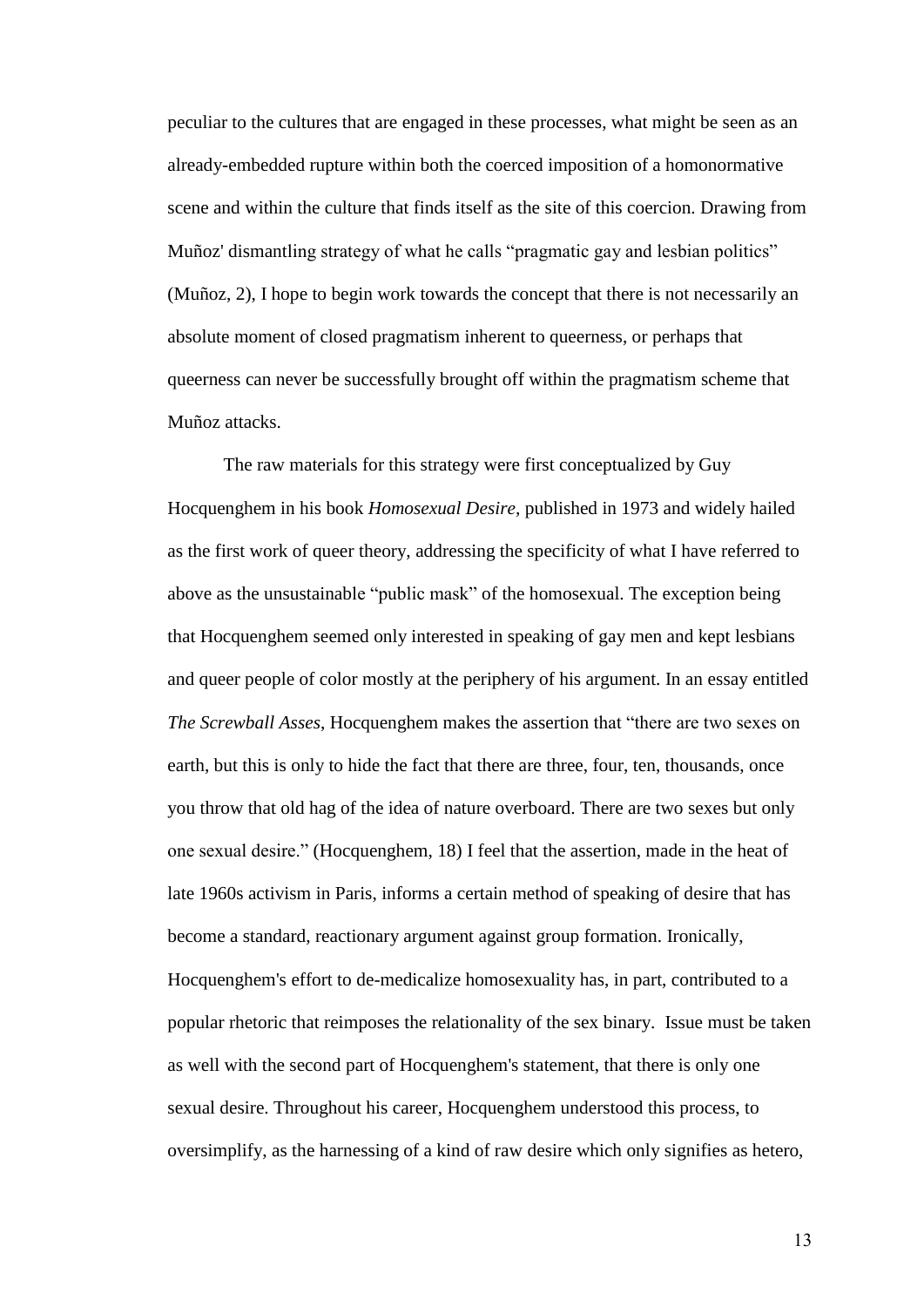peculiar to the cultures that are engaged in these processes, what might be seen as an already-embedded rupture within both the coerced imposition of a homonormative scene and within the culture that finds itself as the site of this coercion. Drawing from Muñoz' dismantling strategy of what he calls "pragmatic gay and lesbian politics" (Muñoz, 2), I hope to begin work towards the concept that there is not necessarily an absolute moment of closed pragmatism inherent to queerness, or perhaps that queerness can never be successfully brought off within the pragmatism scheme that Muñoz attacks.

The raw materials for this strategy were first conceptualized by Guy Hocquenghem in his book *Homosexual Desire,* published in 1973 and widely hailed as the first work of queer theory, addressing the specificity of what I have referred to above as the unsustainable "public mask" of the homosexual. The exception being that Hocquenghem seemed only interested in speaking of gay men and kept lesbians and queer people of color mostly at the periphery of his argument. In an essay entitled *The Screwball Asses*, Hocquenghem makes the assertion that "there are two sexes on earth, but this is only to hide the fact that there are three, four, ten, thousands, once you throw that old hag of the idea of nature overboard. There are two sexes but only one sexual desire." (Hocquenghem, 18) I feel that the assertion, made in the heat of late 1960s activism in Paris, informs a certain method of speaking of desire that has become a standard, reactionary argument against group formation. Ironically, Hocquenghem's effort to de-medicalize homosexuality has, in part, contributed to a popular rhetoric that reimposes the relationality of the sex binary. Issue must be taken as well with the second part of Hocquenghem's statement, that there is only one sexual desire. Throughout his career, Hocquenghem understood this process, to oversimplify, as the harnessing of a kind of raw desire which only signifies as hetero,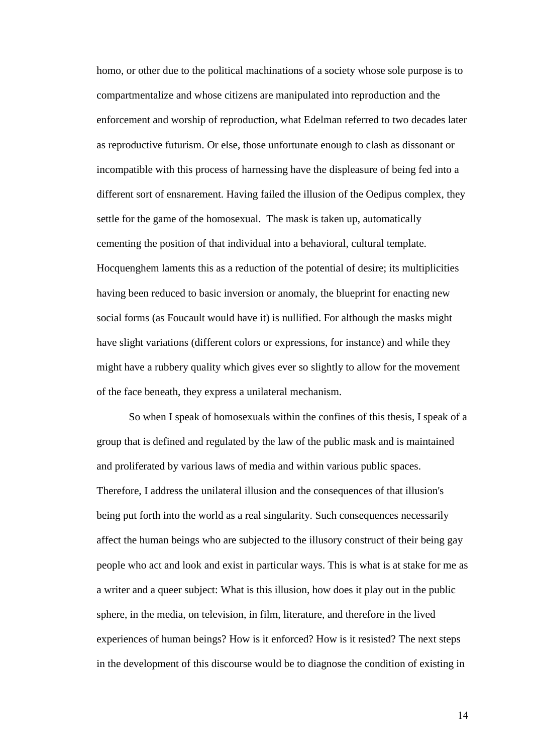homo, or other due to the political machinations of a society whose sole purpose is to compartmentalize and whose citizens are manipulated into reproduction and the enforcement and worship of reproduction, what Edelman referred to two decades later as reproductive futurism. Or else, those unfortunate enough to clash as dissonant or incompatible with this process of harnessing have the displeasure of being fed into a different sort of ensnarement. Having failed the illusion of the Oedipus complex, they settle for the game of the homosexual. The mask is taken up, automatically cementing the position of that individual into a behavioral, cultural template. Hocquenghem laments this as a reduction of the potential of desire; its multiplicities having been reduced to basic inversion or anomaly, the blueprint for enacting new social forms (as Foucault would have it) is nullified. For although the masks might have slight variations (different colors or expressions, for instance) and while they might have a rubbery quality which gives ever so slightly to allow for the movement of the face beneath, they express a unilateral mechanism.

So when I speak of homosexuals within the confines of this thesis, I speak of a group that is defined and regulated by the law of the public mask and is maintained and proliferated by various laws of media and within various public spaces. Therefore, I address the unilateral illusion and the consequences of that illusion's being put forth into the world as a real singularity. Such consequences necessarily affect the human beings who are subjected to the illusory construct of their being gay people who act and look and exist in particular ways. This is what is at stake for me as a writer and a queer subject: What is this illusion, how does it play out in the public sphere, in the media, on television, in film, literature, and therefore in the lived experiences of human beings? How is it enforced? How is it resisted? The next steps in the development of this discourse would be to diagnose the condition of existing in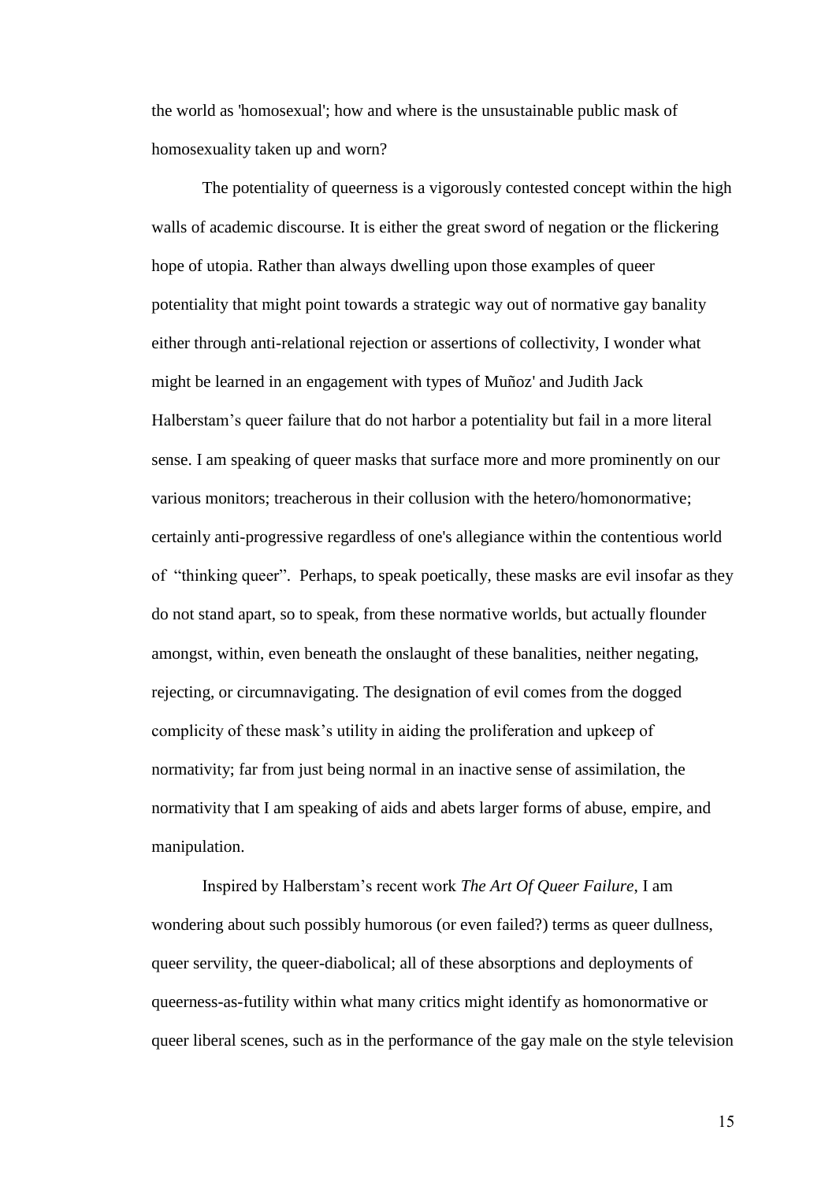the world as 'homosexual'; how and where is the unsustainable public mask of homosexuality taken up and worn?

The potentiality of queerness is a vigorously contested concept within the high walls of academic discourse. It is either the great sword of negation or the flickering hope of utopia. Rather than always dwelling upon those examples of queer potentiality that might point towards a strategic way out of normative gay banality either through anti-relational rejection or assertions of collectivity, I wonder what might be learned in an engagement with types of Muñoz' and Judith Jack Halberstam's queer failure that do not harbor a potentiality but fail in a more literal sense. I am speaking of queer masks that surface more and more prominently on our various monitors; treacherous in their collusion with the hetero/homonormative; certainly anti-progressive regardless of one's allegiance within the contentious world of "thinking queer". Perhaps, to speak poetically, these masks are evil insofar as they do not stand apart, so to speak, from these normative worlds, but actually flounder amongst, within, even beneath the onslaught of these banalities, neither negating, rejecting, or circumnavigating. The designation of evil comes from the dogged complicity of these mask's utility in aiding the proliferation and upkeep of normativity; far from just being normal in an inactive sense of assimilation, the normativity that I am speaking of aids and abets larger forms of abuse, empire, and manipulation.

Inspired by Halberstam's recent work *The Art Of Queer Failure*, I am wondering about such possibly humorous (or even failed?) terms as queer dullness, queer servility, the queer-diabolical; all of these absorptions and deployments of queerness-as-futility within what many critics might identify as homonormative or queer liberal scenes, such as in the performance of the gay male on the style television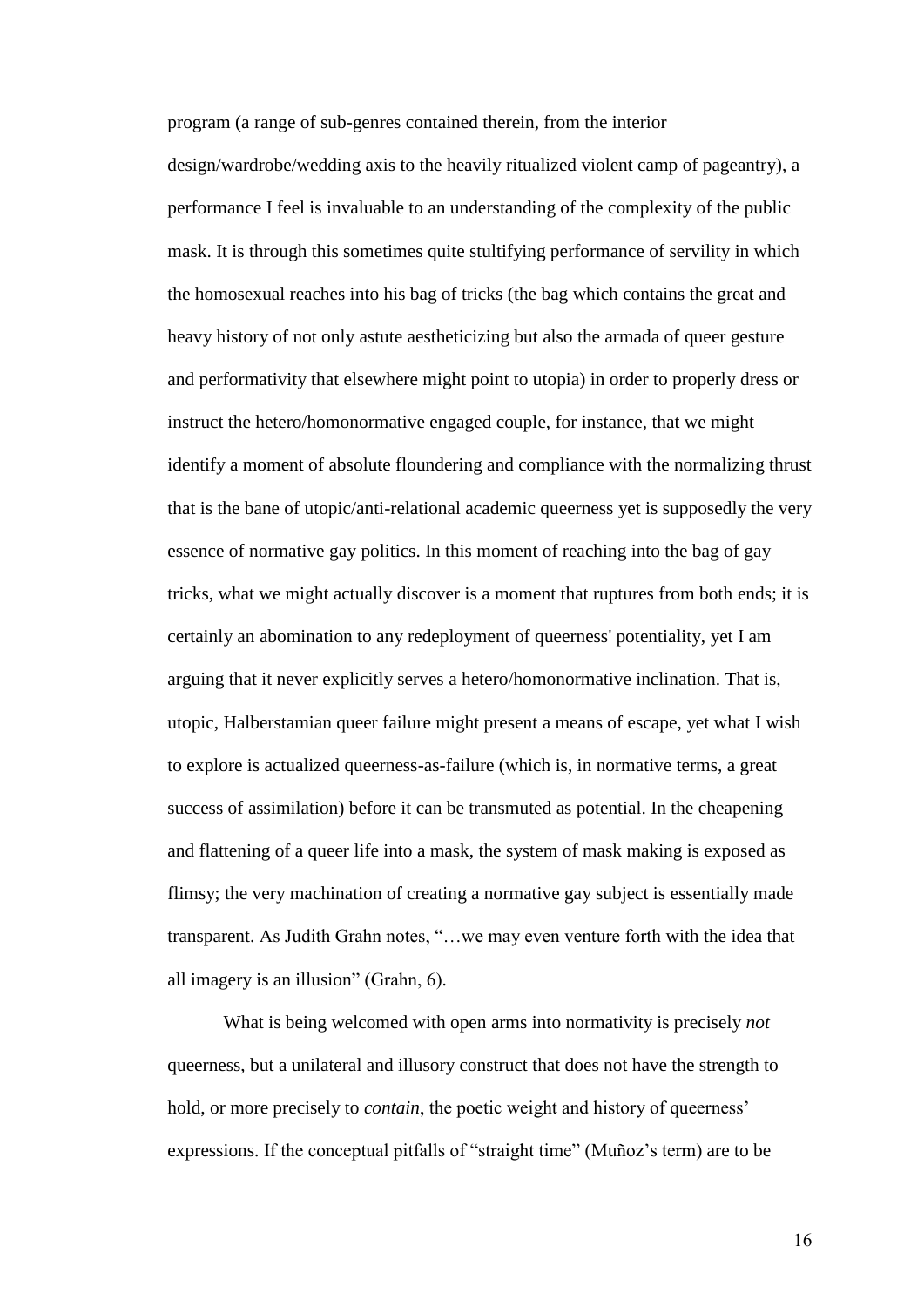program (a range of sub-genres contained therein, from the interior design/wardrobe/wedding axis to the heavily ritualized violent camp of pageantry), a performance I feel is invaluable to an understanding of the complexity of the public mask. It is through this sometimes quite stultifying performance of servility in which the homosexual reaches into his bag of tricks (the bag which contains the great and heavy history of not only astute aestheticizing but also the armada of queer gesture and performativity that elsewhere might point to utopia) in order to properly dress or instruct the hetero/homonormative engaged couple, for instance, that we might identify a moment of absolute floundering and compliance with the normalizing thrust that is the bane of utopic/anti-relational academic queerness yet is supposedly the very essence of normative gay politics. In this moment of reaching into the bag of gay tricks, what we might actually discover is a moment that ruptures from both ends; it is certainly an abomination to any redeployment of queerness' potentiality, yet I am arguing that it never explicitly serves a hetero/homonormative inclination. That is, utopic, Halberstamian queer failure might present a means of escape, yet what I wish to explore is actualized queerness-as-failure (which is, in normative terms, a great success of assimilation) before it can be transmuted as potential. In the cheapening and flattening of a queer life into a mask, the system of mask making is exposed as flimsy; the very machination of creating a normative gay subject is essentially made transparent. As Judith Grahn notes, "…we may even venture forth with the idea that all imagery is an illusion" (Grahn, 6).

What is being welcomed with open arms into normativity is precisely *not* queerness, but a unilateral and illusory construct that does not have the strength to hold, or more precisely to *contain*, the poetic weight and history of queerness' expressions. If the conceptual pitfalls of "straight time" (Muñoz's term) are to be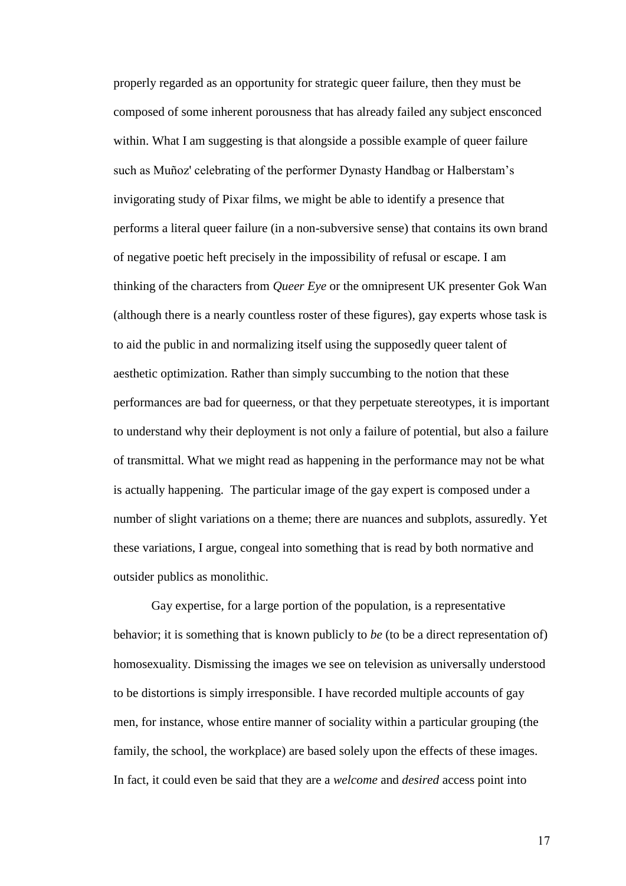properly regarded as an opportunity for strategic queer failure, then they must be composed of some inherent porousness that has already failed any subject ensconced within. What I am suggesting is that alongside a possible example of queer failure such as Muñoz' celebrating of the performer Dynasty Handbag or Halberstam's invigorating study of Pixar films, we might be able to identify a presence that performs a literal queer failure (in a non-subversive sense) that contains its own brand of negative poetic heft precisely in the impossibility of refusal or escape. I am thinking of the characters from *Queer Eye* or the omnipresent UK presenter Gok Wan (although there is a nearly countless roster of these figures), gay experts whose task is to aid the public in and normalizing itself using the supposedly queer talent of aesthetic optimization. Rather than simply succumbing to the notion that these performances are bad for queerness, or that they perpetuate stereotypes, it is important to understand why their deployment is not only a failure of potential, but also a failure of transmittal. What we might read as happening in the performance may not be what is actually happening. The particular image of the gay expert is composed under a number of slight variations on a theme; there are nuances and subplots, assuredly. Yet these variations, I argue, congeal into something that is read by both normative and outsider publics as monolithic.

Gay expertise, for a large portion of the population, is a representative behavior; it is something that is known publicly to *be* (to be a direct representation of) homosexuality. Dismissing the images we see on television as universally understood to be distortions is simply irresponsible. I have recorded multiple accounts of gay men, for instance, whose entire manner of sociality within a particular grouping (the family, the school, the workplace) are based solely upon the effects of these images. In fact, it could even be said that they are a *welcome* and *desired* access point into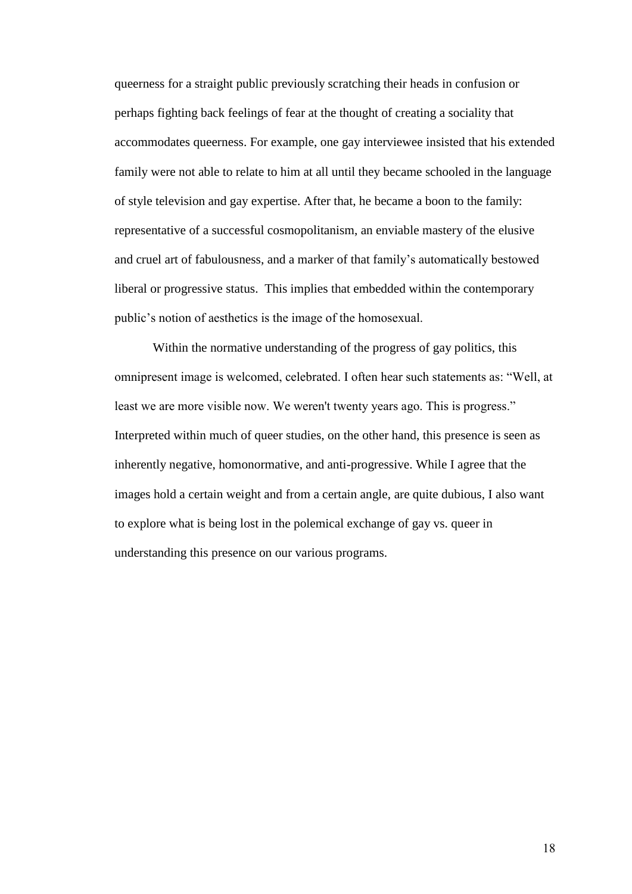queerness for a straight public previously scratching their heads in confusion or perhaps fighting back feelings of fear at the thought of creating a sociality that accommodates queerness. For example, one gay interviewee insisted that his extended family were not able to relate to him at all until they became schooled in the language of style television and gay expertise. After that, he became a boon to the family: representative of a successful cosmopolitanism, an enviable mastery of the elusive and cruel art of fabulousness, and a marker of that family's automatically bestowed liberal or progressive status.  This implies that embedded within the contemporary public's notion of aesthetics is the image of the homosexual.

Within the normative understanding of the progress of gay politics, this omnipresent image is welcomed, celebrated. I often hear such statements as: "Well, at least we are more visible now. We weren't twenty years ago. This is progress." Interpreted within much of queer studies, on the other hand, this presence is seen as inherently negative, homonormative, and anti-progressive. While I agree that the images hold a certain weight and from a certain angle, are quite dubious, I also want to explore what is being lost in the polemical exchange of gay vs. queer in understanding this presence on our various programs.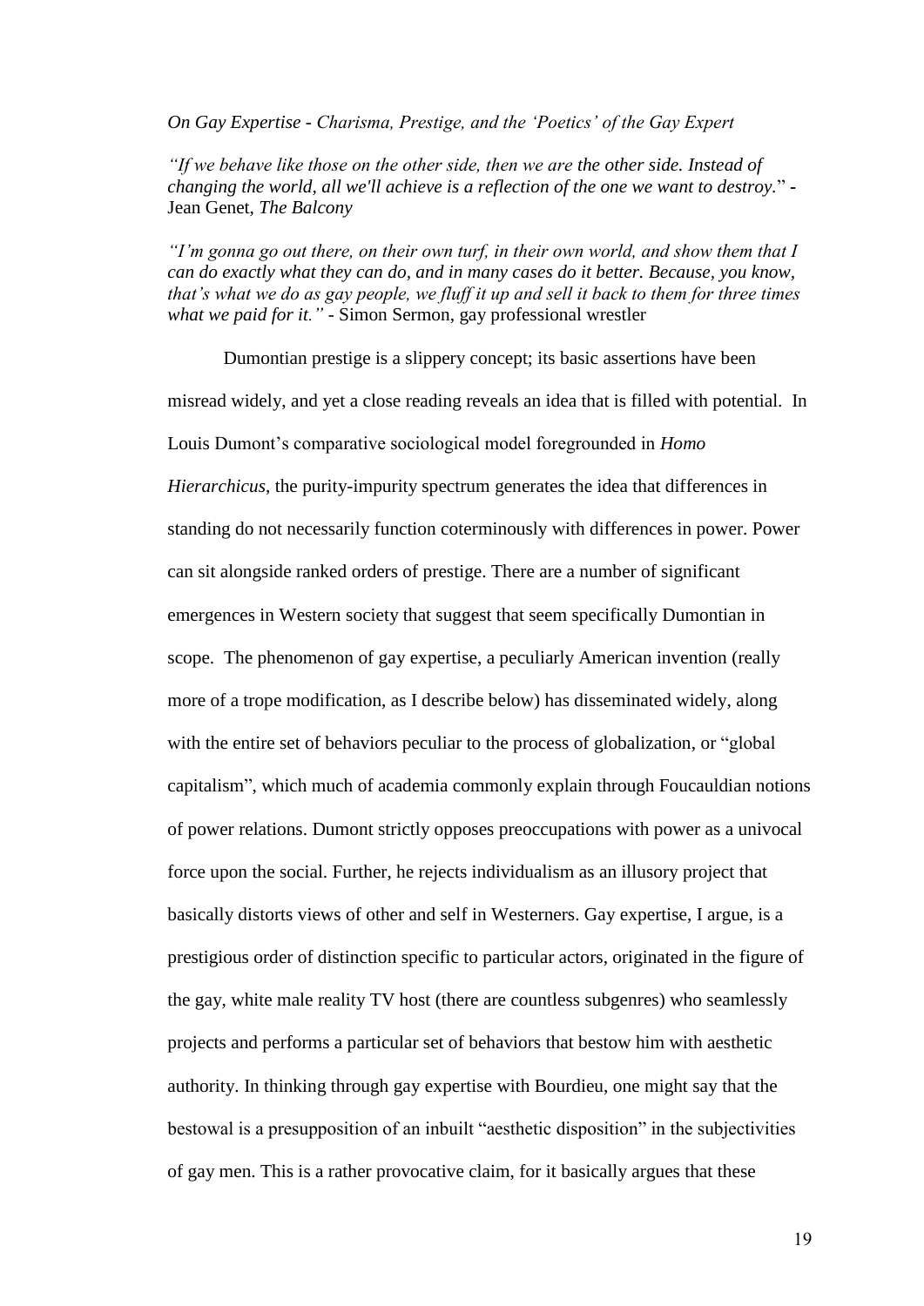*On Gay Expertise - Charisma, Prestige, and the 'Poetics' of the Gay Expert*

*"If we behave like those on the other side, then we are the other side. Instead of changing the world, all we'll achieve is a reflection of the one we want to destroy."* - Jean Genet, *The Balcony*

*"I'm gonna go out there, on their own turf, in their own world, and show them that I can do exactly what they can do, and in many cases do it better. Because, you know, that's what we do as gay people, we fluff it up and sell it back to them for three times what we paid for it."* - Simon Sermon, gay professional wrestler

Dumontian prestige is a slippery concept; its basic assertions have been misread widely, and yet a close reading reveals an idea that is filled with potential. In Louis Dumont's comparative sociological model foregrounded in *Homo Hierarchicus*, the purity-impurity spectrum generates the idea that differences in standing do not necessarily function coterminously with differences in power. Power can sit alongside ranked orders of prestige. There are a number of significant emergences in Western society that suggest that seem specifically Dumontian in scope. The phenomenon of gay expertise, a peculiarly American invention (really more of a trope modification, as I describe below) has disseminated widely, along with the entire set of behaviors peculiar to the process of globalization, or "global capitalism", which much of academia commonly explain through Foucauldian notions of power relations. Dumont strictly opposes preoccupations with power as a univocal force upon the social. Further, he rejects individualism as an illusory project that basically distorts views of other and self in Westerners. Gay expertise, I argue, is a prestigious order of distinction specific to particular actors, originated in the figure of the gay, white male reality TV host (there are countless subgenres) who seamlessly projects and performs a particular set of behaviors that bestow him with aesthetic authority. In thinking through gay expertise with Bourdieu, one might say that the bestowal is a presupposition of an inbuilt "aesthetic disposition" in the subjectivities of gay men. This is a rather provocative claim, for it basically argues that these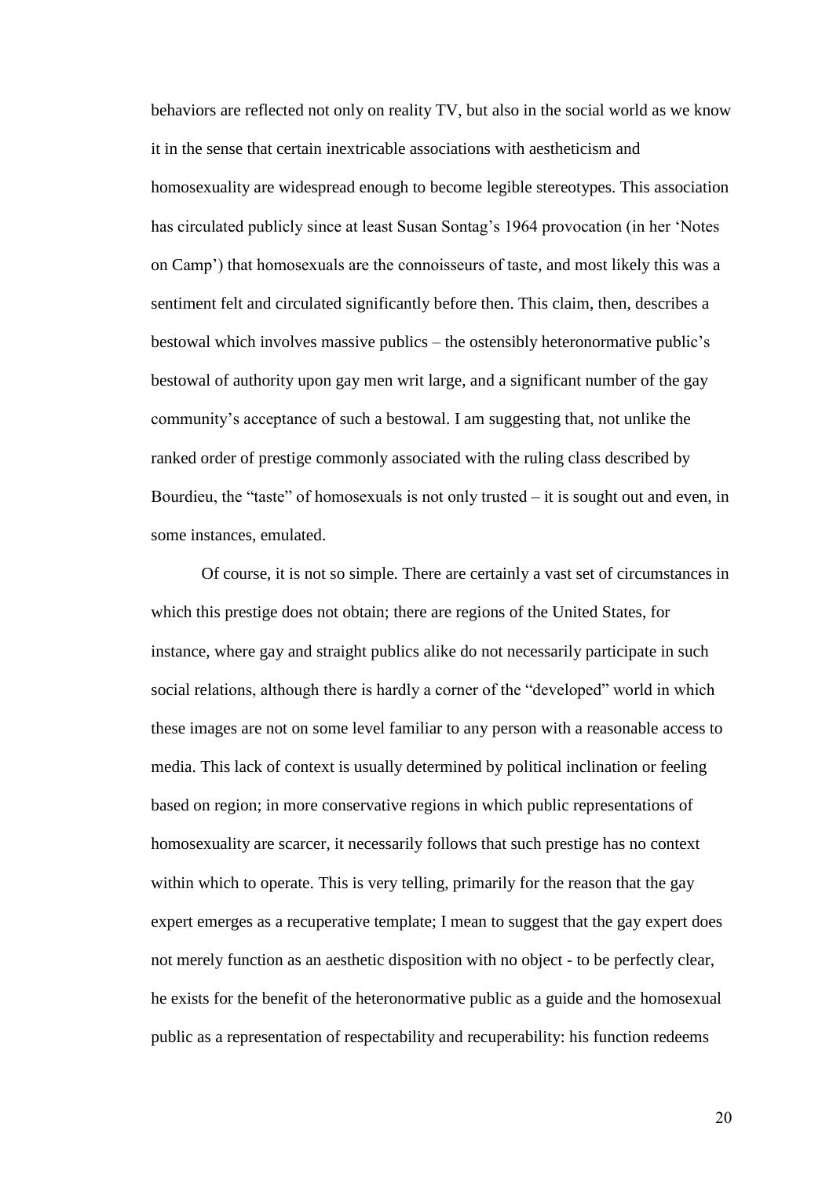behaviors are reflected not only on reality TV, but also in the social world as we know it in the sense that certain inextricable associations with aestheticism and homosexuality are widespread enough to become legible stereotypes. This association has circulated publicly since at least Susan Sontag's 1964 provocation (in her 'Notes on Camp') that homosexuals are the connoisseurs of taste, and most likely this was a sentiment felt and circulated significantly before then. This claim, then, describes a bestowal which involves massive publics – the ostensibly heteronormative public's bestowal of authority upon gay men writ large, and a significant number of the gay community's acceptance of such a bestowal. I am suggesting that, not unlike the ranked order of prestige commonly associated with the ruling class described by Bourdieu, the "taste" of homosexuals is not only trusted – it is sought out and even, in some instances, emulated.

Of course, it is not so simple. There are certainly a vast set of circumstances in which this prestige does not obtain; there are regions of the United States, for instance, where gay and straight publics alike do not necessarily participate in such social relations, although there is hardly a corner of the "developed" world in which these images are not on some level familiar to any person with a reasonable access to media. This lack of context is usually determined by political inclination or feeling based on region; in more conservative regions in which public representations of homosexuality are scarcer, it necessarily follows that such prestige has no context within which to operate. This is very telling, primarily for the reason that the gay expert emerges as a recuperative template; I mean to suggest that the gay expert does not merely function as an aesthetic disposition with no object - to be perfectly clear, he exists for the benefit of the heteronormative public as a guide and the homosexual public as a representation of respectability and recuperability: his function redeems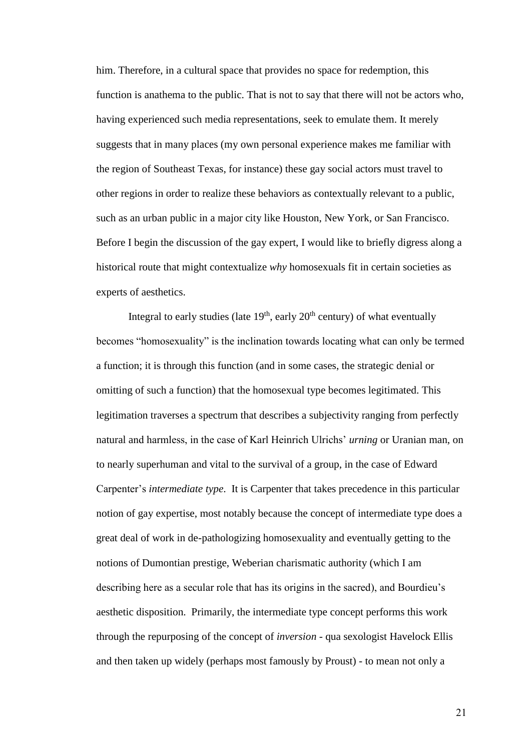him. Therefore, in a cultural space that provides no space for redemption, this function is anathema to the public. That is not to say that there will not be actors who, having experienced such media representations, seek to emulate them. It merely suggests that in many places (my own personal experience makes me familiar with the region of Southeast Texas, for instance) these gay social actors must travel to other regions in order to realize these behaviors as contextually relevant to a public, such as an urban public in a major city like Houston, New York, or San Francisco. Before I begin the discussion of the gay expert, I would like to briefly digress along a historical route that might contextualize *why* homosexuals fit in certain societies as experts of aesthetics.

Integral to early studies (late 19th, early 20th century) of what eventually becomes "homosexuality" is the inclination towards locating what can only be termed a function; it is through this function (and in some cases, the strategic denial or omitting of such a function) that the homosexual type becomes legitimated. This legitimation traverses a spectrum that describes a subjectivity ranging from perfectly natural and harmless, in the case of Karl Heinrich Ulrichs' *urning* or Uranian man, on to nearly superhuman and vital to the survival of a group, in the case of Edward Carpenter's *intermediate type*. It is Carpenter that takes precedence in this particular notion of gay expertise, most notably because the concept of intermediate type does a great deal of work in de-pathologizing homosexuality and eventually getting to the notions of Dumontian prestige, Weberian charismatic authority (which I am describing here as a secular role that has its origins in the sacred), and Bourdieu's aesthetic disposition. Primarily, the intermediate type concept performs this work through the repurposing of the concept of *inversion* - qua sexologist Havelock Ellis and then taken up widely (perhaps most famously by Proust) - to mean not only a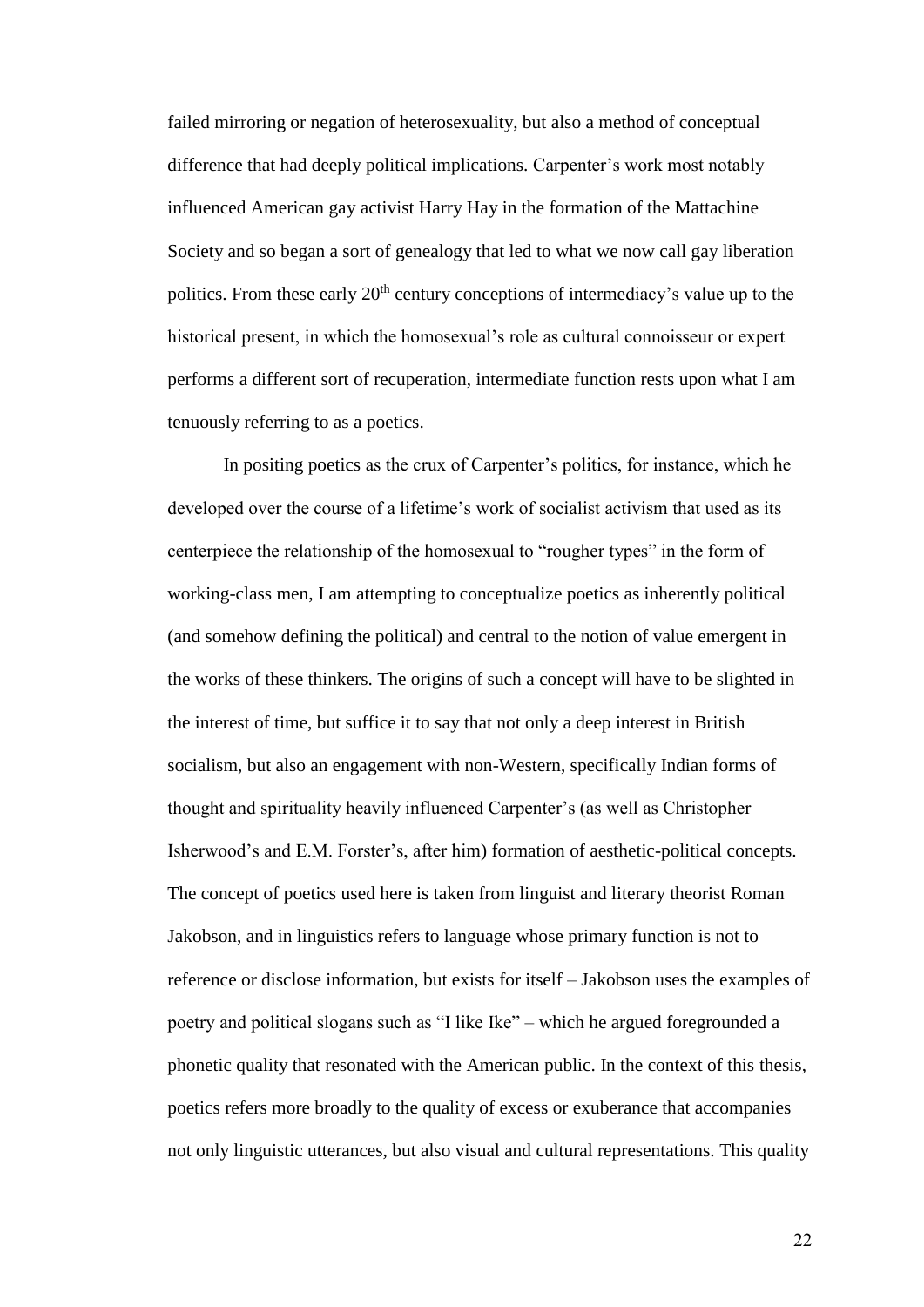failed mirroring or negation of heterosexuality, but also a method of conceptual difference that had deeply political implications. Carpenter's work most notably influenced American gay activist Harry Hay in the formation of the Mattachine Society and so began a sort of genealogy that led to what we now call gay liberation politics. From these early 20th century conceptions of intermediacy's value up to the historical present, in which the homosexual's role as cultural connoisseur or expert performs a different sort of recuperation, intermediate function rests upon what I am tenuously referring to as a poetics.

In positing poetics as the crux of Carpenter's politics, for instance, which he developed over the course of a lifetime's work of socialist activism that used as its centerpiece the relationship of the homosexual to "rougher types" in the form of working-class men, I am attempting to conceptualize poetics as inherently political (and somehow defining the political) and central to the notion of value emergent in the works of these thinkers. The origins of such a concept will have to be slighted in the interest of time, but suffice it to say that not only a deep interest in British socialism, but also an engagement with non-Western, specifically Indian forms of thought and spirituality heavily influenced Carpenter's (as well as Christopher Isherwood's and E.M. Forster's, after him) formation of aesthetic-political concepts. The concept of poetics used here is taken from linguist and literary theorist Roman Jakobson, and in linguistics refers to language whose primary function is not to reference or disclose information, but exists for itself – Jakobson uses the examples of poetry and political slogans such as "I like Ike" – which he argued foregrounded a phonetic quality that resonated with the American public. In the context of this thesis, poetics refers more broadly to the quality of excess or exuberance that accompanies not only linguistic utterances, but also visual and cultural representations. This quality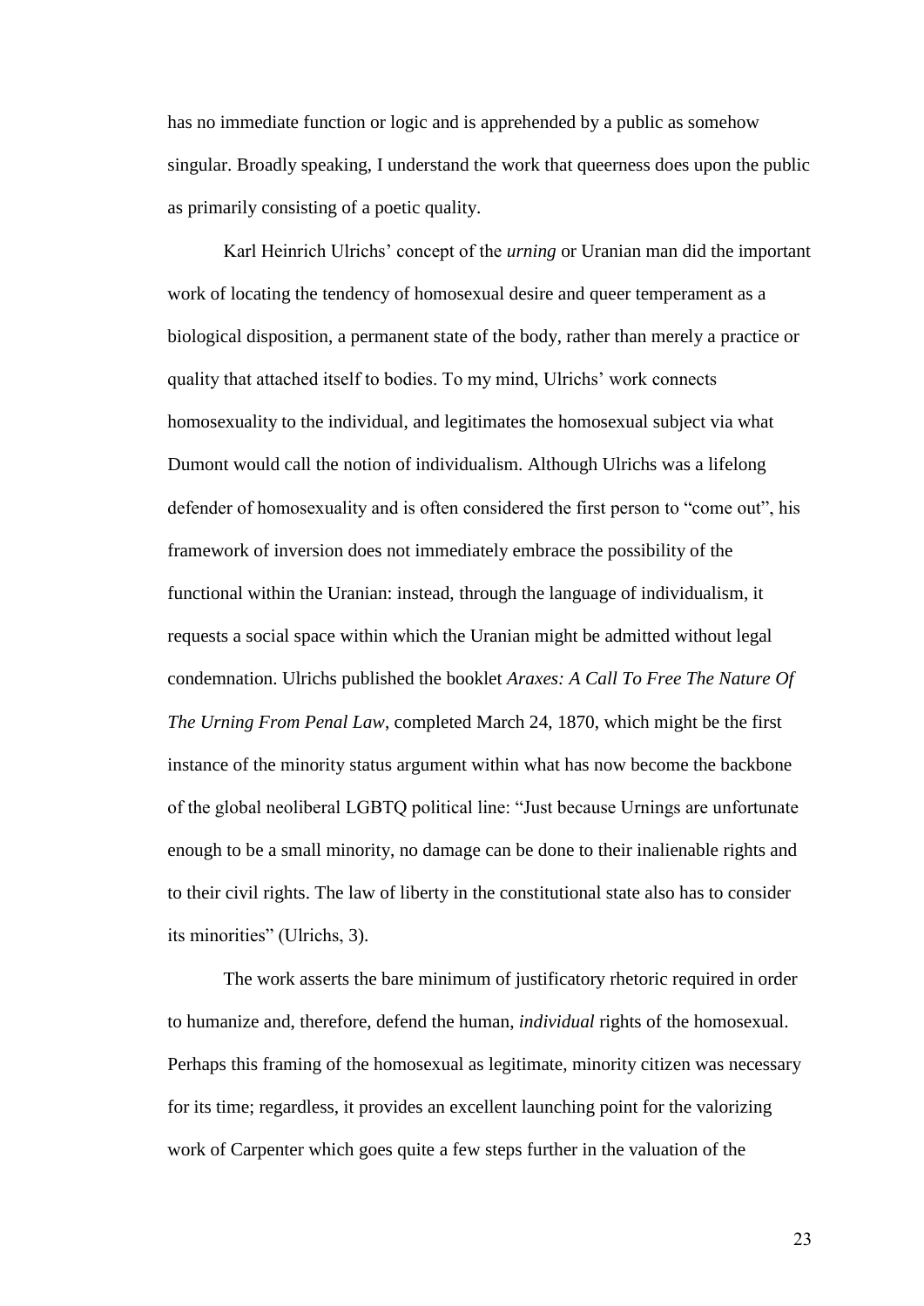has no immediate function or logic and is apprehended by a public as somehow singular. Broadly speaking, I understand the work that queerness does upon the public as primarily consisting of a poetic quality.

Karl Heinrich Ulrichs' concept of the *urning* or Uranian man did the important work of locating the tendency of homosexual desire and queer temperament as a biological disposition, a permanent state of the body, rather than merely a practice or quality that attached itself to bodies. To my mind, Ulrichs' work connects homosexuality to the individual, and legitimates the homosexual subject via what Dumont would call the notion of individualism. Although Ulrichs was a lifelong defender of homosexuality and is often considered the first person to "come out", his framework of inversion does not immediately embrace the possibility of the functional within the Uranian: instead, through the language of individualism, it requests a social space within which the Uranian might be admitted without legal condemnation. Ulrichs published the booklet *Araxes: A Call To Free The Nature Of The Urning From Penal Law*, completed March 24, 1870, which might be the first instance of the minority status argument within what has now become the backbone of the global neoliberal LGBTQ political line: "Just because Urnings are unfortunate enough to be a small minority, no damage can be done to their inalienable rights and to their civil rights. The law of liberty in the constitutional state also has to consider its minorities" (Ulrichs, 3).

The work asserts the bare minimum of justificatory rhetoric required in order to humanize and, therefore, defend the human, *individual* rights of the homosexual. Perhaps this framing of the homosexual as legitimate, minority citizen was necessary for its time; regardless, it provides an excellent launching point for the valorizing work of Carpenter which goes quite a few steps further in the valuation of the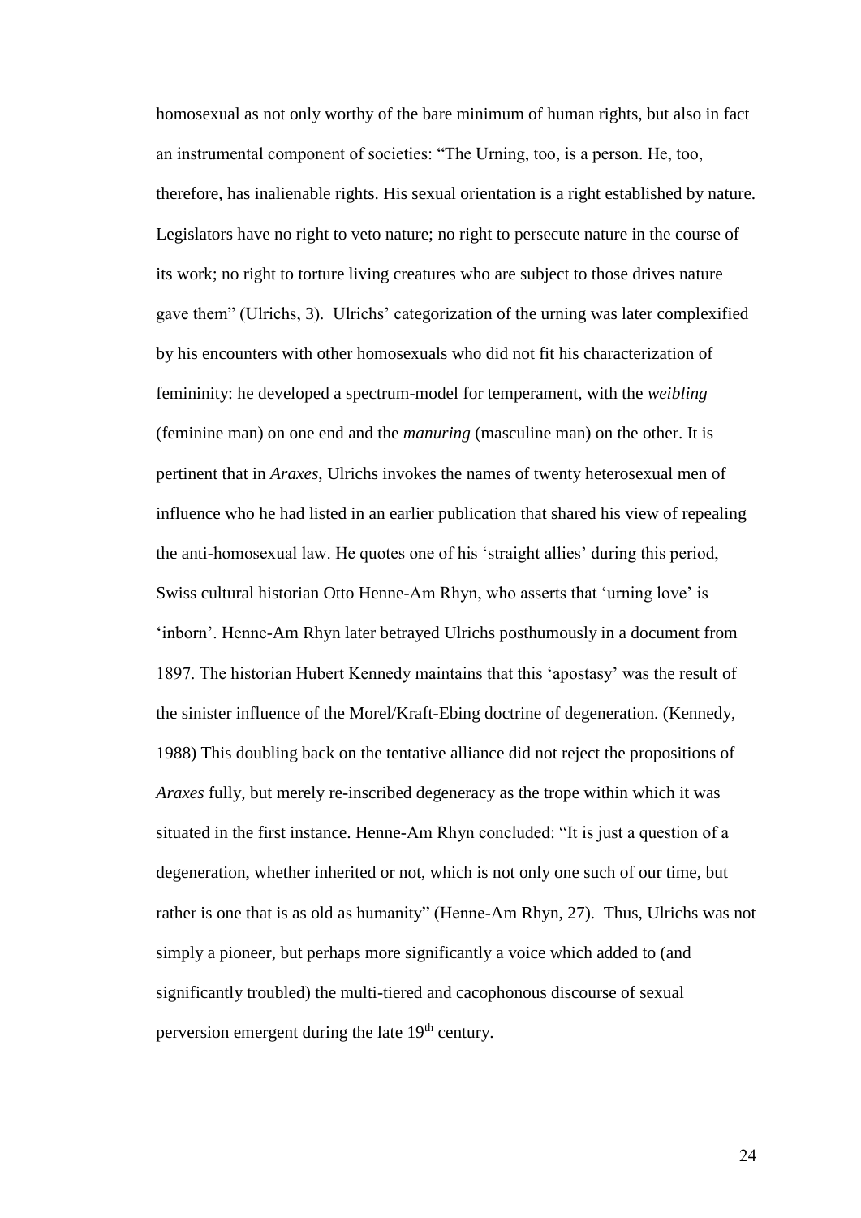homosexual as not only worthy of the bare minimum of human rights, but also in fact an instrumental component of societies: "The Urning, too, is a person. He, too, therefore, has inalienable rights. His sexual orientation is a right established by nature. Legislators have no right to veto nature; no right to persecute nature in the course of its work; no right to torture living creatures who are subject to those drives nature gave them" (Ulrichs, 3). Ulrichs' categorization of the urning was later complexified by his encounters with other homosexuals who did not fit his characterization of femininity: he developed a spectrum-model for temperament, with the *weibling* (feminine man) on one end and the *manuring* (masculine man) on the other. It is pertinent that in *Araxes*, Ulrichs invokes the names of twenty heterosexual men of influence who he had listed in an earlier publication that shared his view of repealing the anti-homosexual law. He quotes one of his 'straight allies' during this period, Swiss cultural historian Otto Henne-Am Rhyn, who asserts that 'urning love' is 'inborn'. Henne-Am Rhyn later betrayed Ulrichs posthumously in a document from 1897. The historian Hubert Kennedy maintains that this 'apostasy' was the result of the sinister influence of the Morel/Kraft-Ebing doctrine of degeneration. (Kennedy, 1988) This doubling back on the tentative alliance did not reject the propositions of *Araxes* fully, but merely re-inscribed degeneracy as the trope within which it was situated in the first instance. Henne-Am Rhyn concluded: "It is just a question of a degeneration, whether inherited or not, which is not only one such of our time, but rather is one that is as old as humanity" (Henne-Am Rhyn, 27). Thus, Ulrichs was not simply a pioneer, but perhaps more significantly a voice which added to (and significantly troubled) the multi-tiered and cacophonous discourse of sexual perversion emergent during the late 19th century.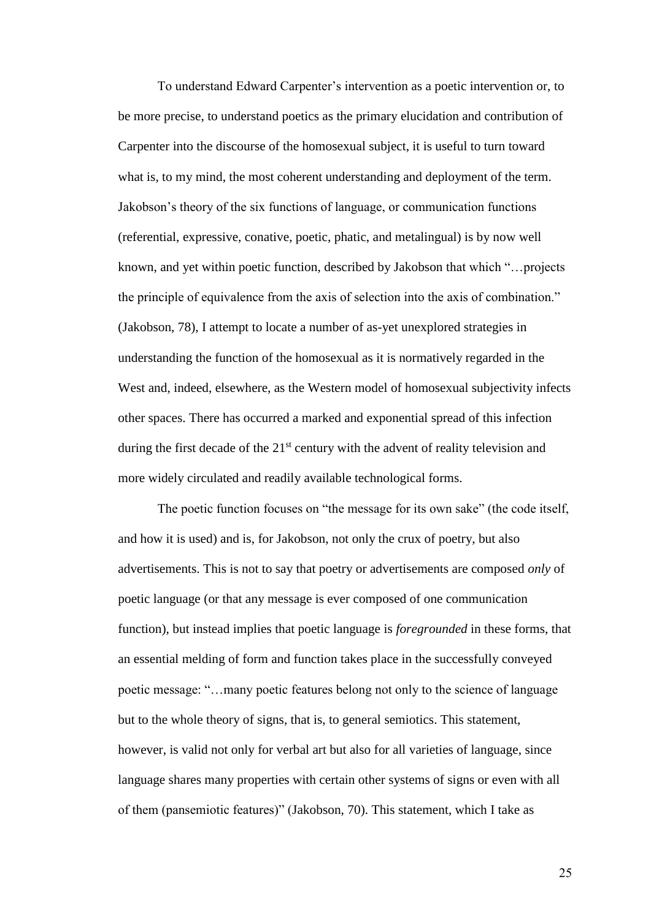To understand Edward Carpenter's intervention as a poetic intervention or, to be more precise, to understand poetics as the primary elucidation and contribution of Carpenter into the discourse of the homosexual subject, it is useful to turn toward what is, to my mind, the most coherent understanding and deployment of the term. Jakobson's theory of the six functions of language, or communication functions (referential, expressive, conative, poetic, phatic, and metalingual) is by now well known, and yet within poetic function, described by Jakobson that which "…projects the principle of equivalence from the axis of selection into the axis of combination." (Jakobson, 78), I attempt to locate a number of as-yet unexplored strategies in understanding the function of the homosexual as it is normatively regarded in the West and, indeed, elsewhere, as the Western model of homosexual subjectivity infects other spaces. There has occurred a marked and exponential spread of this infection during the first decade of the 21st century with the advent of reality television and more widely circulated and readily available technological forms.

The poetic function focuses on "the message for its own sake" (the code itself, and how it is used) and is, for Jakobson, not only the crux of poetry, but also advertisements. This is not to say that poetry or advertisements are composed *only* of poetic language (or that any message is ever composed of one communication function), but instead implies that poetic language is *foregrounded* in these forms, that an essential melding of form and function takes place in the successfully conveyed poetic message: "…many poetic features belong not only to the science of language but to the whole theory of signs, that is, to general semiotics. This statement, however, is valid not only for verbal art but also for all varieties of language, since language shares many properties with certain other systems of signs or even with all of them (pansemiotic features)" (Jakobson, 70). This statement, which I take as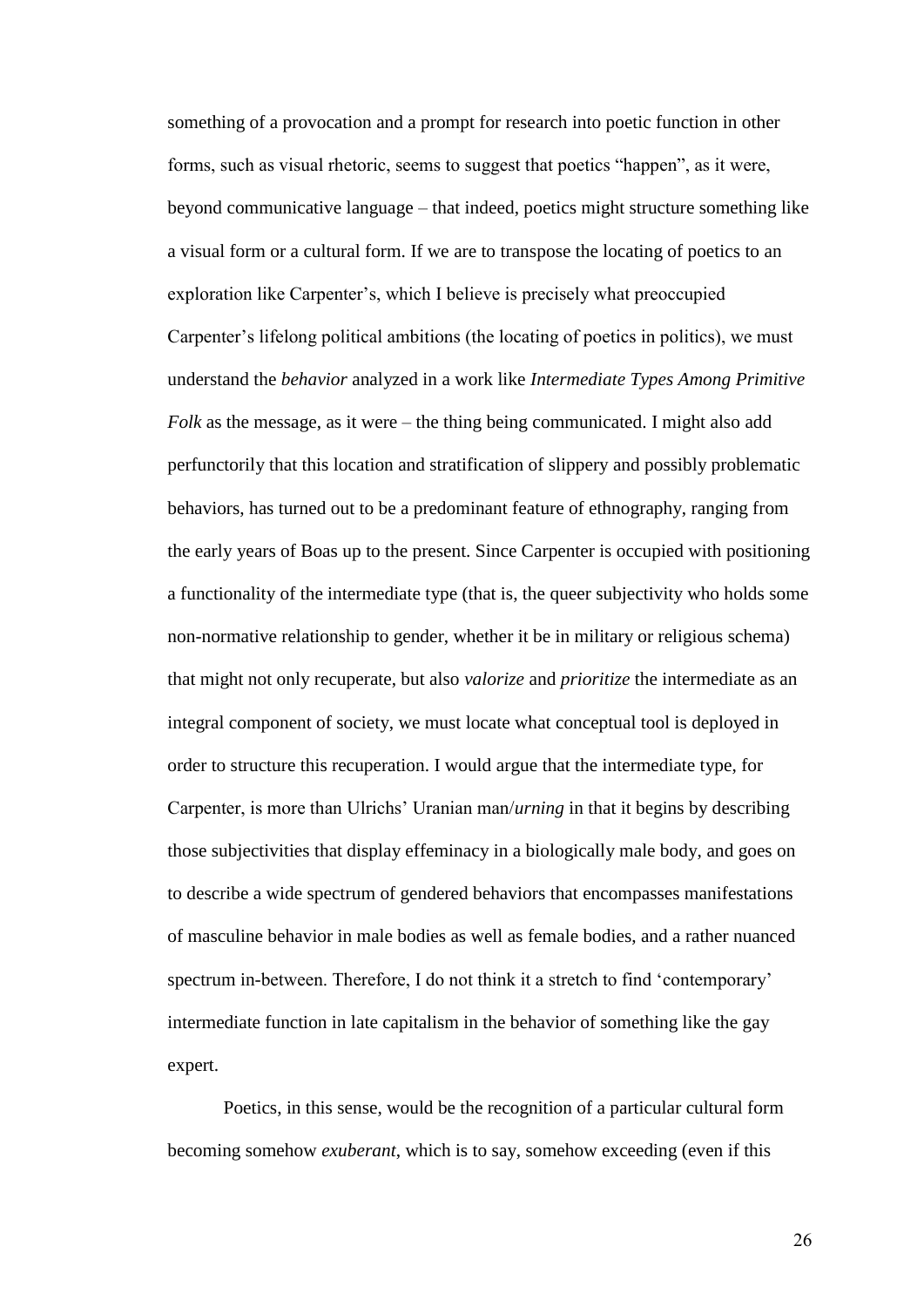something of a provocation and a prompt for research into poetic function in other forms, such as visual rhetoric, seems to suggest that poetics "happen", as it were, beyond communicative language – that indeed, poetics might structure something like a visual form or a cultural form. If we are to transpose the locating of poetics to an exploration like Carpenter's, which I believe is precisely what preoccupied Carpenter's lifelong political ambitions (the locating of poetics in politics), we must understand the *behavior* analyzed in a work like *Intermediate Types Among Primitive Folk* as the message, as it were – the thing being communicated. I might also add perfunctorily that this location and stratification of slippery and possibly problematic behaviors, has turned out to be a predominant feature of ethnography, ranging from the early years of Boas up to the present. Since Carpenter is occupied with positioning a functionality of the intermediate type (that is, the queer subjectivity who holds some non-normative relationship to gender, whether it be in military or religious schema) that might not only recuperate, but also *valorize* and *prioritize* the intermediate as an integral component of society, we must locate what conceptual tool is deployed in order to structure this recuperation. I would argue that the intermediate type, for Carpenter, is more than Ulrichs' Uranian man/*urning* in that it begins by describing those subjectivities that display effeminacy in a biologically male body, and goes on to describe a wide spectrum of gendered behaviors that encompasses manifestations of masculine behavior in male bodies as well as female bodies, and a rather nuanced spectrum in-between. Therefore, I do not think it a stretch to find 'contemporary' intermediate function in late capitalism in the behavior of something like the gay expert.

Poetics, in this sense, would be the recognition of a particular cultural form becoming somehow *exuberant*, which is to say, somehow exceeding (even if this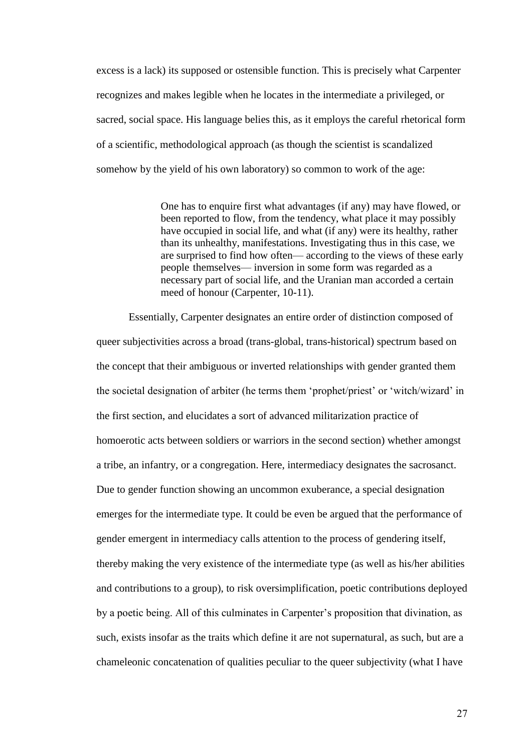excess is a lack) its supposed or ostensible function. This is precisely what Carpenter recognizes and makes legible when he locates in the intermediate a privileged, or sacred, social space. His language belies this, as it employs the careful rhetorical form of a scientific, methodological approach (as though the scientist is scandalized somehow by the yield of his own laboratory) so common to work of the age:

> One has to enquire first what advantages (if any) may have flowed, or been reported to flow, from the tendency, what place it may possibly have occupied in social life, and what (if any) were its healthy, rather than its unhealthy, manifestations. Investigating thus in this case, we are surprised to find how often— according to the views of these early people themselves— inversion in some form was regarded as a necessary part of social life, and the Uranian man accorded a certain meed of honour (Carpenter, 10-11).

Essentially, Carpenter designates an entire order of distinction composed of queer subjectivities across a broad (trans-global, trans-historical) spectrum based on the concept that their ambiguous or inverted relationships with gender granted them the societal designation of arbiter (he terms them 'prophet/priest' or 'witch/wizard' in the first section, and elucidates a sort of advanced militarization practice of homoerotic acts between soldiers or warriors in the second section) whether amongst a tribe, an infantry, or a congregation. Here, intermediacy designates the sacrosanct. Due to gender function showing an uncommon exuberance, a special designation emerges for the intermediate type. It could be even be argued that the performance of gender emergent in intermediacy calls attention to the process of gendering itself, thereby making the very existence of the intermediate type (as well as his/her abilities and contributions to a group), to risk oversimplification, poetic contributions deployed by a poetic being. All of this culminates in Carpenter's proposition that divination, as such, exists insofar as the traits which define it are not supernatural, as such, but are a chameleonic concatenation of qualities peculiar to the queer subjectivity (what I have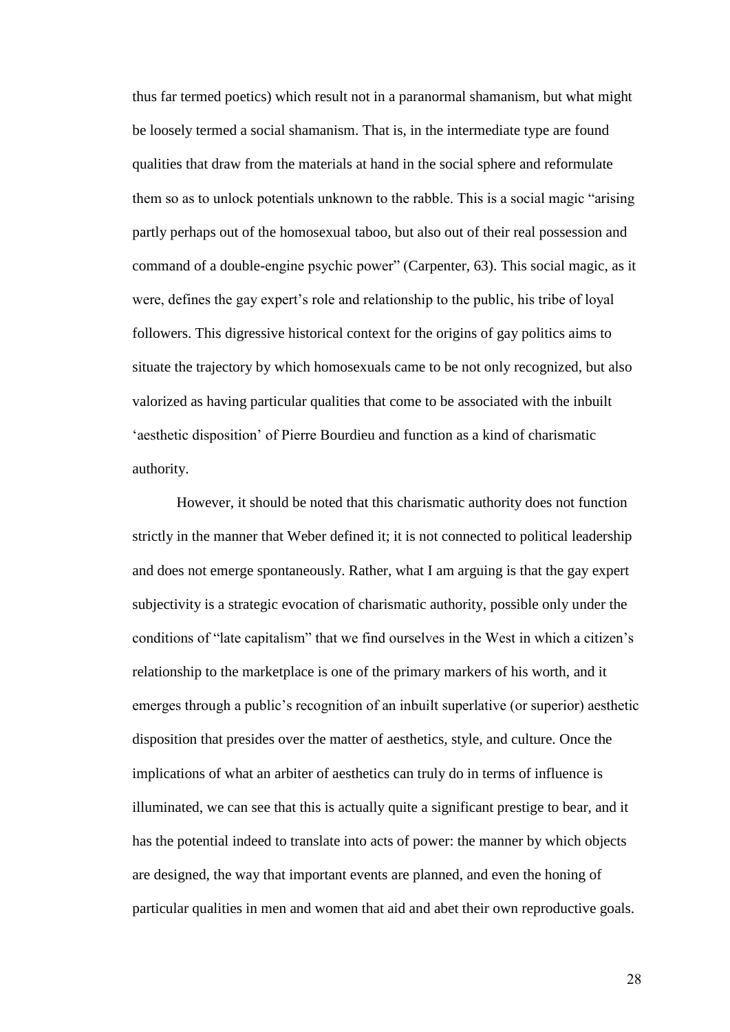thus far termed poetics) which result not in a paranormal shamanism, but what might be loosely termed a social shamanism. That is, in the intermediate type are found qualities that draw from the materials at hand in the social sphere and reformulate them so as to unlock potentials unknown to the rabble. This is a social magic "arising partly perhaps out of the homosexual taboo, but also out of their real possession and command of a double-engine psychic power" (Carpenter, 63). This social magic, as it were, defines the gay expert's role and relationship to the public, his tribe of loyal followers. This digressive historical context for the origins of gay politics aims to situate the trajectory by which homosexuals came to be not only recognized, but also valorized as having particular qualities that come to be associated with the inbuilt 'aesthetic disposition' of Pierre Bourdieu and function as a kind of charismatic authority.

However, it should be noted that this charismatic authority does not function strictly in the manner that Weber defined it; it is not connected to political leadership and does not emerge spontaneously. Rather, what I am arguing is that the gay expert subjectivity is a strategic evocation of charismatic authority, possible only under the conditions of "late capitalism" that we find ourselves in the West in which a citizen's relationship to the marketplace is one of the primary markers of his worth, and it emerges through a public's recognition of an inbuilt superlative (or superior) aesthetic disposition that presides over the matter of aesthetics, style, and culture. Once the implications of what an arbiter of aesthetics can truly do in terms of influence is illuminated, we can see that this is actually quite a significant prestige to bear, and it has the potential indeed to translate into acts of power: the manner by which objects are designed, the way that important events are planned, and even the honing of particular qualities in men and women that aid and abet their own reproductive goals.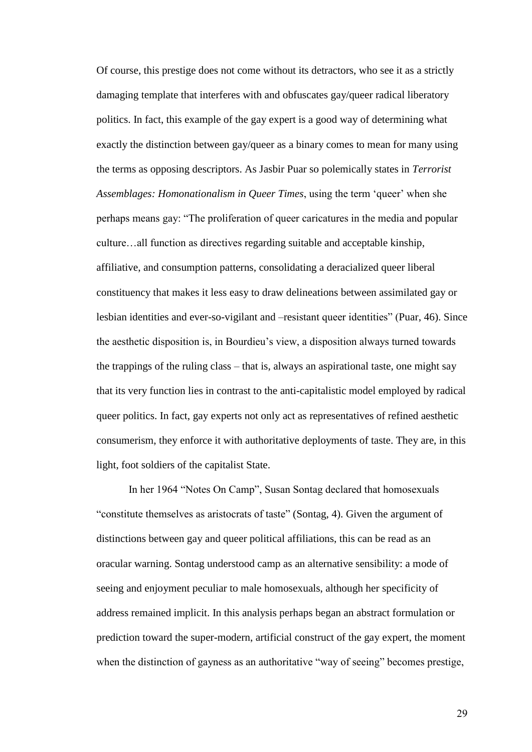Of course, this prestige does not come without its detractors, who see it as a strictly damaging template that interferes with and obfuscates gay/queer radical liberatory politics. In fact, this example of the gay expert is a good way of determining what exactly the distinction between gay/queer as a binary comes to mean for many using the terms as opposing descriptors. As Jasbir Puar so polemically states in *Terrorist Assemblages: Homonationalism in Queer Times*, using the term 'queer' when she perhaps means gay: "The proliferation of queer caricatures in the media and popular culture…all function as directives regarding suitable and acceptable kinship, affiliative, and consumption patterns, consolidating a deracialized queer liberal constituency that makes it less easy to draw delineations between assimilated gay or lesbian identities and ever-so-vigilant and –resistant queer identities" (Puar, 46). Since the aesthetic disposition is, in Bourdieu's view, a disposition always turned towards the trappings of the ruling class – that is, always an aspirational taste, one might say that its very function lies in contrast to the anti-capitalistic model employed by radical queer politics. In fact, gay experts not only act as representatives of refined aesthetic consumerism, they enforce it with authoritative deployments of taste. They are, in this light, foot soldiers of the capitalist State.

In her 1964 "Notes On Camp", Susan Sontag declared that homosexuals "constitute themselves as aristocrats of taste" (Sontag, 4). Given the argument of distinctions between gay and queer political affiliations, this can be read as an oracular warning. Sontag understood camp as an alternative sensibility: a mode of seeing and enjoyment peculiar to male homosexuals, although her specificity of address remained implicit. In this analysis perhaps began an abstract formulation or prediction toward the super-modern, artificial construct of the gay expert, the moment when the distinction of gayness as an authoritative "way of seeing" becomes prestige,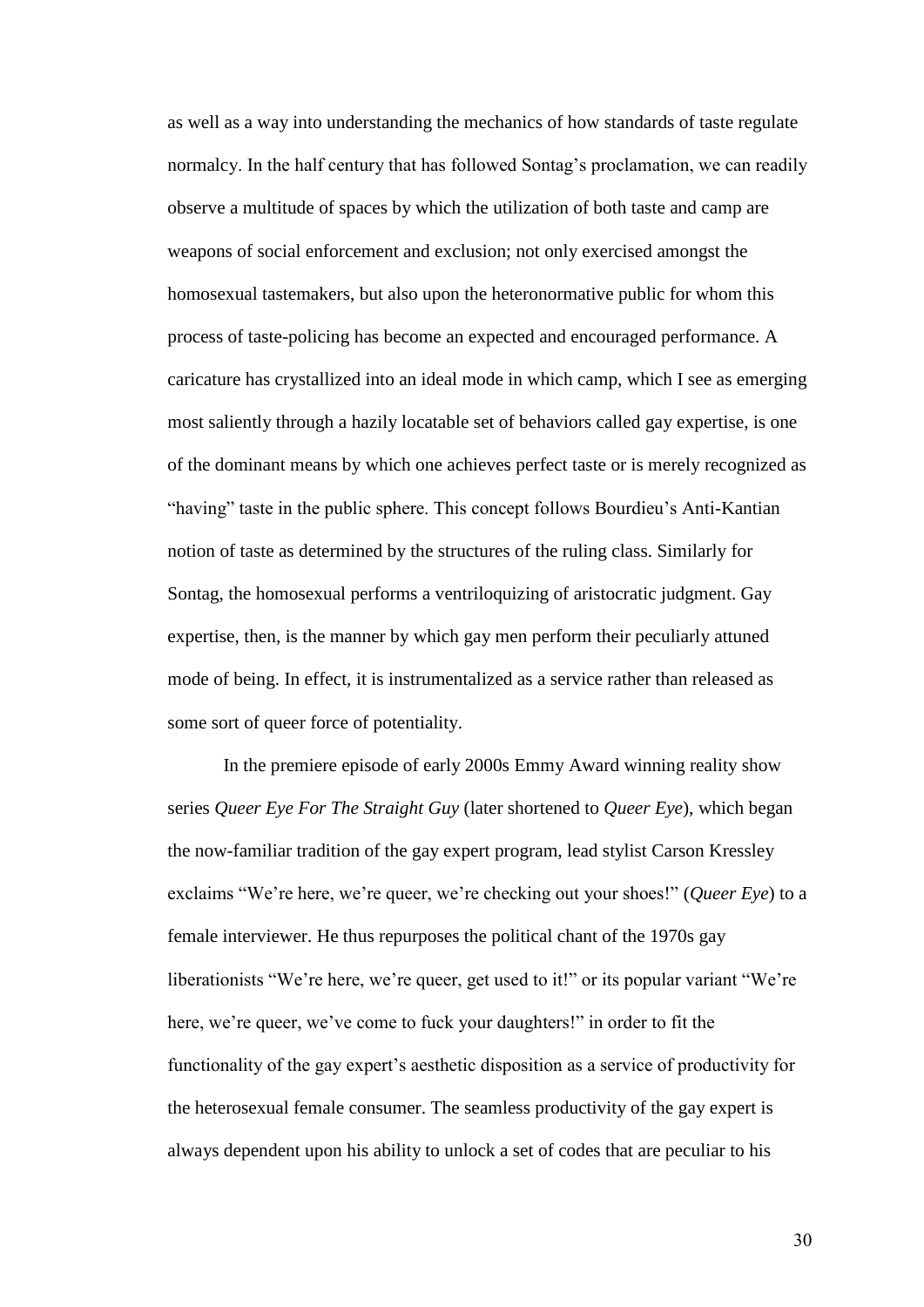as well as a way into understanding the mechanics of how standards of taste regulate normalcy. In the half century that has followed Sontag's proclamation, we can readily observe a multitude of spaces by which the utilization of both taste and camp are weapons of social enforcement and exclusion; not only exercised amongst the homosexual tastemakers, but also upon the heteronormative public for whom this process of taste-policing has become an expected and encouraged performance. A caricature has crystallized into an ideal mode in which camp, which I see as emerging most saliently through a hazily locatable set of behaviors called gay expertise, is one of the dominant means by which one achieves perfect taste or is merely recognized as "having" taste in the public sphere. This concept follows Bourdieu's Anti-Kantian notion of taste as determined by the structures of the ruling class. Similarly for Sontag, the homosexual performs a ventriloquizing of aristocratic judgment. Gay expertise, then, is the manner by which gay men perform their peculiarly attuned mode of being. In effect, it is instrumentalized as a service rather than released as some sort of queer force of potentiality.

In the premiere episode of early 2000s Emmy Award winning reality show series *Queer Eye For The Straight Guy* (later shortened to *Queer Eye*), which began the now-familiar tradition of the gay expert program, lead stylist Carson Kressley exclaims "We're here, we're queer, we're checking out your shoes!" (*Queer Eye*) to a female interviewer. He thus repurposes the political chant of the 1970s gay liberationists "We're here, we're queer, get used to it!" or its popular variant "We're here, we're queer, we've come to fuck your daughters!" in order to fit the functionality of the gay expert's aesthetic disposition as a service of productivity for the heterosexual female consumer. The seamless productivity of the gay expert is always dependent upon his ability to unlock a set of codes that are peculiar to his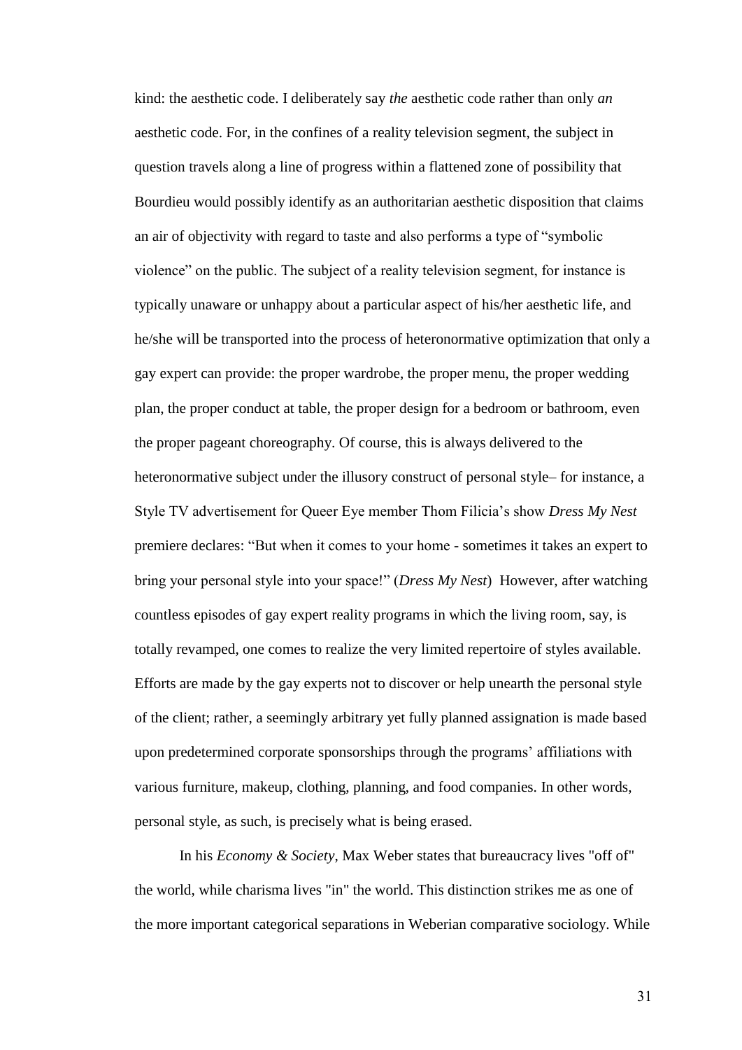kind: the aesthetic code. I deliberately say *the* aesthetic code rather than only *an* aesthetic code. For, in the confines of a reality television segment, the subject in question travels along a line of progress within a flattened zone of possibility that Bourdieu would possibly identify as an authoritarian aesthetic disposition that claims an air of objectivity with regard to taste and also performs a type of "symbolic violence" on the public. The subject of a reality television segment, for instance is typically unaware or unhappy about a particular aspect of his/her aesthetic life, and he/she will be transported into the process of heteronormative optimization that only a gay expert can provide: the proper wardrobe, the proper menu, the proper wedding plan, the proper conduct at table, the proper design for a bedroom or bathroom, even the proper pageant choreography. Of course, this is always delivered to the heteronormative subject under the illusory construct of personal style– for instance, a Style TV advertisement for Queer Eye member Thom Filicia's show *Dress My Nest* premiere declares: "But when it comes to your home - sometimes it takes an expert to bring your personal style into your space!" (*Dress My Nest*) However, after watching countless episodes of gay expert reality programs in which the living room, say, is totally revamped, one comes to realize the very limited repertoire of styles available. Efforts are made by the gay experts not to discover or help unearth the personal style of the client; rather, a seemingly arbitrary yet fully planned assignation is made based upon predetermined corporate sponsorships through the programs' affiliations with various furniture, makeup, clothing, planning, and food companies. In other words, personal style, as such, is precisely what is being erased.

In his *Economy & Society*, Max Weber states that bureaucracy lives "off of" the world, while charisma lives "in" the world. This distinction strikes me as one of the more important categorical separations in Weberian comparative sociology. While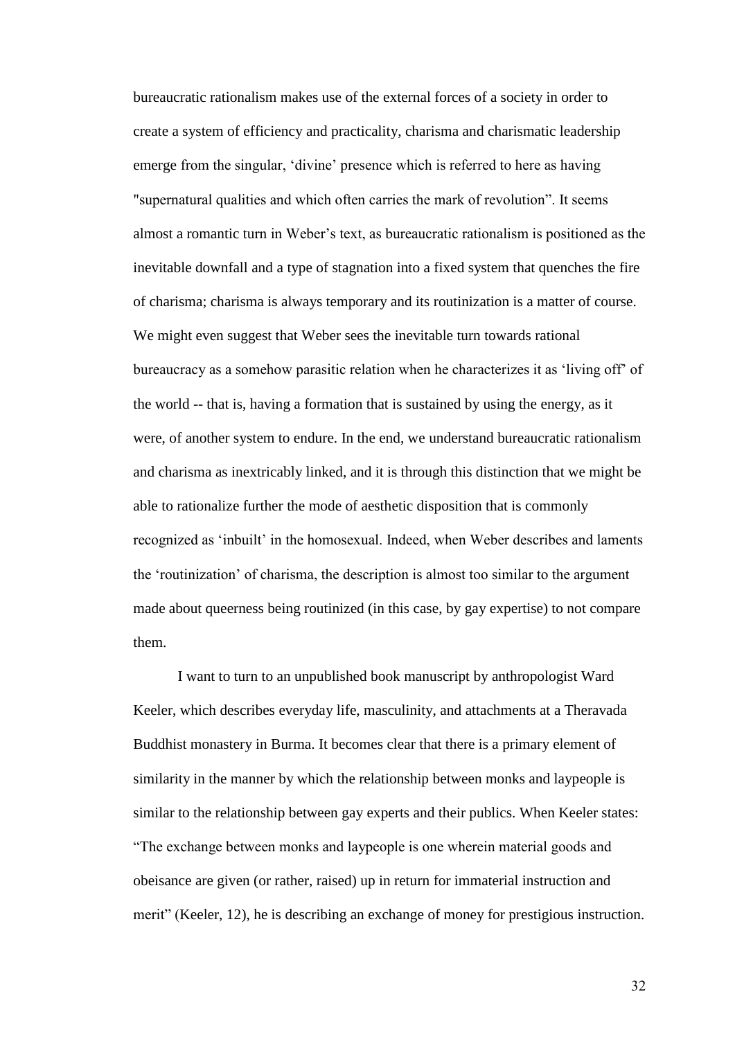bureaucratic rationalism makes use of the external forces of a society in order to create a system of efficiency and practicality, charisma and charismatic leadership emerge from the singular, 'divine' presence which is referred to here as having "supernatural qualities and which often carries the mark of revolution". It seems almost a romantic turn in Weber's text, as bureaucratic rationalism is positioned as the inevitable downfall and a type of stagnation into a fixed system that quenches the fire of charisma; charisma is always temporary and its routinization is a matter of course. We might even suggest that Weber sees the inevitable turn towards rational bureaucracy as a somehow parasitic relation when he characterizes it as 'living off' of the world -- that is, having a formation that is sustained by using the energy, as it were, of another system to endure. In the end, we understand bureaucratic rationalism and charisma as inextricably linked, and it is through this distinction that we might be able to rationalize further the mode of aesthetic disposition that is commonly recognized as 'inbuilt' in the homosexual. Indeed, when Weber describes and laments the 'routinization' of charisma, the description is almost too similar to the argument made about queerness being routinized (in this case, by gay expertise) to not compare them.

I want to turn to an unpublished book manuscript by anthropologist Ward Keeler, which describes everyday life, masculinity, and attachments at a Theravada Buddhist monastery in Burma. It becomes clear that there is a primary element of similarity in the manner by which the relationship between monks and laypeople is similar to the relationship between gay experts and their publics. When Keeler states: "The exchange between monks and laypeople is one wherein material goods and obeisance are given (or rather, raised) up in return for immaterial instruction and merit" (Keeler, 12), he is describing an exchange of money for prestigious instruction.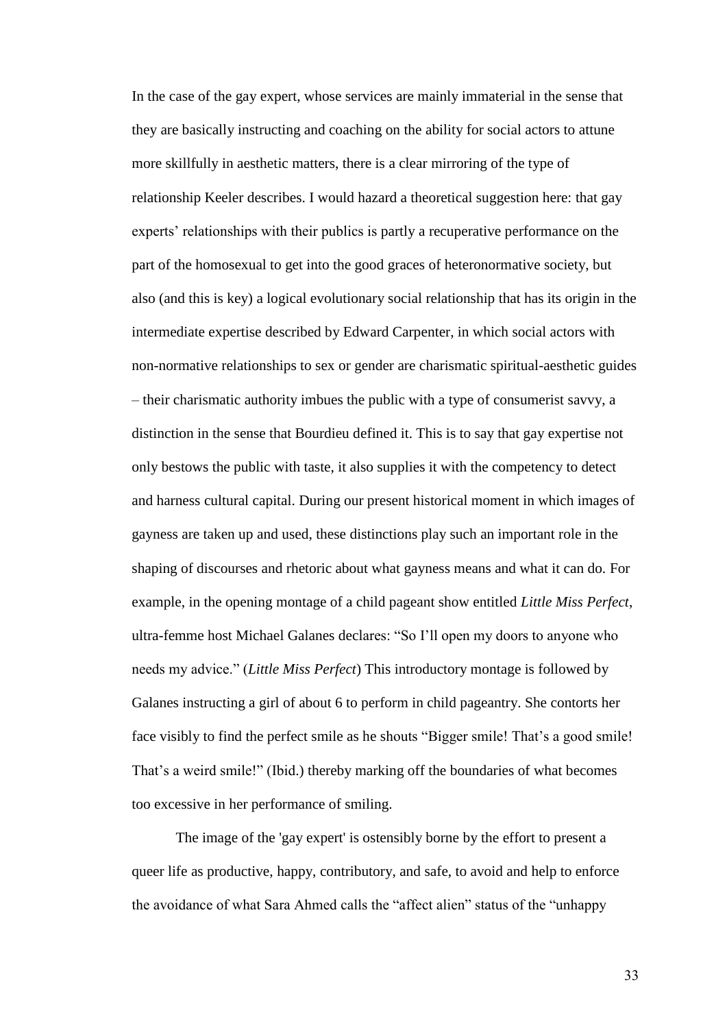In the case of the gay expert, whose services are mainly immaterial in the sense that they are basically instructing and coaching on the ability for social actors to attune more skillfully in aesthetic matters, there is a clear mirroring of the type of relationship Keeler describes. I would hazard a theoretical suggestion here: that gay experts' relationships with their publics is partly a recuperative performance on the part of the homosexual to get into the good graces of heteronormative society, but also (and this is key) a logical evolutionary social relationship that has its origin in the intermediate expertise described by Edward Carpenter, in which social actors with non-normative relationships to sex or gender are charismatic spiritual-aesthetic guides – their charismatic authority imbues the public with a type of consumerist savvy, a distinction in the sense that Bourdieu defined it. This is to say that gay expertise not only bestows the public with taste, it also supplies it with the competency to detect and harness cultural capital. During our present historical moment in which images of gayness are taken up and used, these distinctions play such an important role in the shaping of discourses and rhetoric about what gayness means and what it can do. For example, in the opening montage of a child pageant show entitled *Little Miss Perfect*, ultra-femme host Michael Galanes declares: "So I'll open my doors to anyone who needs my advice." (*Little Miss Perfect*) This introductory montage is followed by Galanes instructing a girl of about 6 to perform in child pageantry. She contorts her face visibly to find the perfect smile as he shouts "Bigger smile! That's a good smile! That's a weird smile!" (Ibid.) thereby marking off the boundaries of what becomes too excessive in her performance of smiling.

The image of the 'gay expert' is ostensibly borne by the effort to present a queer life as productive, happy, contributory, and safe, to avoid and help to enforce the avoidance of what Sara Ahmed calls the "affect alien" status of the "unhappy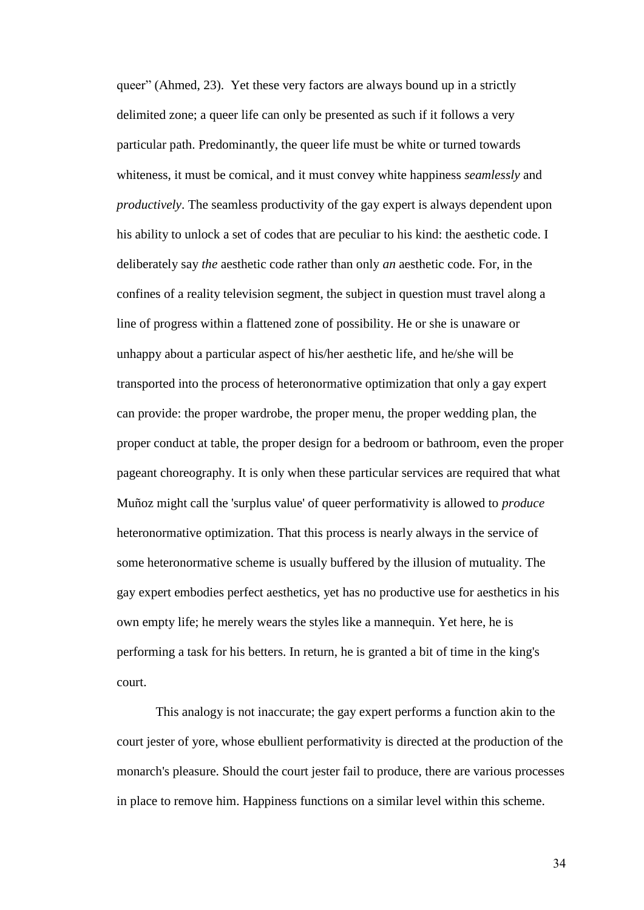queer" (Ahmed, 23). Yet these very factors are always bound up in a strictly delimited zone; a queer life can only be presented as such if it follows a very particular path. Predominantly, the queer life must be white or turned towards whiteness, it must be comical, and it must convey white happiness *seamlessly* and *productively*. The seamless productivity of the gay expert is always dependent upon his ability to unlock a set of codes that are peculiar to his kind: the aesthetic code. I deliberately say *the* aesthetic code rather than only *an* aesthetic code. For, in the confines of a reality television segment, the subject in question must travel along a line of progress within a flattened zone of possibility. He or she is unaware or unhappy about a particular aspect of his/her aesthetic life, and he/she will be transported into the process of heteronormative optimization that only a gay expert can provide: the proper wardrobe, the proper menu, the proper wedding plan, the proper conduct at table, the proper design for a bedroom or bathroom, even the proper pageant choreography. It is only when these particular services are required that what Muñoz might call the 'surplus value' of queer performativity is allowed to *produce* heteronormative optimization. That this process is nearly always in the service of some heteronormative scheme is usually buffered by the illusion of mutuality. The gay expert embodies perfect aesthetics, yet has no productive use for aesthetics in his own empty life; he merely wears the styles like a mannequin. Yet here, he is performing a task for his betters. In return, he is granted a bit of time in the king's court.

This analogy is not inaccurate; the gay expert performs a function akin to the court jester of yore, whose ebullient performativity is directed at the production of the monarch's pleasure. Should the court jester fail to produce, there are various processes in place to remove him. Happiness functions on a similar level within this scheme.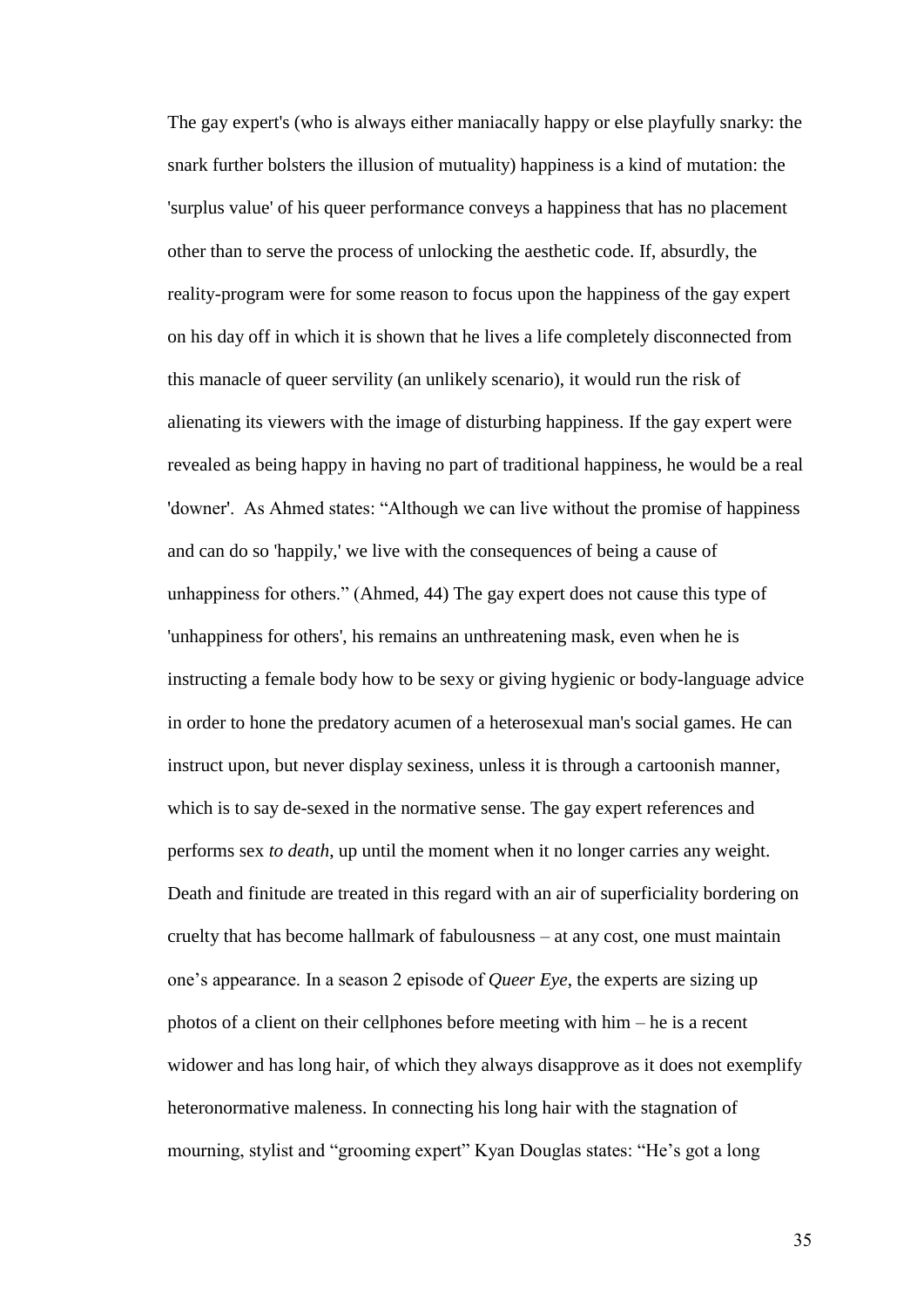The gay expert's (who is always either maniacally happy or else playfully snarky: the snark further bolsters the illusion of mutuality) happiness is a kind of mutation: the 'surplus value' of his queer performance conveys a happiness that has no placement other than to serve the process of unlocking the aesthetic code. If, absurdly, the reality-program were for some reason to focus upon the happiness of the gay expert on his day off in which it is shown that he lives a life completely disconnected from this manacle of queer servility (an unlikely scenario), it would run the risk of alienating its viewers with the image of disturbing happiness. If the gay expert were revealed as being happy in having no part of traditional happiness, he would be a real 'downer'. As Ahmed states: "Although we can live without the promise of happiness and can do so 'happily,' we live with the consequences of being a cause of unhappiness for others." (Ahmed, 44) The gay expert does not cause this type of 'unhappiness for others', his remains an unthreatening mask, even when he is instructing a female body how to be sexy or giving hygienic or body-language advice in order to hone the predatory acumen of a heterosexual man's social games. He can instruct upon, but never display sexiness, unless it is through a cartoonish manner, which is to say de-sexed in the normative sense. The gay expert references and performs sex *to death*, up until the moment when it no longer carries any weight. Death and finitude are treated in this regard with an air of superficiality bordering on cruelty that has become hallmark of fabulousness – at any cost, one must maintain one's appearance. In a season 2 episode of *Queer Eye*, the experts are sizing up photos of a client on their cellphones before meeting with him – he is a recent widower and has long hair, of which they always disapprove as it does not exemplify heteronormative maleness. In connecting his long hair with the stagnation of mourning, stylist and "grooming expert" Kyan Douglas states: "He's got a long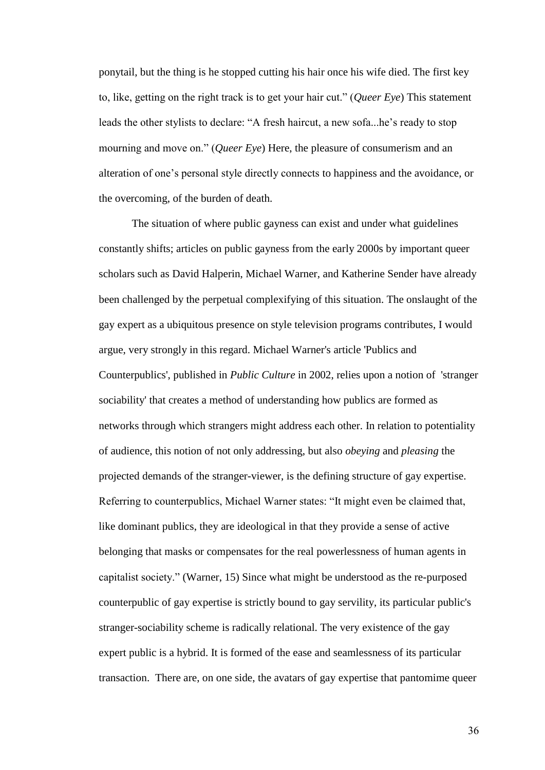ponytail, but the thing is he stopped cutting his hair once his wife died. The first key to, like, getting on the right track is to get your hair cut." (*Queer Eye*) This statement leads the other stylists to declare: "A fresh haircut, a new sofa...he's ready to stop mourning and move on." (*Queer Eye*) Here, the pleasure of consumerism and an alteration of one's personal style directly connects to happiness and the avoidance, or the overcoming, of the burden of death.

The situation of where public gayness can exist and under what guidelines constantly shifts; articles on public gayness from the early 2000s by important queer scholars such as David Halperin, Michael Warner, and Katherine Sender have already been challenged by the perpetual complexifying of this situation. The onslaught of the gay expert as a ubiquitous presence on style television programs contributes, I would argue, very strongly in this regard. Michael Warner's article 'Publics and Counterpublics', published in *Public Culture* in 2002, relies upon a notion of 'stranger sociability' that creates a method of understanding how publics are formed as networks through which strangers might address each other. In relation to potentiality of audience, this notion of not only addressing, but also *obeying* and *pleasing* the projected demands of the stranger-viewer, is the defining structure of gay expertise. Referring to counterpublics, Michael Warner states: "It might even be claimed that, like dominant publics, they are ideological in that they provide a sense of active belonging that masks or compensates for the real powerlessness of human agents in capitalist society." (Warner, 15) Since what might be understood as the re-purposed counterpublic of gay expertise is strictly bound to gay servility, its particular public's stranger-sociability scheme is radically relational. The very existence of the gay expert public is a hybrid. It is formed of the ease and seamlessness of its particular transaction. There are, on one side, the avatars of gay expertise that pantomime queer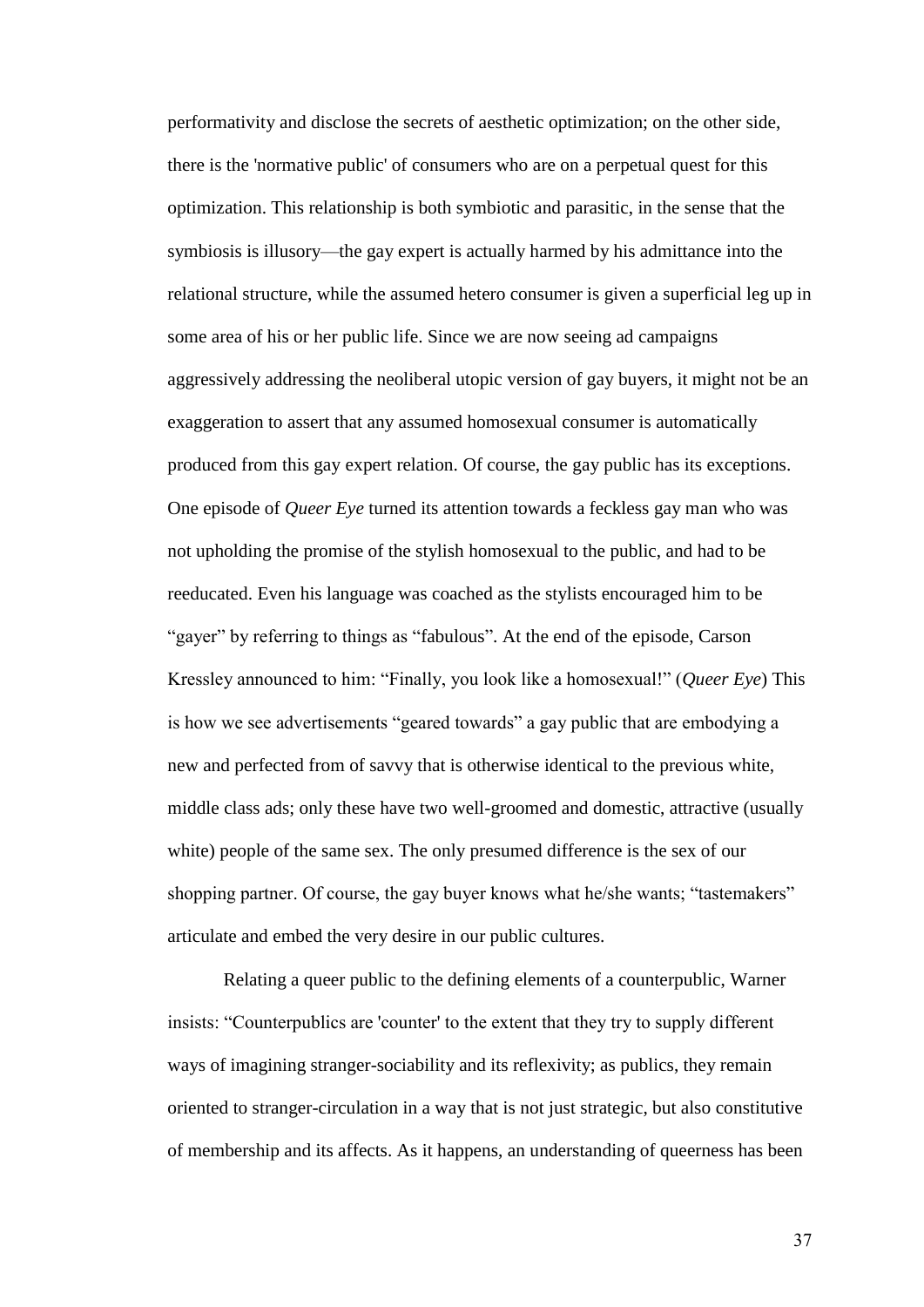performativity and disclose the secrets of aesthetic optimization; on the other side, there is the 'normative public' of consumers who are on a perpetual quest for this optimization. This relationship is both symbiotic and parasitic, in the sense that the symbiosis is illusory—the gay expert is actually harmed by his admittance into the relational structure, while the assumed hetero consumer is given a superficial leg up in some area of his or her public life. Since we are now seeing ad campaigns aggressively addressing the neoliberal utopic version of gay buyers, it might not be an exaggeration to assert that any assumed homosexual consumer is automatically produced from this gay expert relation. Of course, the gay public has its exceptions. One episode of *Queer Eye* turned its attention towards a feckless gay man who was not upholding the promise of the stylish homosexual to the public, and had to be reeducated. Even his language was coached as the stylists encouraged him to be "gayer" by referring to things as "fabulous". At the end of the episode, Carson Kressley announced to him: "Finally, you look like a homosexual!" (*Queer Eye*) This is how we see advertisements "geared towards" a gay public that are embodying a new and perfected from of savvy that is otherwise identical to the previous white, middle class ads; only these have two well-groomed and domestic, attractive (usually white) people of the same sex. The only presumed difference is the sex of our shopping partner. Of course, the gay buyer knows what he/she wants; "tastemakers" articulate and embed the very desire in our public cultures.

Relating a queer public to the defining elements of a counterpublic, Warner insists: "Counterpublics are 'counter' to the extent that they try to supply different ways of imagining stranger-sociability and its reflexivity; as publics, they remain oriented to stranger-circulation in a way that is not just strategic, but also constitutive of membership and its affects. As it happens, an understanding of queerness has been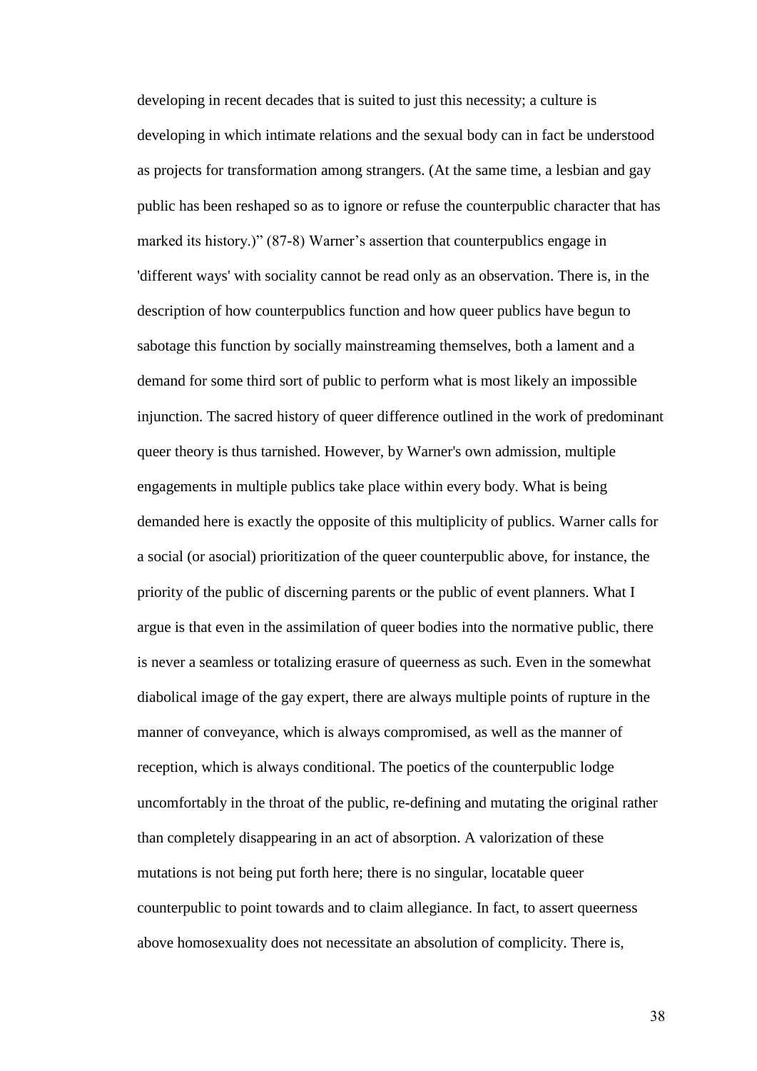developing in recent decades that is suited to just this necessity; a culture is developing in which intimate relations and the sexual body can in fact be understood as projects for transformation among strangers. (At the same time, a lesbian and gay public has been reshaped so as to ignore or refuse the counterpublic character that has marked its history.)" (87-8) Warner's assertion that counterpublics engage in 'different ways' with sociality cannot be read only as an observation. There is, in the description of how counterpublics function and how queer publics have begun to sabotage this function by socially mainstreaming themselves, both a lament and a demand for some third sort of public to perform what is most likely an impossible injunction. The sacred history of queer difference outlined in the work of predominant queer theory is thus tarnished. However, by Warner's own admission, multiple engagements in multiple publics take place within every body. What is being demanded here is exactly the opposite of this multiplicity of publics. Warner calls for a social (or asocial) prioritization of the queer counterpublic above, for instance, the priority of the public of discerning parents or the public of event planners. What I argue is that even in the assimilation of queer bodies into the normative public, there is never a seamless or totalizing erasure of queerness as such. Even in the somewhat diabolical image of the gay expert, there are always multiple points of rupture in the manner of conveyance, which is always compromised, as well as the manner of reception, which is always conditional. The poetics of the counterpublic lodge uncomfortably in the throat of the public, re-defining and mutating the original rather than completely disappearing in an act of absorption. A valorization of these mutations is not being put forth here; there is no singular, locatable queer counterpublic to point towards and to claim allegiance. In fact, to assert queerness above homosexuality does not necessitate an absolution of complicity. There is,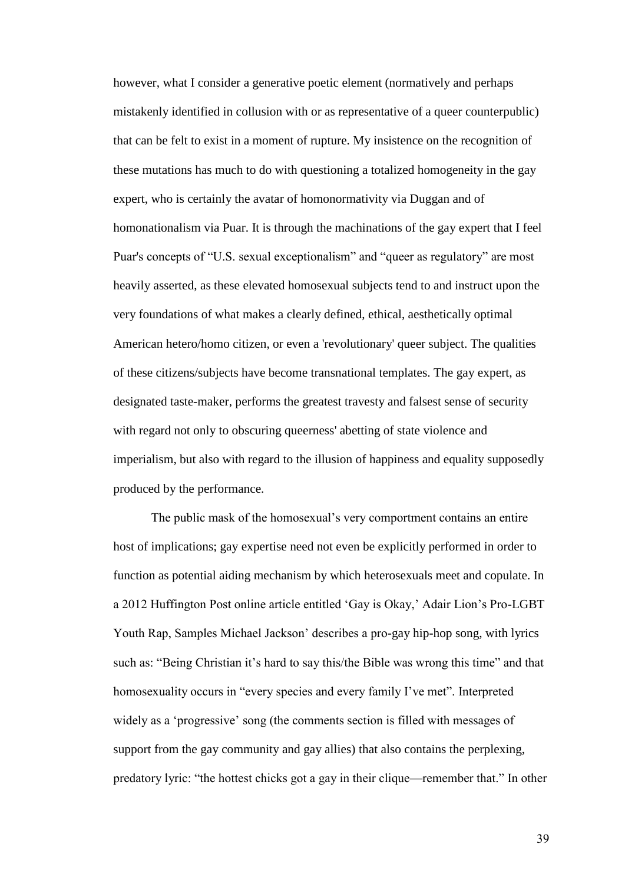however, what I consider a generative poetic element (normatively and perhaps mistakenly identified in collusion with or as representative of a queer counterpublic) that can be felt to exist in a moment of rupture. My insistence on the recognition of these mutations has much to do with questioning a totalized homogeneity in the gay expert, who is certainly the avatar of homonormativity via Duggan and of homonationalism via Puar. It is through the machinations of the gay expert that I feel Puar's concepts of "U.S. sexual exceptionalism" and "queer as regulatory" are most heavily asserted, as these elevated homosexual subjects tend to and instruct upon the very foundations of what makes a clearly defined, ethical, aesthetically optimal American hetero/homo citizen, or even a 'revolutionary' queer subject. The qualities of these citizens/subjects have become transnational templates. The gay expert, as designated taste-maker, performs the greatest travesty and falsest sense of security with regard not only to obscuring queerness' abetting of state violence and imperialism, but also with regard to the illusion of happiness and equality supposedly produced by the performance.

The public mask of the homosexual's very comportment contains an entire host of implications; gay expertise need not even be explicitly performed in order to function as potential aiding mechanism by which heterosexuals meet and copulate. In a 2012 Huffington Post online article entitled 'Gay is Okay,' Adair Lion's Pro-LGBT Youth Rap, Samples Michael Jackson' describes a pro-gay hip-hop song, with lyrics such as: "Being Christian it's hard to say this/the Bible was wrong this time" and that homosexuality occurs in "every species and every family I've met". Interpreted widely as a 'progressive' song (the comments section is filled with messages of support from the gay community and gay allies) that also contains the perplexing, predatory lyric: "the hottest chicks got a gay in their clique—remember that." In other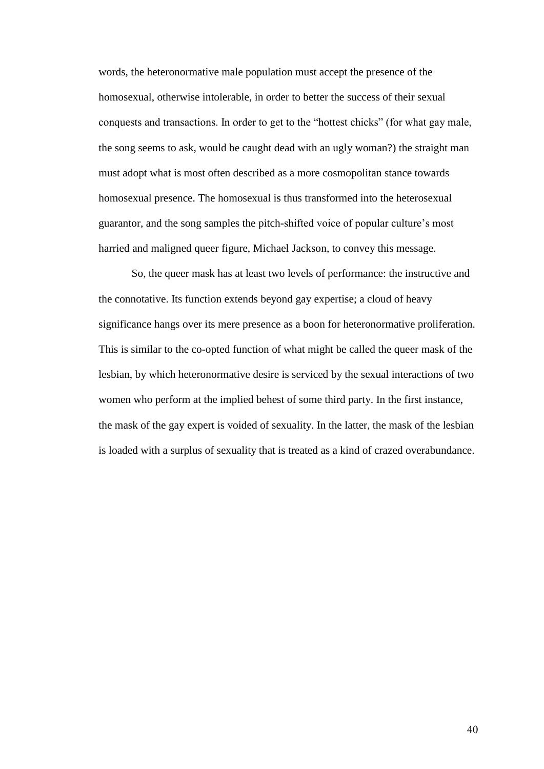words, the heteronormative male population must accept the presence of the homosexual, otherwise intolerable, in order to better the success of their sexual conquests and transactions. In order to get to the "hottest chicks" (for what gay male, the song seems to ask, would be caught dead with an ugly woman?) the straight man must adopt what is most often described as a more cosmopolitan stance towards homosexual presence. The homosexual is thus transformed into the heterosexual guarantor, and the song samples the pitch-shifted voice of popular culture's most harried and maligned queer figure, Michael Jackson, to convey this message.

So, the queer mask has at least two levels of performance: the instructive and the connotative. Its function extends beyond gay expertise; a cloud of heavy significance hangs over its mere presence as a boon for heteronormative proliferation. This is similar to the co-opted function of what might be called the queer mask of the lesbian, by which heteronormative desire is serviced by the sexual interactions of two women who perform at the implied behest of some third party. In the first instance, the mask of the gay expert is voided of sexuality. In the latter, the mask of the lesbian is loaded with a surplus of sexuality that is treated as a kind of crazed overabundance.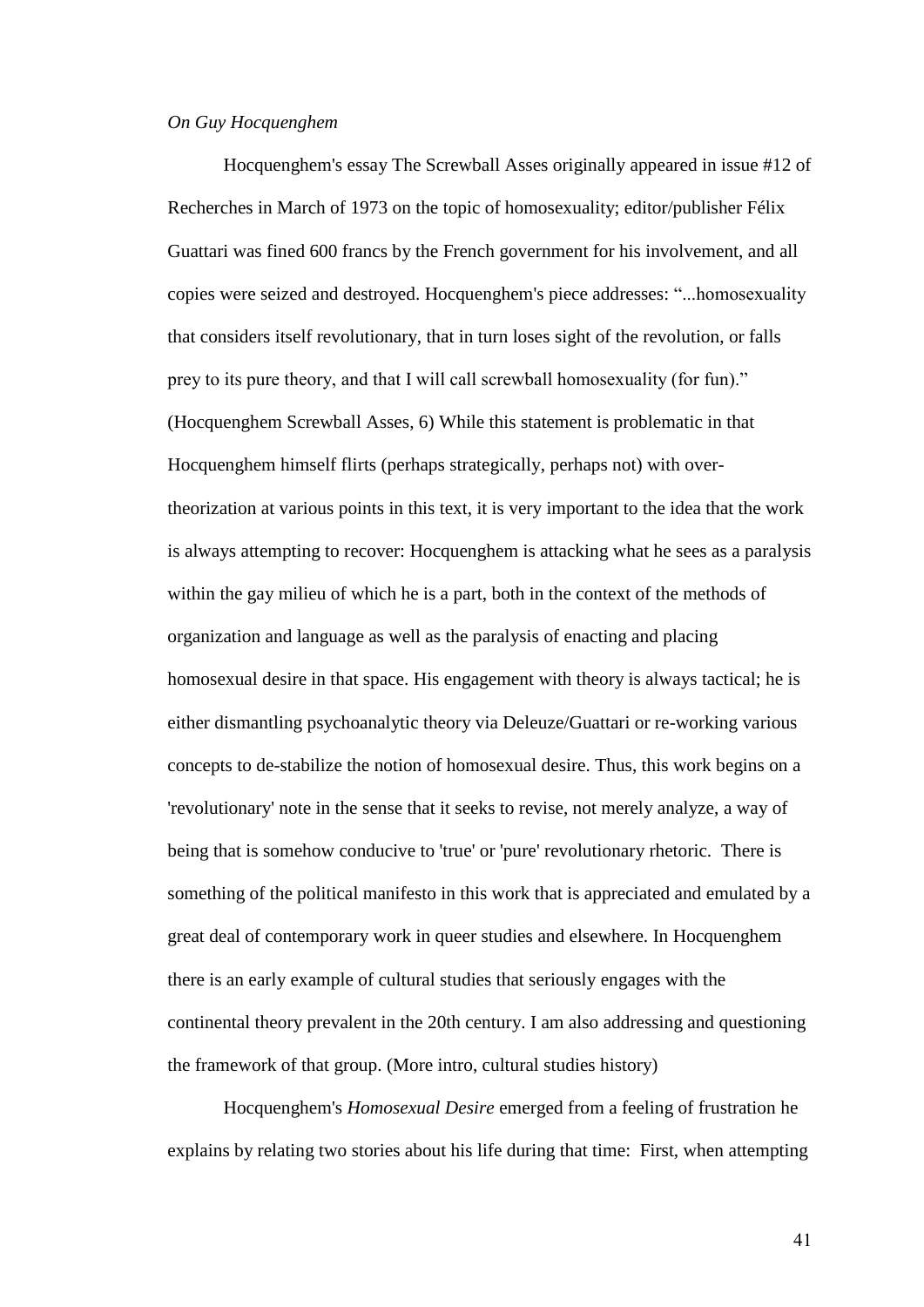*On Guy Hocquenghem*

Hocquenghem's essay The Screwball Asses originally appeared in issue #12 of Recherches in March of 1973 on the topic of homosexuality; editor/publisher Félix Guattari was fined 600 francs by the French government for his involvement, and all copies were seized and destroyed. Hocquenghem's piece addresses: "...homosexuality that considers itself revolutionary, that in turn loses sight of the revolution, or falls prey to its pure theory, and that I will call screwball homosexuality (for fun)." (Hocquenghem Screwball Asses, 6) While this statement is problematic in that Hocquenghem himself flirts (perhaps strategically, perhaps not) with over-theorization at various points in this text, it is very important to the idea that the work is always attempting to recover: Hocquenghem is attacking what he sees as a paralysis within the gay milieu of which he is a part, both in the context of the methods of organization and language as well as the paralysis of enacting and placing homosexual desire in that space. His engagement with theory is always tactical; he is either dismantling psychoanalytic theory via Deleuze/Guattari or re-working various concepts to de-stabilize the notion of homosexual desire. Thus, this work begins on a 'revolutionary' note in the sense that it seeks to revise, not merely analyze, a way of being that is somehow conducive to 'true' or 'pure' revolutionary rhetoric. There is something of the political manifesto in this work that is appreciated and emulated by a great deal of contemporary work in queer studies and elsewhere. In Hocquenghem there is an early example of cultural studies that seriously engages with the continental theory prevalent in the 20th century. I am also addressing and questioning the framework of that group. (More intro, cultural studies history)

Hocquenghem's *Homosexual Desire* emerged from a feeling of frustration he explains by relating two stories about his life during that time: First, when attempting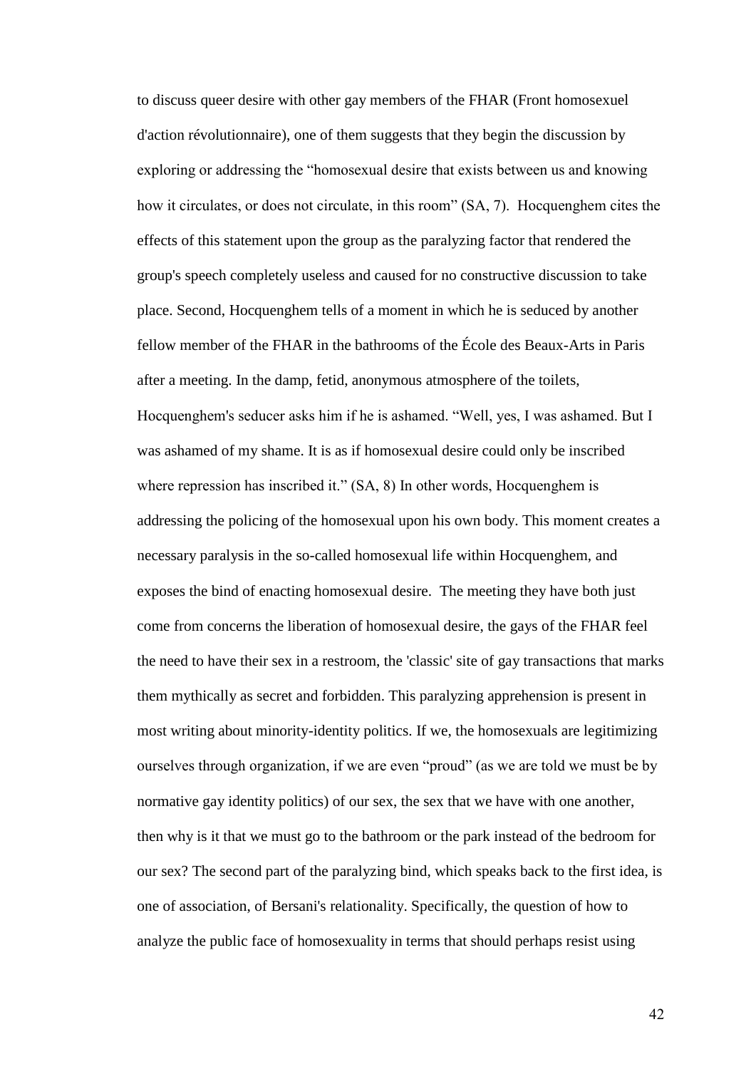to discuss queer desire with other gay members of the FHAR (Front homosexuel d'action révolutionnaire), one of them suggests that they begin the discussion by exploring or addressing the "homosexual desire that exists between us and knowing how it circulates, or does not circulate, in this room" (SA, 7). Hocquenghem cites the effects of this statement upon the group as the paralyzing factor that rendered the group's speech completely useless and caused for no constructive discussion to take place. Second, Hocquenghem tells of a moment in which he is seduced by another fellow member of the FHAR in the bathrooms of the École des Beaux-Arts in Paris after a meeting. In the damp, fetid, anonymous atmosphere of the toilets, Hocquenghem's seducer asks him if he is ashamed. "Well, yes, I was ashamed. But I was ashamed of my shame. It is as if homosexual desire could only be inscribed where repression has inscribed it." (SA, 8) In other words, Hocquenghem is addressing the policing of the homosexual upon his own body. This moment creates a necessary paralysis in the so-called homosexual life within Hocquenghem, and exposes the bind of enacting homosexual desire. The meeting they have both just come from concerns the liberation of homosexual desire, the gays of the FHAR feel the need to have their sex in a restroom, the 'classic' site of gay transactions that marks them mythically as secret and forbidden. This paralyzing apprehension is present in most writing about minority-identity politics. If we, the homosexuals are legitimizing ourselves through organization, if we are even "proud" (as we are told we must be by normative gay identity politics) of our sex, the sex that we have with one another, then why is it that we must go to the bathroom or the park instead of the bedroom for our sex? The second part of the paralyzing bind, which speaks back to the first idea, is one of association, of Bersani's relationality. Specifically, the question of how to analyze the public face of homosexuality in terms that should perhaps resist using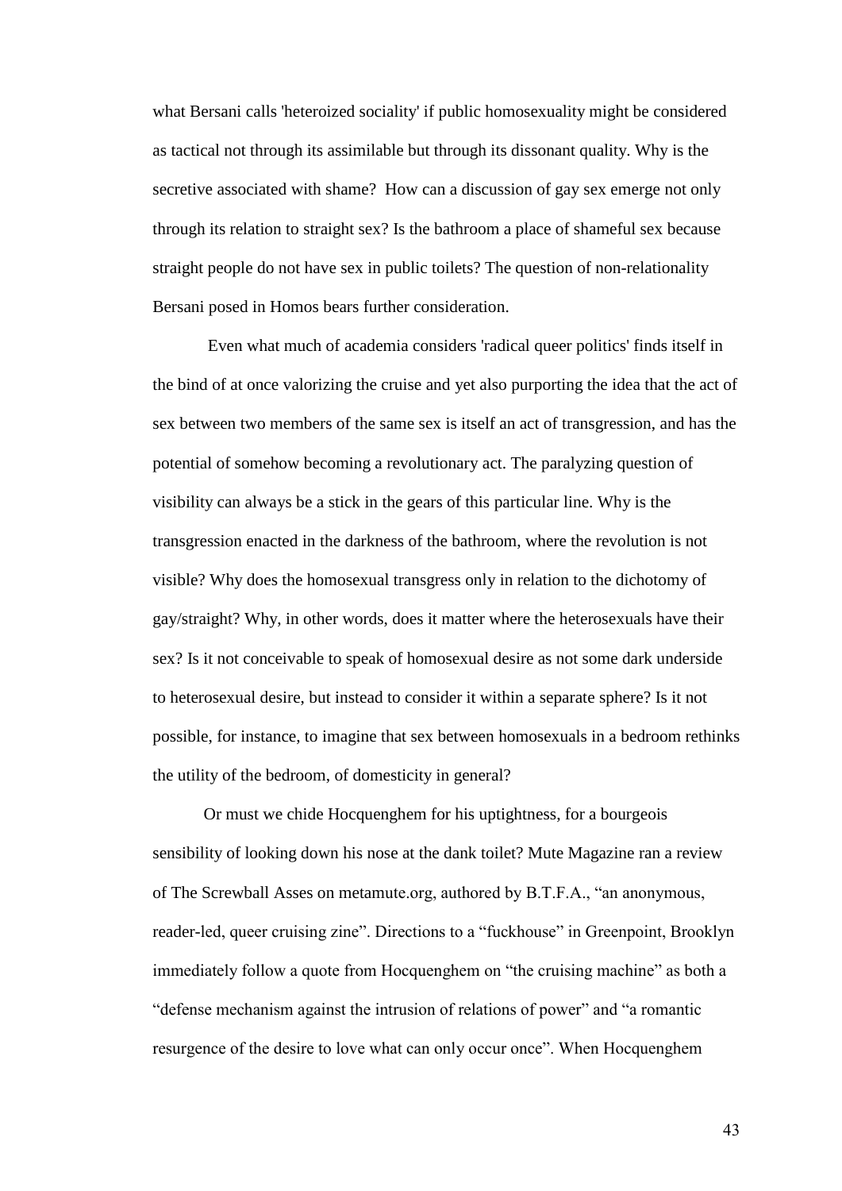what Bersani calls 'heteroized sociality' if public homosexuality might be considered as tactical not through its assimilable but through its dissonant quality. Why is the secretive associated with shame? How can a discussion of gay sex emerge not only through its relation to straight sex? Is the bathroom a place of shameful sex because straight people do not have sex in public toilets? The question of non-relationality Bersani posed in Homos bears further consideration.

Even what much of academia considers 'radical queer politics' finds itself in the bind of at once valorizing the cruise and yet also purporting the idea that the act of sex between two members of the same sex is itself an act of transgression, and has the potential of somehow becoming a revolutionary act. The paralyzing question of visibility can always be a stick in the gears of this particular line. Why is the transgression enacted in the darkness of the bathroom, where the revolution is not visible? Why does the homosexual transgress only in relation to the dichotomy of gay/straight? Why, in other words, does it matter where the heterosexuals have their sex? Is it not conceivable to speak of homosexual desire as not some dark underside to heterosexual desire, but instead to consider it within a separate sphere? Is it not possible, for instance, to imagine that sex between homosexuals in a bedroom rethinks the utility of the bedroom, of domesticity in general?

Or must we chide Hocquenghem for his uptightness, for a bourgeois sensibility of looking down his nose at the dank toilet? Mute Magazine ran a review of The Screwball Asses on metamute.org, authored by B.T.F.A., "an anonymous, reader-led, queer cruising zine". Directions to a "fuckhouse" in Greenpoint, Brooklyn immediately follow a quote from Hocquenghem on "the cruising machine" as both a "defense mechanism against the intrusion of relations of power" and "a romantic resurgence of the desire to love what can only occur once". When Hocquenghem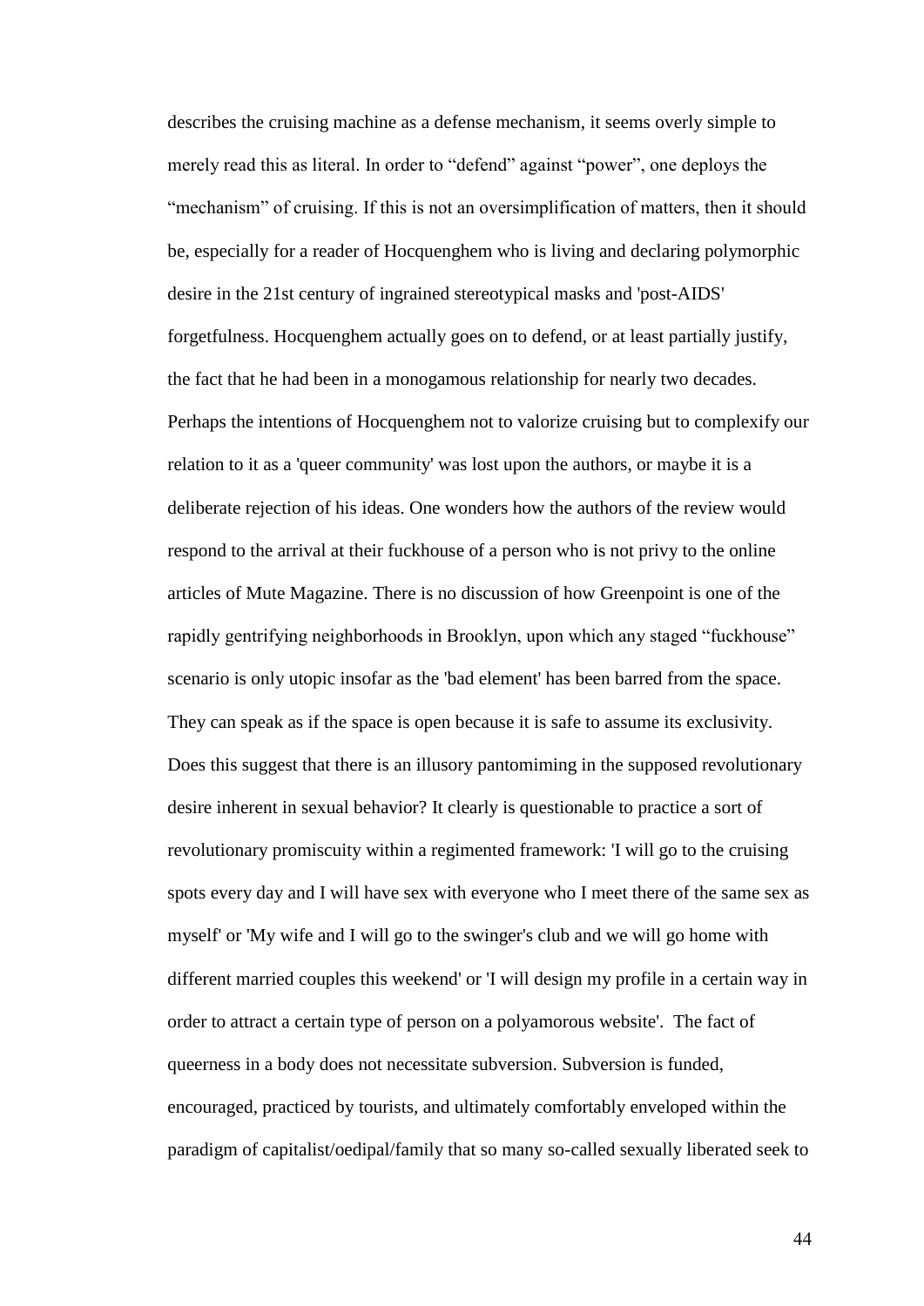describes the cruising machine as a defense mechanism, it seems overly simple to merely read this as literal. In order to "defend" against "power", one deploys the "mechanism" of cruising. If this is not an oversimplification of matters, then it should be, especially for a reader of Hocquenghem who is living and declaring polymorphic desire in the 21st century of ingrained stereotypical masks and 'post-AIDS' forgetfulness. Hocquenghem actually goes on to defend, or at least partially justify, the fact that he had been in a monogamous relationship for nearly two decades. Perhaps the intentions of Hocquenghem not to valorize cruising but to complexify our relation to it as a 'queer community' was lost upon the authors, or maybe it is a deliberate rejection of his ideas. One wonders how the authors of the review would respond to the arrival at their fuckhouse of a person who is not privy to the online articles of Mute Magazine. There is no discussion of how Greenpoint is one of the rapidly gentrifying neighborhoods in Brooklyn, upon which any staged "fuckhouse" scenario is only utopic insofar as the 'bad element' has been barred from the space. They can speak as if the space is open because it is safe to assume its exclusivity. Does this suggest that there is an illusory pantomiming in the supposed revolutionary desire inherent in sexual behavior? It clearly is questionable to practice a sort of revolutionary promiscuity within a regimented framework: 'I will go to the cruising spots every day and I will have sex with everyone who I meet there of the same sex as myself' or 'My wife and I will go to the swinger's club and we will go home with different married couples this weekend' or 'I will design my profile in a certain way in order to attract a certain type of person on a polyamorous website'. The fact of queerness in a body does not necessitate subversion. Subversion is funded, encouraged, practiced by tourists, and ultimately comfortably enveloped within the paradigm of capitalist/oedipal/family that so many so-called sexually liberated seek to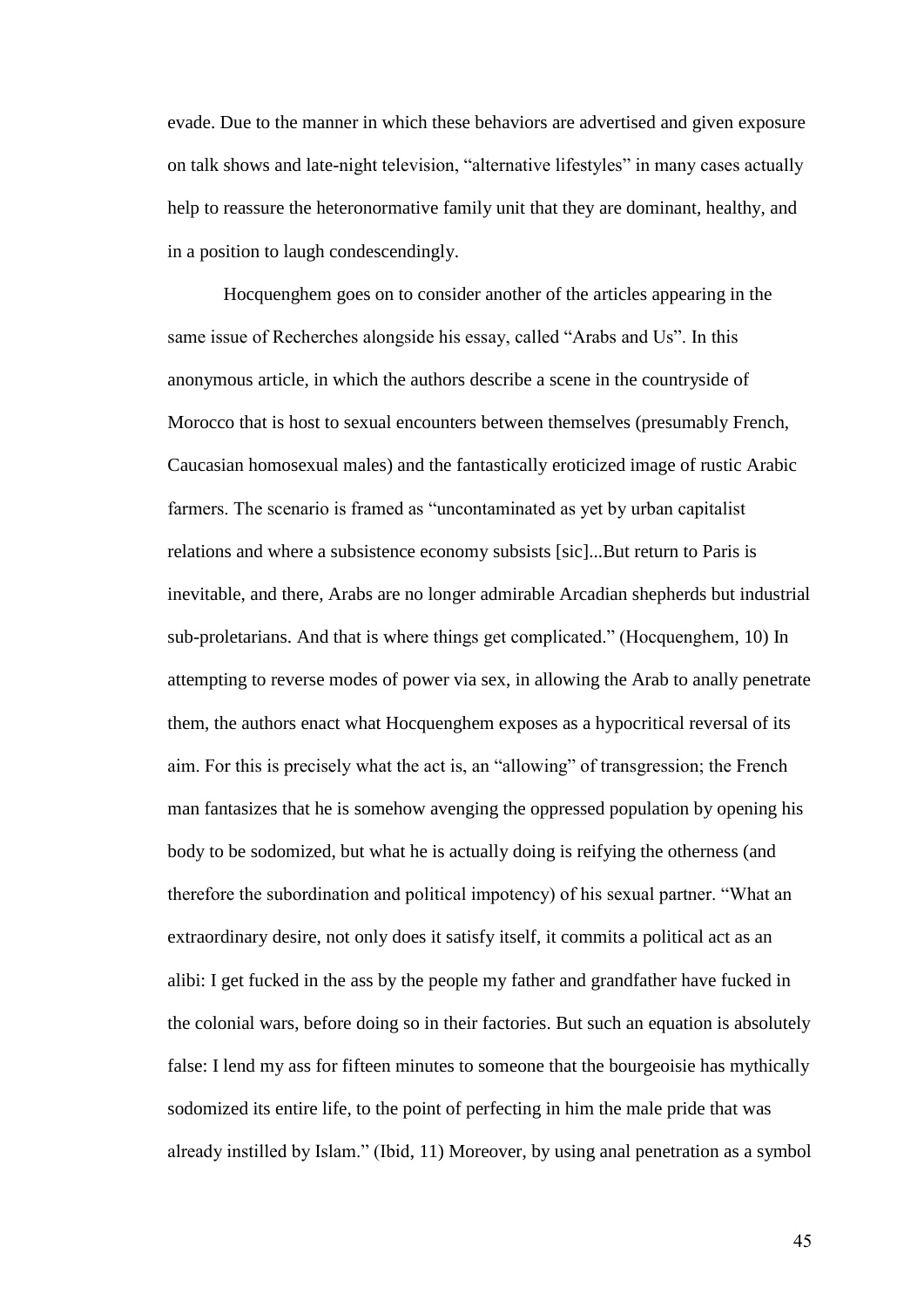evade. Due to the manner in which these behaviors are advertised and given exposure on talk shows and late-night television, “alternative lifestyles” in many cases actually help to reassure the heteronormative family unit that they are dominant, healthy, and in a position to laugh condescendingly.

Hocquenghem goes on to consider another of the articles appearing in the same issue of Recherches alongside his essay, called “Arabs and Us”. In this anonymous article, in which the authors describe a scene in the countryside of Morocco that is host to sexual encounters between themselves (presumably French, Caucasian homosexual males) and the fantastically eroticized image of rustic Arabic farmers. The scenario is framed as “uncontaminated as yet by urban capitalist relations and where a subsistence economy subsists [sic]...But return to Paris is inevitable, and there, Arabs are no longer admirable Arcadian shepherds but industrial sub-proletarians. And that is where things get complicated.” (Hocquenghem, 10) In attempting to reverse modes of power via sex, in allowing the Arab to anally penetrate them, the authors enact what Hocquenghem exposes as a hypocritical reversal of its aim. For this is precisely what the act is, an “allowing” of transgression; the French man fantasizes that he is somehow avenging the oppressed population by opening his body to be sodomized, but what he is actually doing is reifying the otherness (and therefore the subordination and political impotency) of his sexual partner. “What an extraordinary desire, not only does it satisfy itself, it commits a political act as an alibi: I get fucked in the ass by the people my father and grandfather have fucked in the colonial wars, before doing so in their factories. But such an equation is absolutely false: I lend my ass for fifteen minutes to someone that the bourgeoisie has mythically sodomized its entire life, to the point of perfecting in him the male pride that was already instilled by Islam.” (Ibid, 11) Moreover, by using anal penetration as a symbol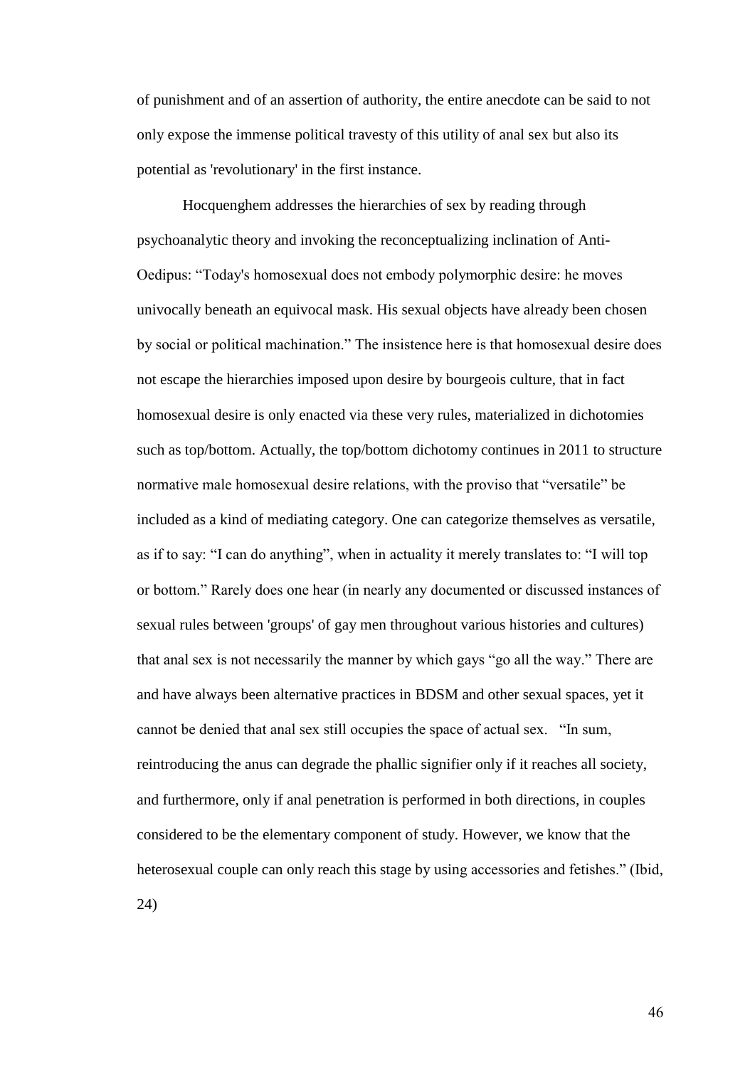of punishment and of an assertion of authority, the entire anecdote can be said to not only expose the immense political travesty of this utility of anal sex but also its potential as 'revolutionary' in the first instance.

Hocquenghem addresses the hierarchies of sex by reading through psychoanalytic theory and invoking the reconceptualizing inclination of Anti-Oedipus: "Today's homosexual does not embody polymorphic desire: he moves univocally beneath an equivocal mask. His sexual objects have already been chosen by social or political machination." The insistence here is that homosexual desire does not escape the hierarchies imposed upon desire by bourgeois culture, that in fact homosexual desire is only enacted via these very rules, materialized in dichotomies such as top/bottom. Actually, the top/bottom dichotomy continues in 2011 to structure normative male homosexual desire relations, with the proviso that "versatile" be included as a kind of mediating category. One can categorize themselves as versatile, as if to say: "I can do anything", when in actuality it merely translates to: "I will top or bottom." Rarely does one hear (in nearly any documented or discussed instances of sexual rules between 'groups' of gay men throughout various histories and cultures) that anal sex is not necessarily the manner by which gays "go all the way." There are and have always been alternative practices in BDSM and other sexual spaces, yet it cannot be denied that anal sex still occupies the space of actual sex. "In sum, reintroducing the anus can degrade the phallic signifier only if it reaches all society, and furthermore, only if anal penetration is performed in both directions, in couples considered to be the elementary component of study. However, we know that the heterosexual couple can only reach this stage by using accessories and fetishes." (Ibid, 24)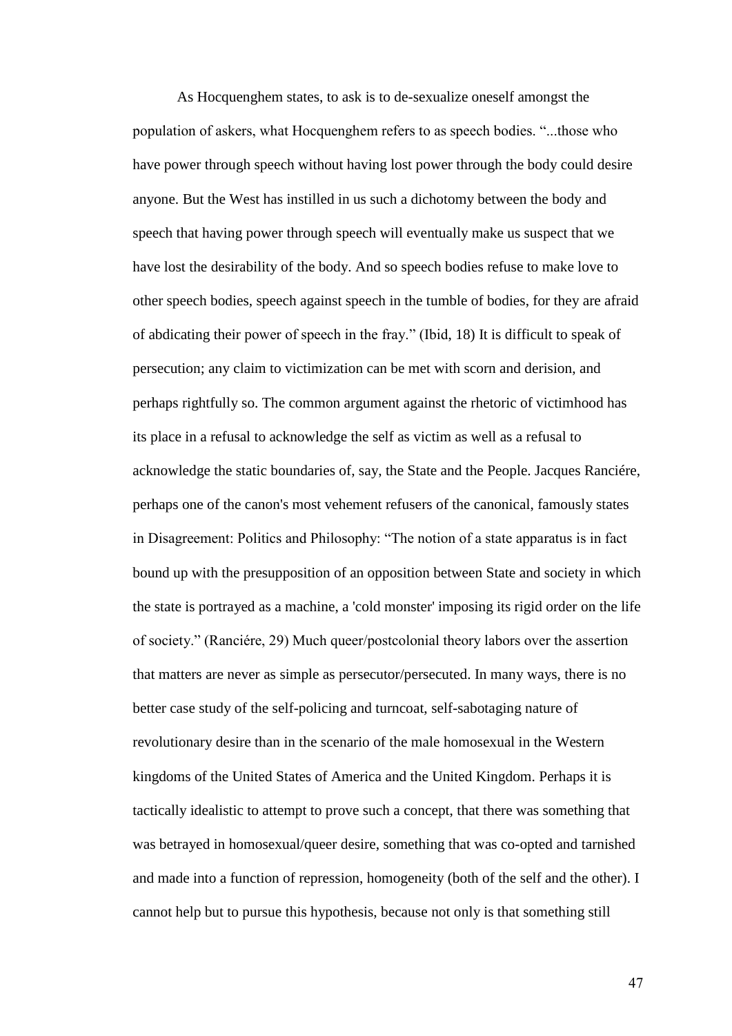As Hocquenghem states, to ask is to de-sexualize oneself amongst the population of askers, what Hocquenghem refers to as speech bodies. "...those who have power through speech without having lost power through the body could desire anyone. But the West has instilled in us such a dichotomy between the body and speech that having power through speech will eventually make us suspect that we have lost the desirability of the body. And so speech bodies refuse to make love to other speech bodies, speech against speech in the tumble of bodies, for they are afraid of abdicating their power of speech in the fray." (Ibid, 18) It is difficult to speak of persecution; any claim to victimization can be met with scorn and derision, and perhaps rightfully so. The common argument against the rhetoric of victimhood has its place in a refusal to acknowledge the self as victim as well as a refusal to acknowledge the static boundaries of, say, the State and the People. Jacques Ranciére, perhaps one of the canon's most vehement refusers of the canonical, famously states in Disagreement: Politics and Philosophy: "The notion of a state apparatus is in fact bound up with the presupposition of an opposition between State and society in which the state is portrayed as a machine, a 'cold monster' imposing its rigid order on the life of society." (Ranciére, 29) Much queer/postcolonial theory labors over the assertion that matters are never as simple as persecutor/persecuted. In many ways, there is no better case study of the self-policing and turncoat, self-sabotaging nature of revolutionary desire than in the scenario of the male homosexual in the Western kingdoms of the United States of America and the United Kingdom. Perhaps it is tactically idealistic to attempt to prove such a concept, that there was something that was betrayed in homosexual/queer desire, something that was co-opted and tarnished and made into a function of repression, homogeneity (both of the self and the other). I cannot help but to pursue this hypothesis, because not only is that something still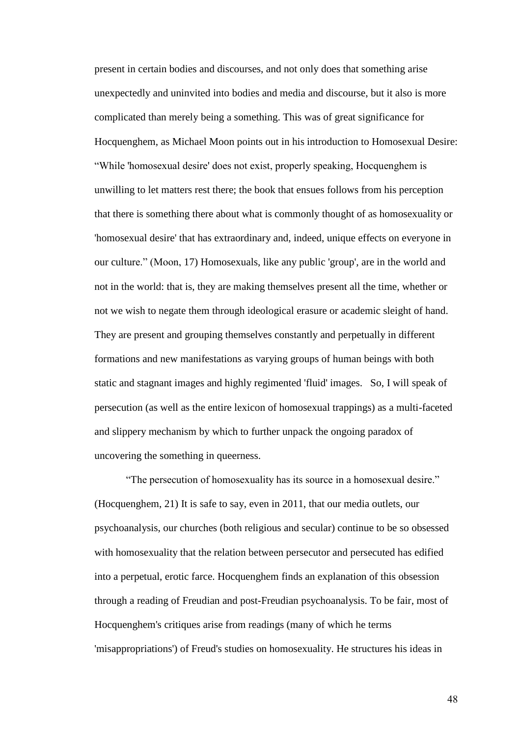present in certain bodies and discourses, and not only does that something arise unexpectedly and uninvited into bodies and media and discourse, but it also is more complicated than merely being a something. This was of great significance for Hocquenghem, as Michael Moon points out in his introduction to Homosexual Desire: "While 'homosexual desire' does not exist, properly speaking, Hocquenghem is unwilling to let matters rest there; the book that ensues follows from his perception that there is something there about what is commonly thought of as homosexuality or 'homosexual desire' that has extraordinary and, indeed, unique effects on everyone in our culture." (Moon, 17) Homosexuals, like any public 'group', are in the world and not in the world: that is, they are making themselves present all the time, whether or not we wish to negate them through ideological erasure or academic sleight of hand. They are present and grouping themselves constantly and perpetually in different formations and new manifestations as varying groups of human beings with both static and stagnant images and highly regimented 'fluid' images. So, I will speak of persecution (as well as the entire lexicon of homosexual trappings) as a multi-faceted and slippery mechanism by which to further unpack the ongoing paradox of uncovering the something in queerness.

"The persecution of homosexuality has its source in a homosexual desire." (Hocquenghem, 21) It is safe to say, even in 2011, that our media outlets, our psychoanalysis, our churches (both religious and secular) continue to be so obsessed with homosexuality that the relation between persecutor and persecuted has edified into a perpetual, erotic farce. Hocquenghem finds an explanation of this obsession through a reading of Freudian and post-Freudian psychoanalysis. To be fair, most of Hocquenghem's critiques arise from readings (many of which he terms 'misappropriations') of Freud's studies on homosexuality. He structures his ideas in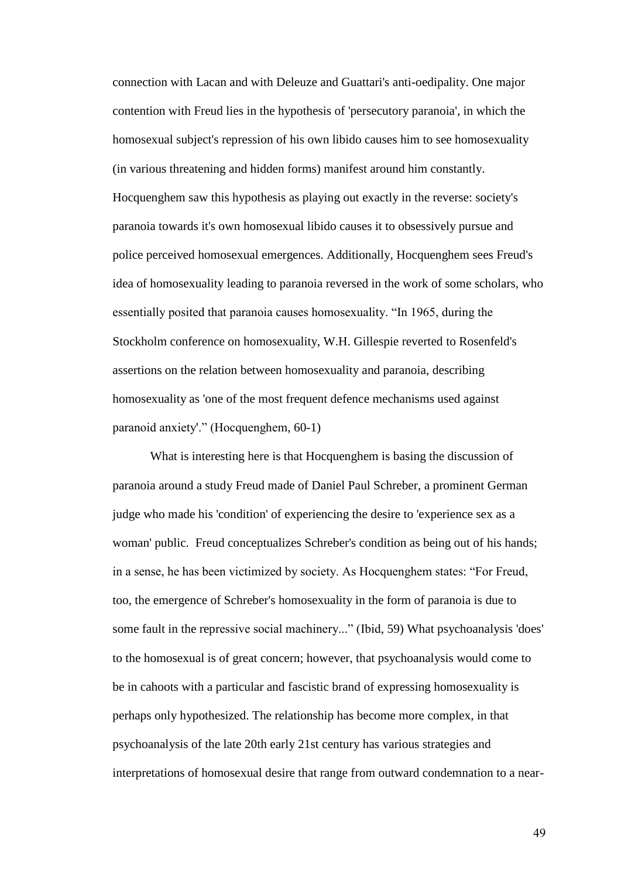connection with Lacan and with Deleuze and Guattari's anti-oedipality. One major contention with Freud lies in the hypothesis of 'persecutory paranoia', in which the homosexual subject's repression of his own libido causes him to see homosexuality (in various threatening and hidden forms) manifest around him constantly. Hocquenghem saw this hypothesis as playing out exactly in the reverse: society's paranoia towards it's own homosexual libido causes it to obsessively pursue and police perceived homosexual emergences. Additionally, Hocquenghem sees Freud's idea of homosexuality leading to paranoia reversed in the work of some scholars, who essentially posited that paranoia causes homosexuality. "In 1965, during the Stockholm conference on homosexuality, W.H. Gillespie reverted to Rosenfeld's assertions on the relation between homosexuality and paranoia, describing homosexuality as 'one of the most frequent defence mechanisms used against paranoid anxiety'." (Hocquenghem, 60-1)

What is interesting here is that Hocquenghem is basing the discussion of paranoia around a study Freud made of Daniel Paul Schreber, a prominent German judge who made his 'condition' of experiencing the desire to 'experience sex as a woman' public. Freud conceptualizes Schreber's condition as being out of his hands; in a sense, he has been victimized by society. As Hocquenghem states: "For Freud, too, the emergence of Schreber's homosexuality in the form of paranoia is due to some fault in the repressive social machinery..." (Ibid, 59) What psychoanalysis 'does' to the homosexual is of great concern; however, that psychoanalysis would come to be in cahoots with a particular and fascistic brand of expressing homosexuality is perhaps only hypothesized. The relationship has become more complex, in that psychoanalysis of the late 20th early 21st century has various strategies and interpretations of homosexual desire that range from outward condemnation to a near-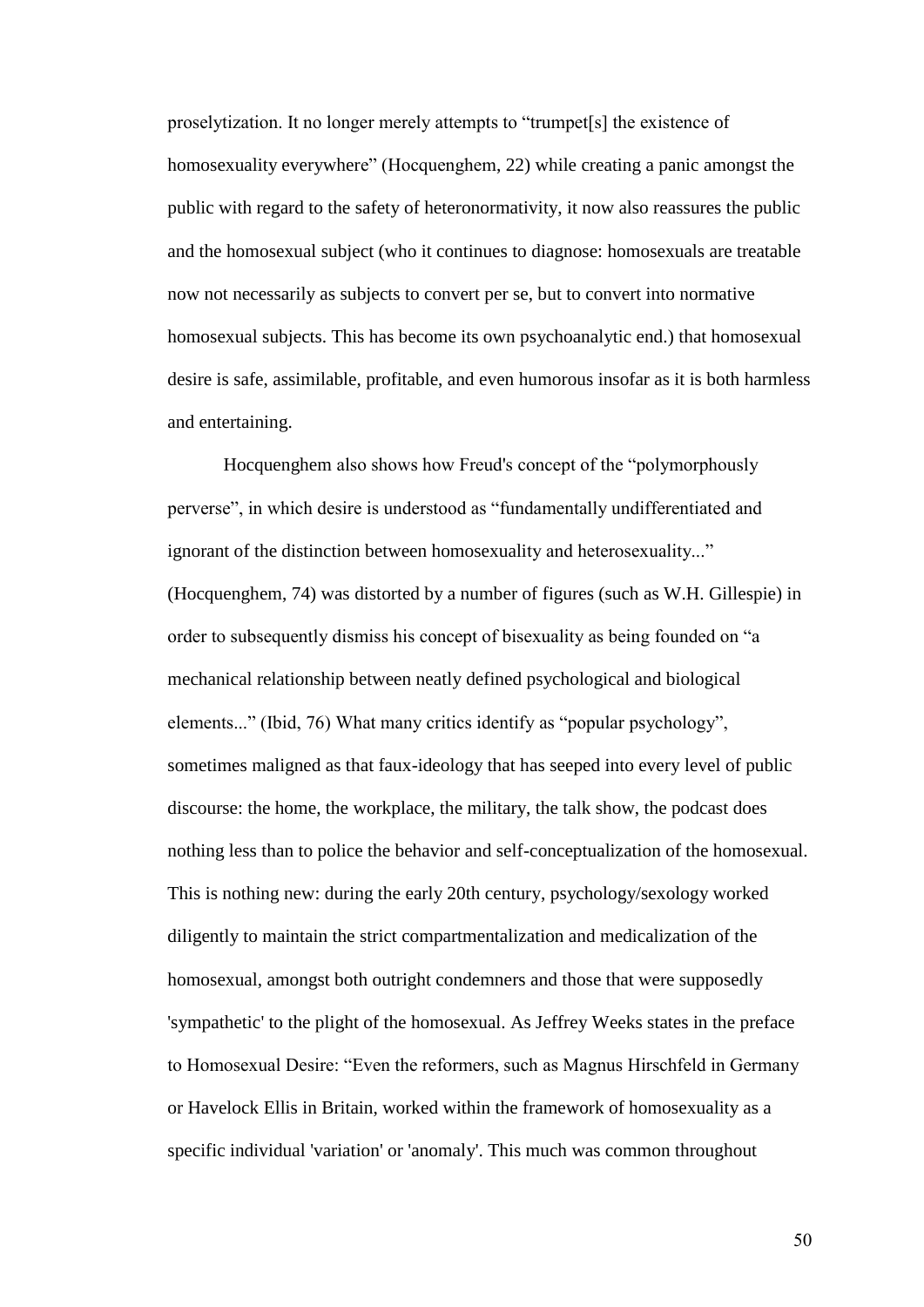proselytization. It no longer merely attempts to "trumpet[s] the existence of homosexuality everywhere" (Hocquenghem, 22) while creating a panic amongst the public with regard to the safety of heteronormativity, it now also reassures the public and the homosexual subject (who it continues to diagnose: homosexuals are treatable now not necessarily as subjects to convert per se, but to convert into normative homosexual subjects. This has become its own psychoanalytic end.) that homosexual desire is safe, assimilable, profitable, and even humorous insofar as it is both harmless and entertaining.

Hocquenghem also shows how Freud's concept of the "polymorphously perverse", in which desire is understood as "fundamentally undifferentiated and ignorant of the distinction between homosexuality and heterosexuality..." (Hocquenghem, 74) was distorted by a number of figures (such as W.H. Gillespie) in order to subsequently dismiss his concept of bisexuality as being founded on "a mechanical relationship between neatly defined psychological and biological elements..." (Ibid, 76) What many critics identify as "popular psychology", sometimes maligned as that faux-ideology that has seeped into every level of public discourse: the home, the workplace, the military, the talk show, the podcast does nothing less than to police the behavior and self-conceptualization of the homosexual. This is nothing new: during the early 20th century, psychology/sexology worked diligently to maintain the strict compartmentalization and medicalization of the homosexual, amongst both outright condemners and those that were supposedly 'sympathetic' to the plight of the homosexual. As Jeffrey Weeks states in the preface to Homosexual Desire: "Even the reformers, such as Magnus Hirschfeld in Germany or Havelock Ellis in Britain, worked within the framework of homosexuality as a specific individual 'variation' or 'anomaly'. This much was common throughout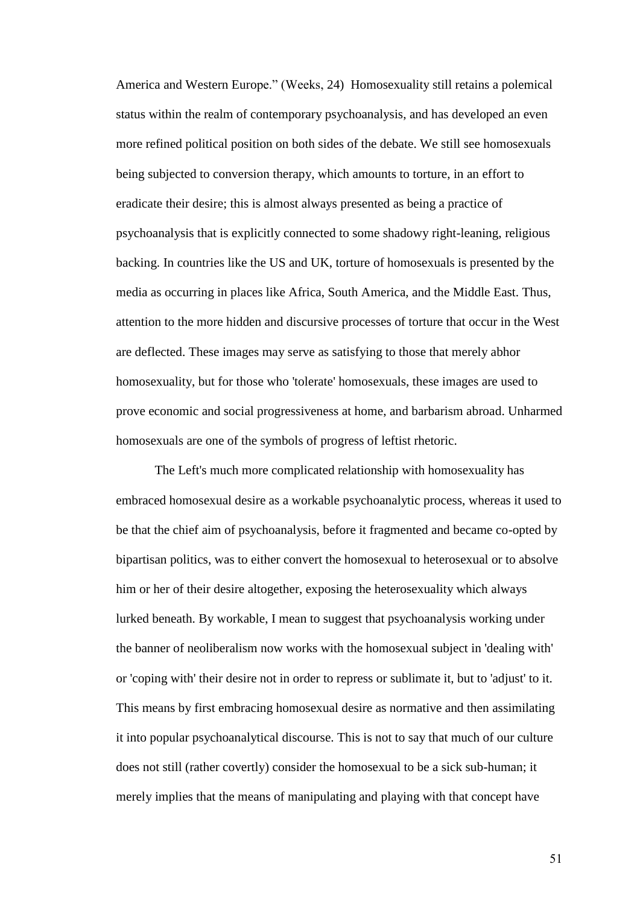America and Western Europe." (Weeks, 24) Homosexuality still retains a polemical status within the realm of contemporary psychoanalysis, and has developed an even more refined political position on both sides of the debate. We still see homosexuals being subjected to conversion therapy, which amounts to torture, in an effort to eradicate their desire; this is almost always presented as being a practice of psychoanalysis that is explicitly connected to some shadowy right-leaning, religious backing. In countries like the US and UK, torture of homosexuals is presented by the media as occurring in places like Africa, South America, and the Middle East. Thus, attention to the more hidden and discursive processes of torture that occur in the West are deflected. These images may serve as satisfying to those that merely abhor homosexuality, but for those who 'tolerate' homosexuals, these images are used to prove economic and social progressiveness at home, and barbarism abroad. Unharmed homosexuals are one of the symbols of progress of leftist rhetoric.

The Left's much more complicated relationship with homosexuality has embraced homosexual desire as a workable psychoanalytic process, whereas it used to be that the chief aim of psychoanalysis, before it fragmented and became co-opted by bipartisan politics, was to either convert the homosexual to heterosexual or to absolve him or her of their desire altogether, exposing the heterosexuality which always lurked beneath. By workable, I mean to suggest that psychoanalysis working under the banner of neoliberalism now works with the homosexual subject in 'dealing with' or 'coping with' their desire not in order to repress or sublimate it, but to 'adjust' to it. This means by first embracing homosexual desire as normative and then assimilating it into popular psychoanalytical discourse. This is not to say that much of our culture does not still (rather covertly) consider the homosexual to be a sick sub-human; it merely implies that the means of manipulating and playing with that concept have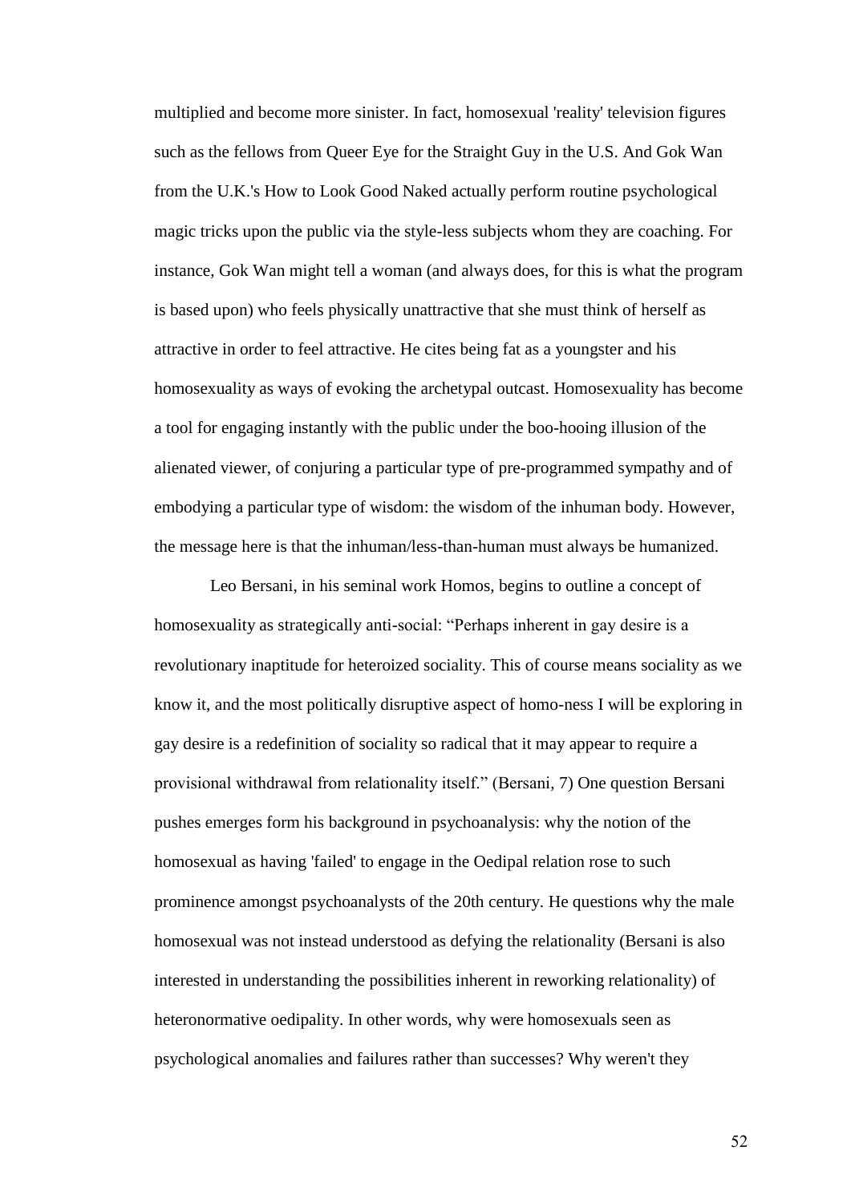multiplied and become more sinister. In fact, homosexual 'reality' television figures such as the fellows from Queer Eye for the Straight Guy in the U.S. And Gok Wan from the U.K.'s How to Look Good Naked actually perform routine psychological magic tricks upon the public via the style-less subjects whom they are coaching. For instance, Gok Wan might tell a woman (and always does, for this is what the program is based upon) who feels physically unattractive that she must think of herself as attractive in order to feel attractive. He cites being fat as a youngster and his homosexuality as ways of evoking the archetypal outcast. Homosexuality has become a tool for engaging instantly with the public under the boo-hooing illusion of the alienated viewer, of conjuring a particular type of pre-programmed sympathy and of embodying a particular type of wisdom: the wisdom of the inhuman body. However, the message here is that the inhuman/less-than-human must always be humanized.

Leo Bersani, in his seminal work Homos, begins to outline a concept of homosexuality as strategically anti-social: “Perhaps inherent in gay desire is a revolutionary inaptitude for heteroized sociality. This of course means sociality as we know it, and the most politically disruptive aspect of homo-ness I will be exploring in gay desire is a redefinition of sociality so radical that it may appear to require a provisional withdrawal from relationality itself.” (Bersani, 7) One question Bersani pushes emerges form his background in psychoanalysis: why the notion of the homosexual as having 'failed' to engage in the Oedipal relation rose to such prominence amongst psychoanalysts of the 20th century. He questions why the male homosexual was not instead understood as defying the relationality (Bersani is also interested in understanding the possibilities inherent in reworking relationality) of heteronormative oedipality. In other words, why were homosexuals seen as psychological anomalies and failures rather than successes? Why weren't they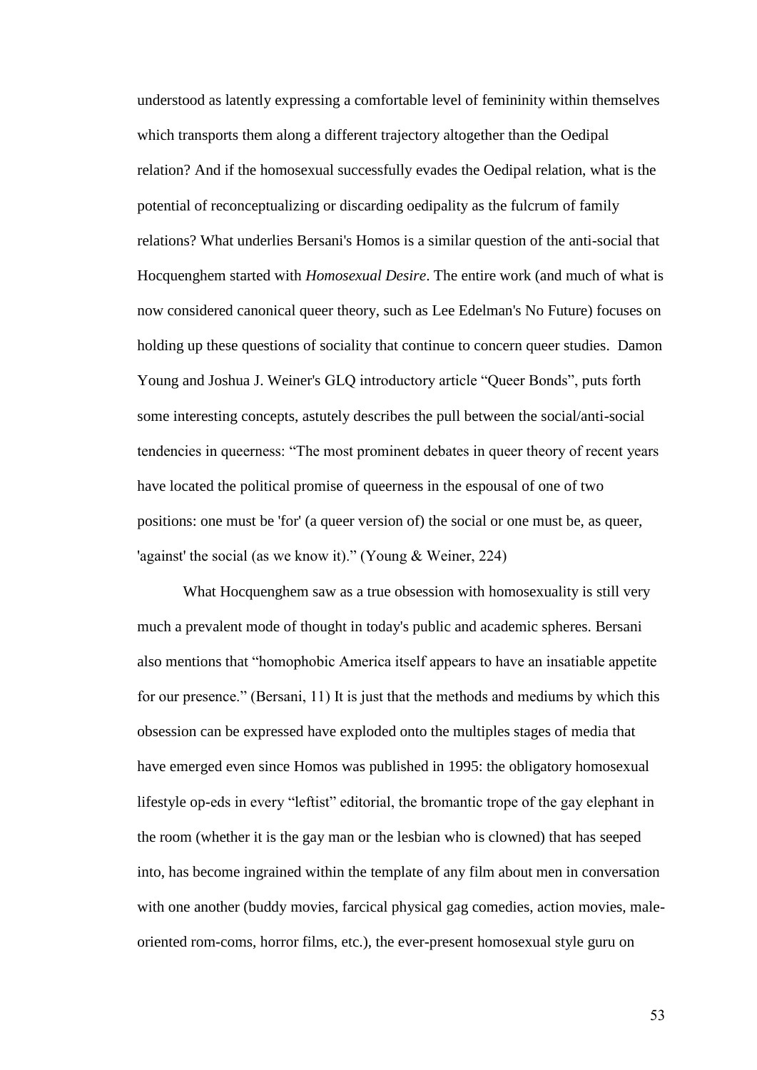understood as latently expressing a comfortable level of femininity within themselves which transports them along a different trajectory altogether than the Oedipal relation? And if the homosexual successfully evades the Oedipal relation, what is the potential of reconceptualizing or discarding oedipality as the fulcrum of family relations? What underlies Bersani's Homos is a similar question of the anti-social that Hocquenghem started with *Homosexual Desire*. The entire work (and much of what is now considered canonical queer theory, such as Lee Edelman's No Future) focuses on holding up these questions of sociality that continue to concern queer studies. Damon Young and Joshua J. Weiner's GLQ introductory article "Queer Bonds", puts forth some interesting concepts, astutely describes the pull between the social/anti-social tendencies in queerness: "The most prominent debates in queer theory of recent years have located the political promise of queerness in the espousal of one of two positions: one must be 'for' (a queer version of) the social or one must be, as queer, 'against' the social (as we know it)." (Young & Weiner, 224)

What Hocquenghem saw as a true obsession with homosexuality is still very much a prevalent mode of thought in today's public and academic spheres. Bersani also mentions that "homophobic America itself appears to have an insatiable appetite for our presence." (Bersani, 11) It is just that the methods and mediums by which this obsession can be expressed have exploded onto the multiples stages of media that have emerged even since Homos was published in 1995: the obligatory homosexual lifestyle op-eds in every "leftist" editorial, the bromantic trope of the gay elephant in the room (whether it is the gay man or the lesbian who is clowned) that has seeped into, has become ingrained within the template of any film about men in conversation with one another (buddy movies, farcical physical gag comedies, action movies, male-oriented rom-coms, horror films, etc.), the ever-present homosexual style guru on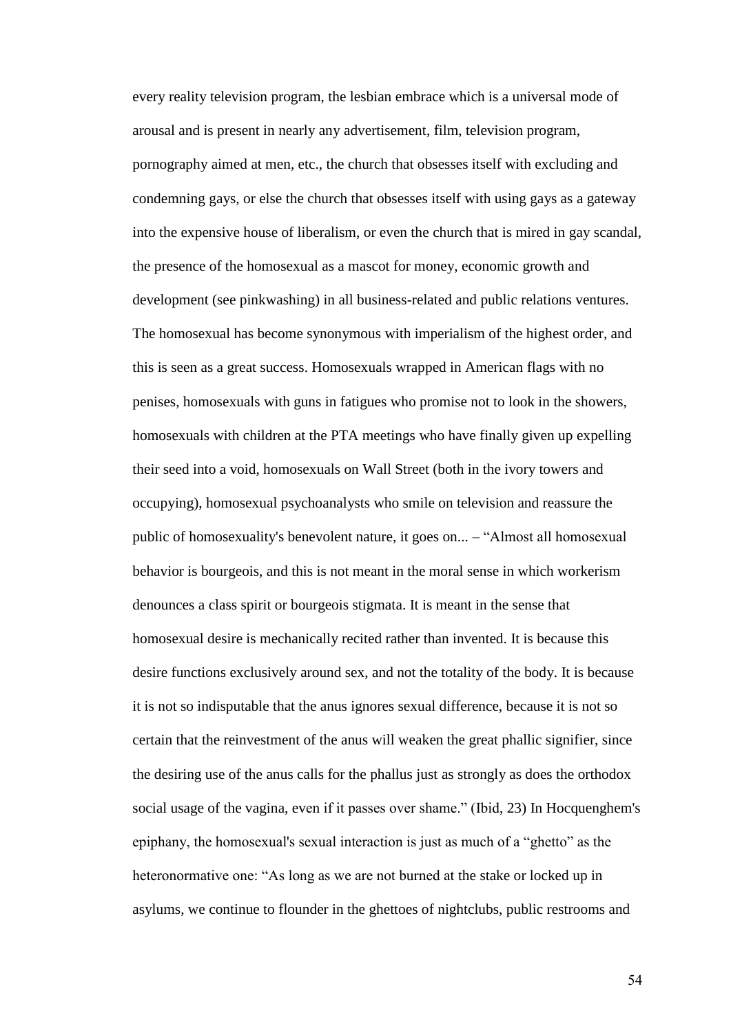every reality television program, the lesbian embrace which is a universal mode of arousal and is present in nearly any advertisement, film, television program, pornography aimed at men, etc., the church that obsesses itself with excluding and condemning gays, or else the church that obsesses itself with using gays as a gateway into the expensive house of liberalism, or even the church that is mired in gay scandal, the presence of the homosexual as a mascot for money, economic growth and development (see pinkwashing) in all business-related and public relations ventures. The homosexual has become synonymous with imperialism of the highest order, and this is seen as a great success. Homosexuals wrapped in American flags with no penises, homosexuals with guns in fatigues who promise not to look in the showers, homosexuals with children at the PTA meetings who have finally given up expelling their seed into a void, homosexuals on Wall Street (both in the ivory towers and occupying), homosexual psychoanalysts who smile on television and reassure the public of homosexuality's benevolent nature, it goes on... – "Almost all homosexual behavior is bourgeois, and this is not meant in the moral sense in which workerism denounces a class spirit or bourgeois stigmata. It is meant in the sense that homosexual desire is mechanically recited rather than invented. It is because this desire functions exclusively around sex, and not the totality of the body. It is because it is not so indisputable that the anus ignores sexual difference, because it is not so certain that the reinvestment of the anus will weaken the great phallic signifier, since the desiring use of the anus calls for the phallus just as strongly as does the orthodox social usage of the vagina, even if it passes over shame." (Ibid, 23) In Hocquenghem's epiphany, the homosexual's sexual interaction is just as much of a "ghetto" as the heteronormative one: "As long as we are not burned at the stake or locked up in asylums, we continue to flounder in the ghettoes of nightclubs, public restrooms and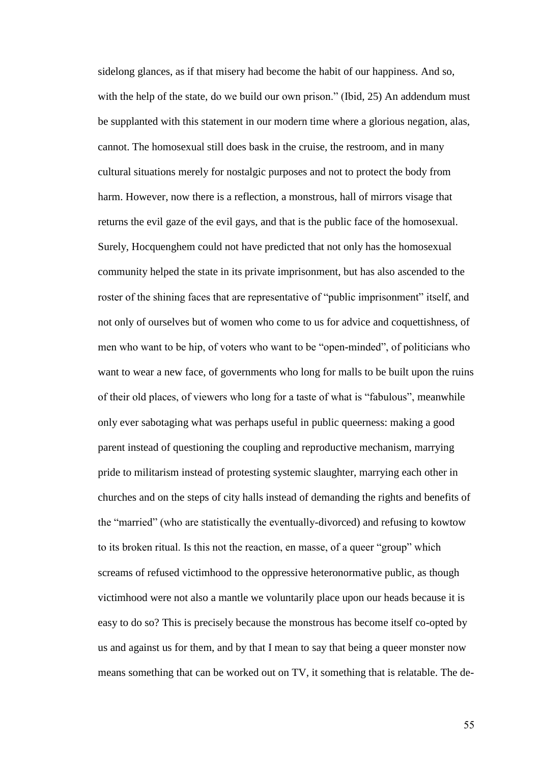sidelong glances, as if that misery had become the habit of our happiness. And so, with the help of the state, do we build our own prison." (Ibid, 25) An addendum must be supplanted with this statement in our modern time where a glorious negation, alas, cannot. The homosexual still does bask in the cruise, the restroom, and in many cultural situations merely for nostalgic purposes and not to protect the body from harm. However, now there is a reflection, a monstrous, hall of mirrors visage that returns the evil gaze of the evil gays, and that is the public face of the homosexual. Surely, Hocquenghem could not have predicted that not only has the homosexual community helped the state in its private imprisonment, but has also ascended to the roster of the shining faces that are representative of "public imprisonment" itself, and not only of ourselves but of women who come to us for advice and coquettishness, of men who want to be hip, of voters who want to be "open-minded", of politicians who want to wear a new face, of governments who long for malls to be built upon the ruins of their old places, of viewers who long for a taste of what is "fabulous", meanwhile only ever sabotaging what was perhaps useful in public queerness: making a good parent instead of questioning the coupling and reproductive mechanism, marrying pride to militarism instead of protesting systemic slaughter, marrying each other in churches and on the steps of city halls instead of demanding the rights and benefits of the "married" (who are statistically the eventually-divorced) and refusing to kowtow to its broken ritual. Is this not the reaction, en masse, of a queer "group" which screams of refused victimhood to the oppressive heteronormative public, as though victimhood were not also a mantle we voluntarily place upon our heads because it is easy to do so? This is precisely because the monstrous has become itself co-opted by us and against us for them, and by that I mean to say that being a queer monster now means something that can be worked out on TV, it something that is relatable. The de-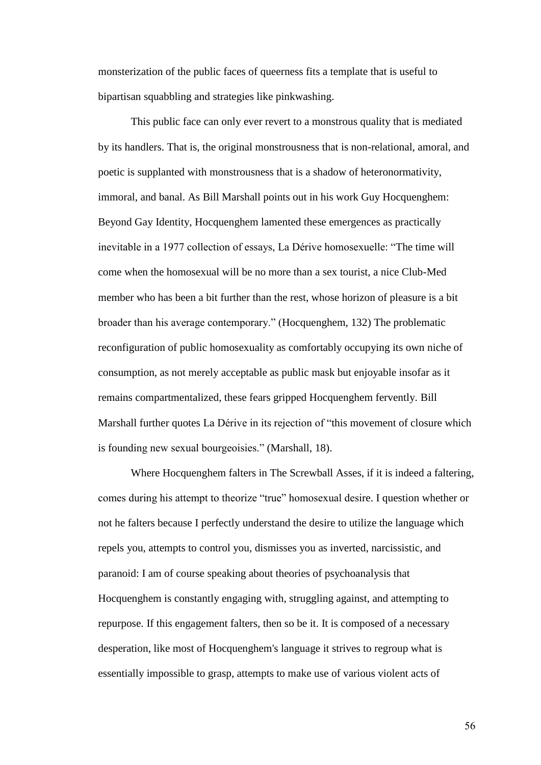monsterization of the public faces of queerness fits a template that is useful to bipartisan squabbling and strategies like pinkwashing.

This public face can only ever revert to a monstrous quality that is mediated by its handlers. That is, the original monstrousness that is non-relational, amoral, and poetic is supplanted with monstrousness that is a shadow of heteronormativity, immoral, and banal. As Bill Marshall points out in his work Guy Hocquenghem: Beyond Gay Identity, Hocquenghem lamented these emergences as practically inevitable in a 1977 collection of essays, La Dérive homosexuelle: "The time will come when the homosexual will be no more than a sex tourist, a nice Club-Med member who has been a bit further than the rest, whose horizon of pleasure is a bit broader than his average contemporary." (Hocquenghem, 132) The problematic reconfiguration of public homosexuality as comfortably occupying its own niche of consumption, as not merely acceptable as public mask but enjoyable insofar as it remains compartmentalized, these fears gripped Hocquenghem fervently. Bill Marshall further quotes La Dérive in its rejection of "this movement of closure which is founding new sexual bourgeoisies." (Marshall, 18).

Where Hocquenghem falters in The Screwball Asses, if it is indeed a faltering, comes during his attempt to theorize "true" homosexual desire. I question whether or not he falters because I perfectly understand the desire to utilize the language which repels you, attempts to control you, dismisses you as inverted, narcissistic, and paranoid: I am of course speaking about theories of psychoanalysis that Hocquenghem is constantly engaging with, struggling against, and attempting to repurpose. If this engagement falters, then so be it. It is composed of a necessary desperation, like most of Hocquenghem's language it strives to regroup what is essentially impossible to grasp, attempts to make use of various violent acts of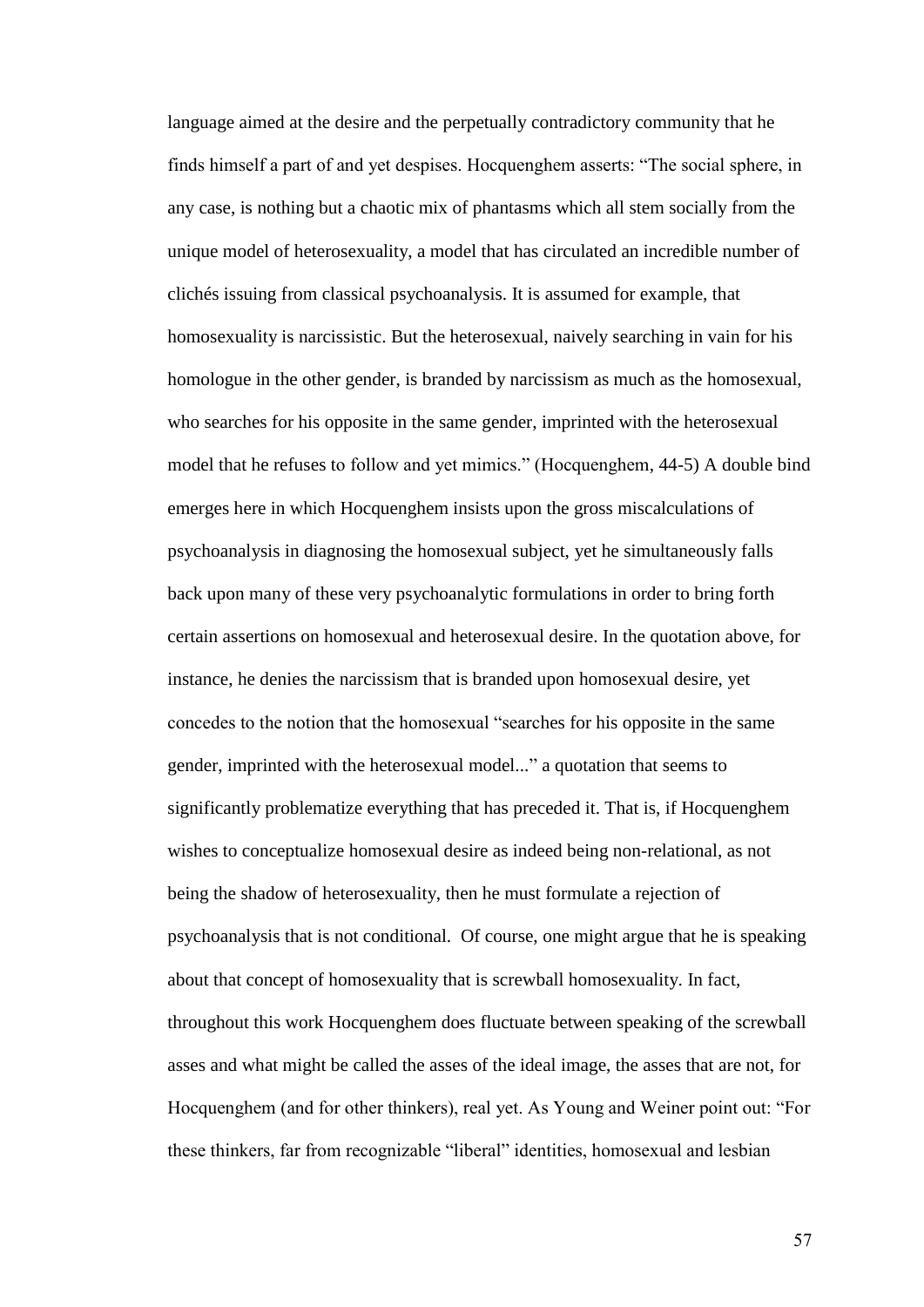language aimed at the desire and the perpetually contradictory community that he finds himself a part of and yet despises. Hocquenghem asserts: "The social sphere, in any case, is nothing but a chaotic mix of phantasms which all stem socially from the unique model of heterosexuality, a model that has circulated an incredible number of clichés issuing from classical psychoanalysis. It is assumed for example, that homosexuality is narcissistic. But the heterosexual, naively searching in vain for his homologue in the other gender, is branded by narcissism as much as the homosexual, who searches for his opposite in the same gender, imprinted with the heterosexual model that he refuses to follow and yet mimics." (Hocquenghem, 44-5) A double bind emerges here in which Hocquenghem insists upon the gross miscalculations of psychoanalysis in diagnosing the homosexual subject, yet he simultaneously falls back upon many of these very psychoanalytic formulations in order to bring forth certain assertions on homosexual and heterosexual desire. In the quotation above, for instance, he denies the narcissism that is branded upon homosexual desire, yet concedes to the notion that the homosexual "searches for his opposite in the same gender, imprinted with the heterosexual model..." a quotation that seems to significantly problematize everything that has preceded it. That is, if Hocquenghem wishes to conceptualize homosexual desire as indeed being non-relational, as not being the shadow of heterosexuality, then he must formulate a rejection of psychoanalysis that is not conditional. Of course, one might argue that he is speaking about that concept of homosexuality that is screwball homosexuality. In fact, throughout this work Hocquenghem does fluctuate between speaking of the screwball asses and what might be called the asses of the ideal image, the asses that are not, for Hocquenghem (and for other thinkers), real yet. As Young and Weiner point out: "For these thinkers, far from recognizable "liberal" identities, homosexual and lesbian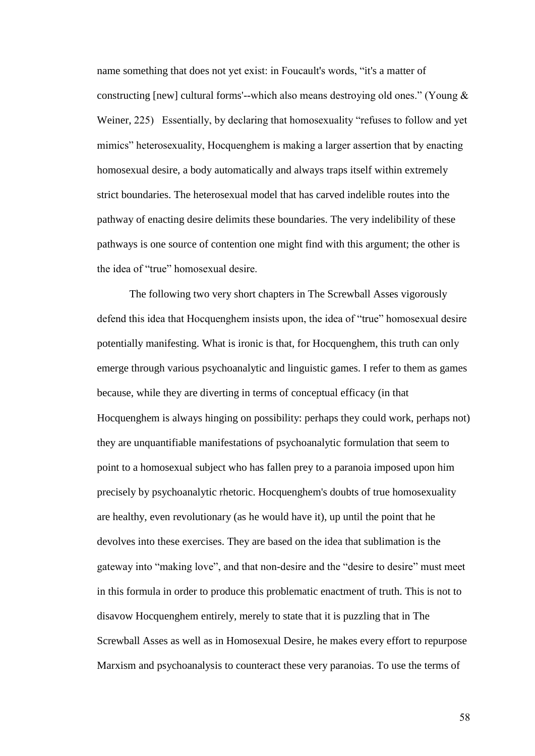name something that does not yet exist: in Foucault's words, "it's a matter of constructing [new] cultural forms'--which also means destroying old ones." (Young & Weiner, 225) Essentially, by declaring that homosexuality "refuses to follow and yet mimics" heterosexuality, Hocquenghem is making a larger assertion that by enacting homosexual desire, a body automatically and always traps itself within extremely strict boundaries. The heterosexual model that has carved indelible routes into the pathway of enacting desire delimits these boundaries. The very indelibility of these pathways is one source of contention one might find with this argument; the other is the idea of "true" homosexual desire.

The following two very short chapters in The Screwball Asses vigorously defend this idea that Hocquenghem insists upon, the idea of "true" homosexual desire potentially manifesting. What is ironic is that, for Hocquenghem, this truth can only emerge through various psychoanalytic and linguistic games. I refer to them as games because, while they are diverting in terms of conceptual efficacy (in that Hocquenghem is always hinging on possibility: perhaps they could work, perhaps not) they are unquantifiable manifestations of psychoanalytic formulation that seem to point to a homosexual subject who has fallen prey to a paranoia imposed upon him precisely by psychoanalytic rhetoric. Hocquenghem's doubts of true homosexuality are healthy, even revolutionary (as he would have it), up until the point that he devolves into these exercises. They are based on the idea that sublimation is the gateway into "making love", and that non-desire and the "desire to desire" must meet in this formula in order to produce this problematic enactment of truth. This is not to disavow Hocquenghem entirely, merely to state that it is puzzling that in The Screwball Asses as well as in Homosexual Desire, he makes every effort to repurpose Marxism and psychoanalysis to counteract these very paranoias. To use the terms of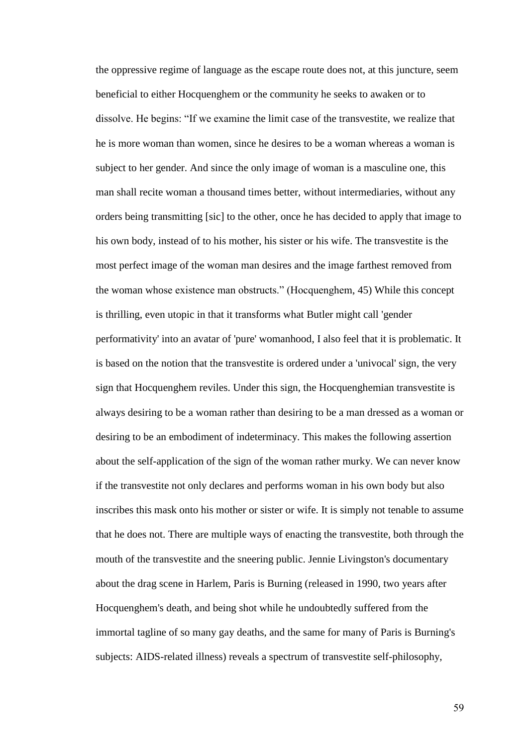the oppressive regime of language as the escape route does not, at this juncture, seem beneficial to either Hocquenghem or the community he seeks to awaken or to dissolve. He begins: "If we examine the limit case of the transvestite, we realize that he is more woman than women, since he desires to be a woman whereas a woman is subject to her gender. And since the only image of woman is a masculine one, this man shall recite woman a thousand times better, without intermediaries, without any orders being transmitting [sic] to the other, once he has decided to apply that image to his own body, instead of to his mother, his sister or his wife. The transvestite is the most perfect image of the woman man desires and the image farthest removed from the woman whose existence man obstructs." (Hocquenghem, 45) While this concept is thrilling, even utopic in that it transforms what Butler might call 'gender performativity' into an avatar of 'pure' womanhood, I also feel that it is problematic. It is based on the notion that the transvestite is ordered under a 'univocal' sign, the very sign that Hocquenghem reviles. Under this sign, the Hocquenghemian transvestite is always desiring to be a woman rather than desiring to be a man dressed as a woman or desiring to be an embodiment of indeterminacy. This makes the following assertion about the self-application of the sign of the woman rather murky. We can never know if the transvestite not only declares and performs woman in his own body but also inscribes this mask onto his mother or sister or wife. It is simply not tenable to assume that he does not. There are multiple ways of enacting the transvestite, both through the mouth of the transvestite and the sneering public. Jennie Livingston's documentary about the drag scene in Harlem, Paris is Burning (released in 1990, two years after Hocquenghem's death, and being shot while he undoubtedly suffered from the immortal tagline of so many gay deaths, and the same for many of Paris is Burning's subjects: AIDS-related illness) reveals a spectrum of transvestite self-philosophy,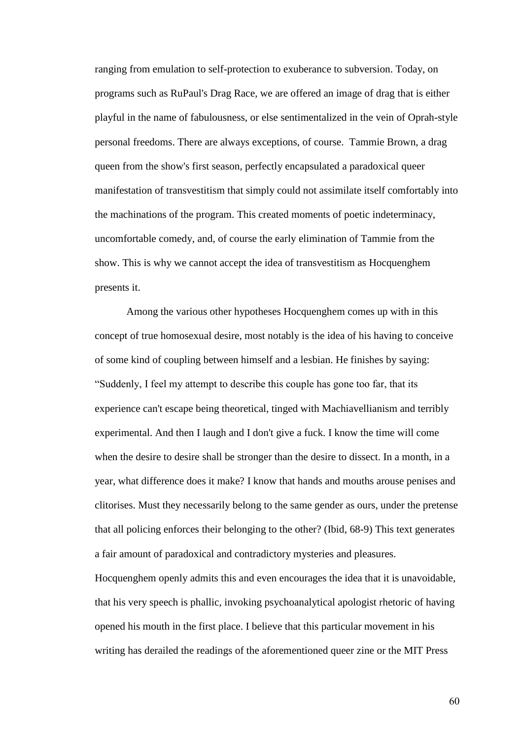ranging from emulation to self-protection to exuberance to subversion. Today, on programs such as RuPaul's Drag Race, we are offered an image of drag that is either playful in the name of fabulousness, or else sentimentalized in the vein of Oprah-style personal freedoms. There are always exceptions, of course. Tammie Brown, a drag queen from the show's first season, perfectly encapsulated a paradoxical queer manifestation of transvestitism that simply could not assimilate itself comfortably into the machinations of the program. This created moments of poetic indeterminacy, uncomfortable comedy, and, of course the early elimination of Tammie from the show. This is why we cannot accept the idea of transvestitism as Hocquenghem presents it.

Among the various other hypotheses Hocquenghem comes up with in this concept of true homosexual desire, most notably is the idea of his having to conceive of some kind of coupling between himself and a lesbian. He finishes by saying: "Suddenly, I feel my attempt to describe this couple has gone too far, that its experience can't escape being theoretical, tinged with Machiavellianism and terribly experimental. And then I laugh and I don't give a fuck. I know the time will come when the desire to desire shall be stronger than the desire to dissect. In a month, in a year, what difference does it make? I know that hands and mouths arouse penises and clitorises. Must they necessarily belong to the same gender as ours, under the pretense that all policing enforces their belonging to the other? (Ibid, 68-9) This text generates a fair amount of paradoxical and contradictory mysteries and pleasures. Hocquenghem openly admits this and even encourages the idea that it is unavoidable, that his very speech is phallic, invoking psychoanalytical apologist rhetoric of having opened his mouth in the first place. I believe that this particular movement in his writing has derailed the readings of the aforementioned queer zine or the MIT Press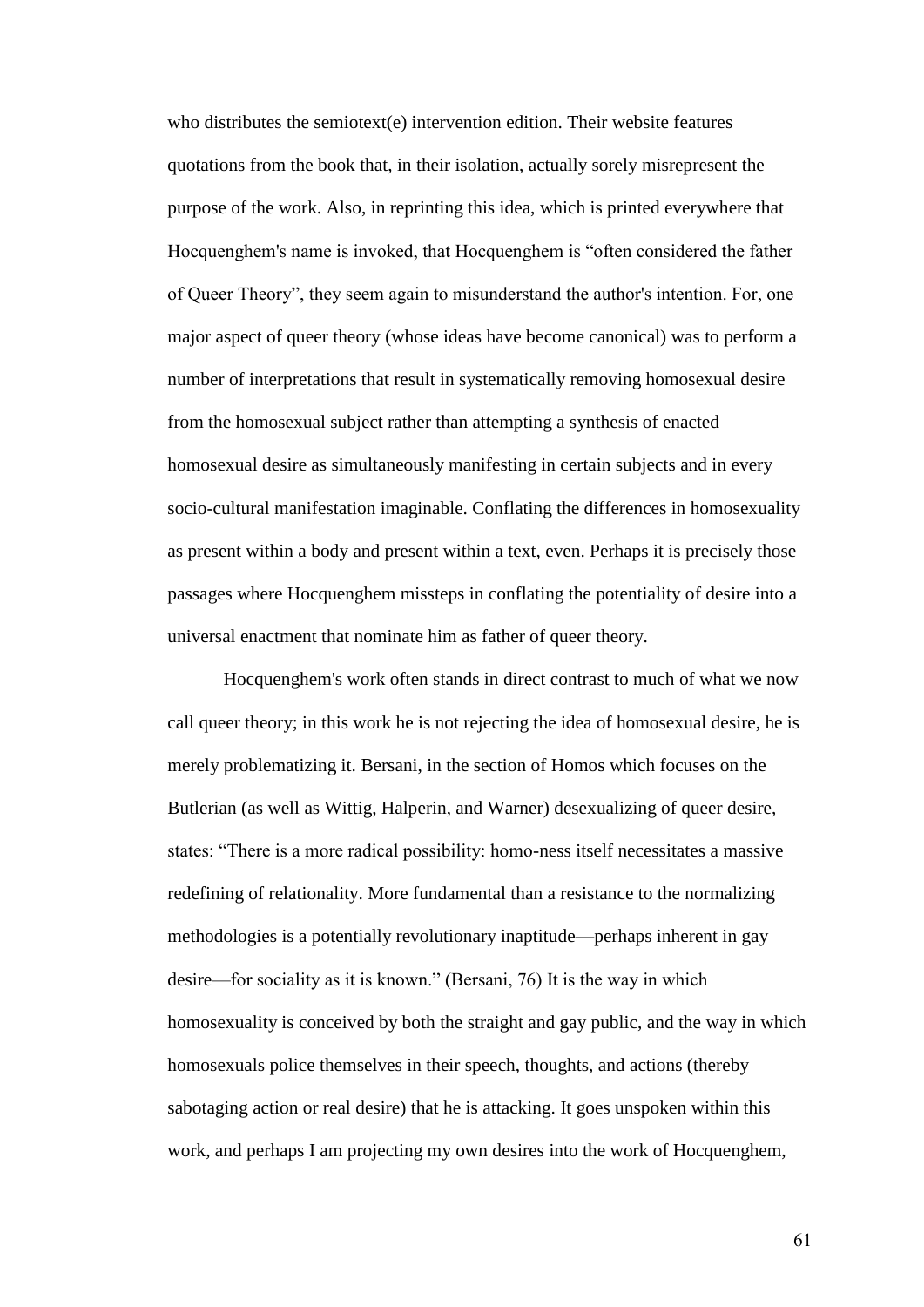who distributes the semiotext(e) intervention edition. Their website features quotations from the book that, in their isolation, actually sorely misrepresent the purpose of the work. Also, in reprinting this idea, which is printed everywhere that Hocquenghem's name is invoked, that Hocquenghem is "often considered the father of Queer Theory", they seem again to misunderstand the author's intention. For, one major aspect of queer theory (whose ideas have become canonical) was to perform a number of interpretations that result in systematically removing homosexual desire from the homosexual subject rather than attempting a synthesis of enacted homosexual desire as simultaneously manifesting in certain subjects and in every socio-cultural manifestation imaginable. Conflating the differences in homosexuality as present within a body and present within a text, even. Perhaps it is precisely those passages where Hocquenghem missteps in conflating the potentiality of desire into a universal enactment that nominate him as father of queer theory.

Hocquenghem's work often stands in direct contrast to much of what we now call queer theory; in this work he is not rejecting the idea of homosexual desire, he is merely problematizing it. Bersani, in the section of Homos which focuses on the Butlerian (as well as Wittig, Halperin, and Warner) desexualizing of queer desire, states: "There is a more radical possibility: homo-ness itself necessitates a massive redefining of relationality. More fundamental than a resistance to the normalizing methodologies is a potentially revolutionary inaptitude—perhaps inherent in gay desire—for sociality as it is known." (Bersani, 76) It is the way in which homosexuality is conceived by both the straight and gay public, and the way in which homosexuals police themselves in their speech, thoughts, and actions (thereby sabotaging action or real desire) that he is attacking. It goes unspoken within this work, and perhaps I am projecting my own desires into the work of Hocquenghem,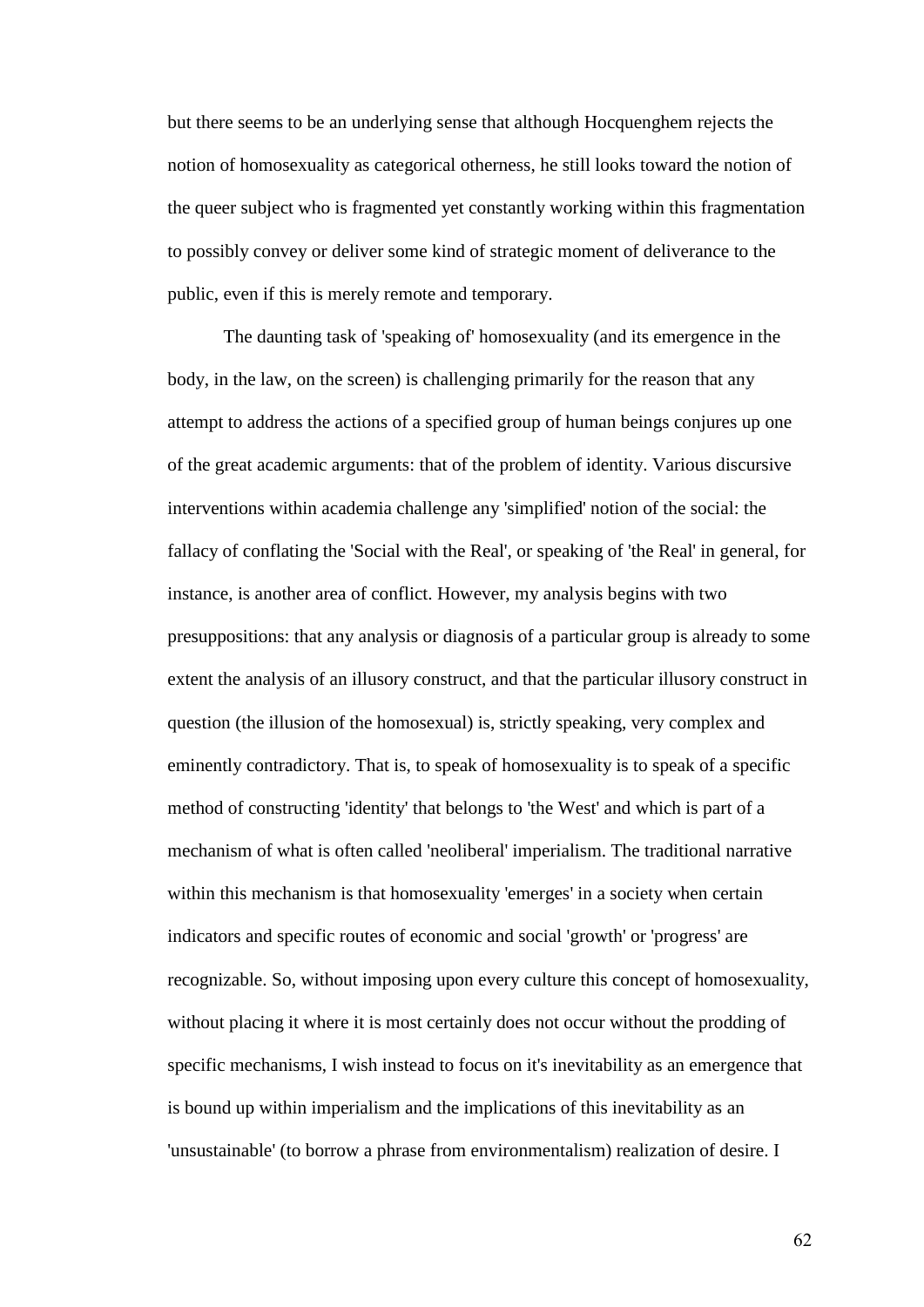but there seems to be an underlying sense that although Hocquenghem rejects the notion of homosexuality as categorical otherness, he still looks toward the notion of the queer subject who is fragmented yet constantly working within this fragmentation to possibly convey or deliver some kind of strategic moment of deliverance to the public, even if this is merely remote and temporary.

The daunting task of 'speaking of' homosexuality (and its emergence in the body, in the law, on the screen) is challenging primarily for the reason that any attempt to address the actions of a specified group of human beings conjures up one of the great academic arguments: that of the problem of identity. Various discursive interventions within academia challenge any 'simplified' notion of the social: the fallacy of conflating the 'Social with the Real', or speaking of 'the Real' in general, for instance, is another area of conflict. However, my analysis begins with two presuppositions: that any analysis or diagnosis of a particular group is already to some extent the analysis of an illusory construct, and that the particular illusory construct in question (the illusion of the homosexual) is, strictly speaking, very complex and eminently contradictory. That is, to speak of homosexuality is to speak of a specific method of constructing 'identity' that belongs to 'the West' and which is part of a mechanism of what is often called 'neoliberal' imperialism. The traditional narrative within this mechanism is that homosexuality 'emerges' in a society when certain indicators and specific routes of economic and social 'growth' or 'progress' are recognizable. So, without imposing upon every culture this concept of homosexuality, without placing it where it is most certainly does not occur without the prodding of specific mechanisms, I wish instead to focus on it's inevitability as an emergence that is bound up within imperialism and the implications of this inevitability as an 'unsustainable' (to borrow a phrase from environmentalism) realization of desire. I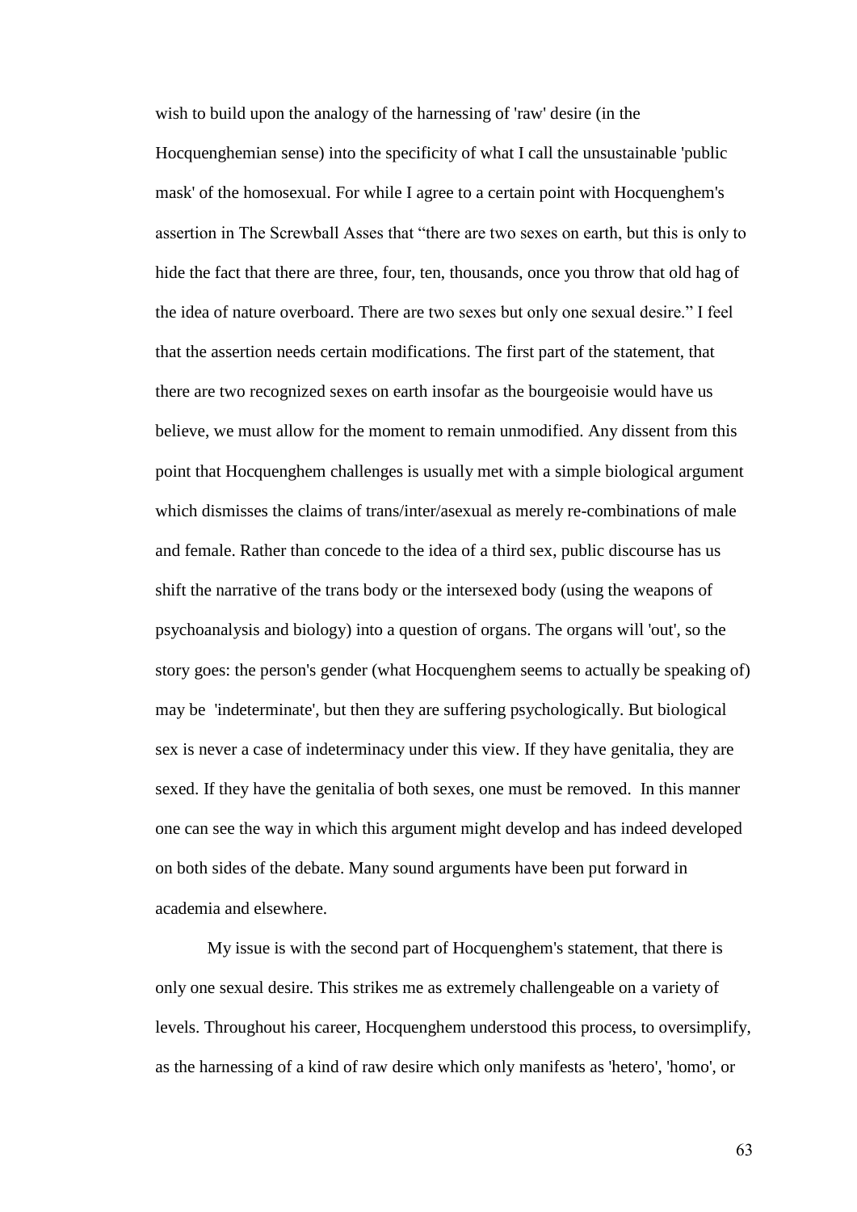wish to build upon the analogy of the harnessing of 'raw' desire (in the Hocquenghemian sense) into the specificity of what I call the unsustainable 'public mask' of the homosexual. For while I agree to a certain point with Hocquenghem's assertion in The Screwball Asses that "there are two sexes on earth, but this is only to hide the fact that there are three, four, ten, thousands, once you throw that old hag of the idea of nature overboard. There are two sexes but only one sexual desire." I feel that the assertion needs certain modifications. The first part of the statement, that there are two recognized sexes on earth insofar as the bourgeoisie would have us believe, we must allow for the moment to remain unmodified. Any dissent from this point that Hocquenghem challenges is usually met with a simple biological argument which dismisses the claims of trans/inter/asexual as merely re-combinations of male and female. Rather than concede to the idea of a third sex, public discourse has us shift the narrative of the trans body or the intersexed body (using the weapons of psychoanalysis and biology) into a question of organs. The organs will 'out', so the story goes: the person's gender (what Hocquenghem seems to actually be speaking of) may be 'indeterminate', but then they are suffering psychologically. But biological sex is never a case of indeterminacy under this view. If they have genitalia, they are sexed. If they have the genitalia of both sexes, one must be removed. In this manner one can see the way in which this argument might develop and has indeed developed on both sides of the debate. Many sound arguments have been put forward in academia and elsewhere.

My issue is with the second part of Hocquenghem's statement, that there is only one sexual desire. This strikes me as extremely challengeable on a variety of levels. Throughout his career, Hocquenghem understood this process, to oversimplify, as the harnessing of a kind of raw desire which only manifests as 'hetero', 'homo', or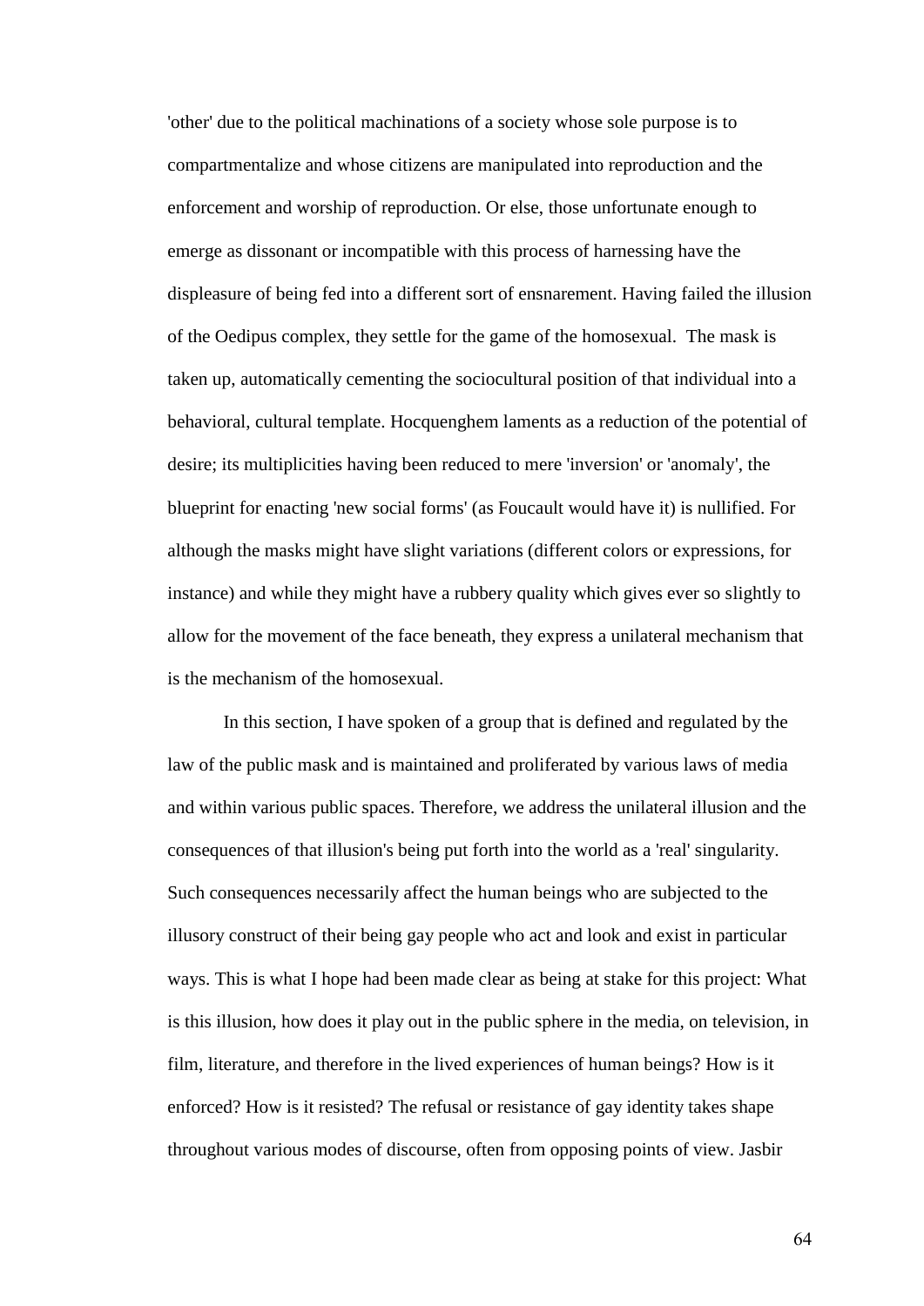'other' due to the political machinations of a society whose sole purpose is to compartmentalize and whose citizens are manipulated into reproduction and the enforcement and worship of reproduction. Or else, those unfortunate enough to emerge as dissonant or incompatible with this process of harnessing have the displeasure of being fed into a different sort of ensnarement. Having failed the illusion of the Oedipus complex, they settle for the game of the homosexual. The mask is taken up, automatically cementing the sociocultural position of that individual into a behavioral, cultural template. Hocquenghem laments as a reduction of the potential of desire; its multiplicities having been reduced to mere 'inversion' or 'anomaly', the blueprint for enacting 'new social forms' (as Foucault would have it) is nullified. For although the masks might have slight variations (different colors or expressions, for instance) and while they might have a rubbery quality which gives ever so slightly to allow for the movement of the face beneath, they express a unilateral mechanism that is the mechanism of the homosexual.

In this section, I have spoken of a group that is defined and regulated by the law of the public mask and is maintained and proliferated by various laws of media and within various public spaces. Therefore, we address the unilateral illusion and the consequences of that illusion's being put forth into the world as a 'real' singularity. Such consequences necessarily affect the human beings who are subjected to the illusory construct of their being gay people who act and look and exist in particular ways. This is what I hope had been made clear as being at stake for this project: What is this illusion, how does it play out in the public sphere in the media, on television, in film, literature, and therefore in the lived experiences of human beings? How is it enforced? How is it resisted? The refusal or resistance of gay identity takes shape throughout various modes of discourse, often from opposing points of view. Jasbir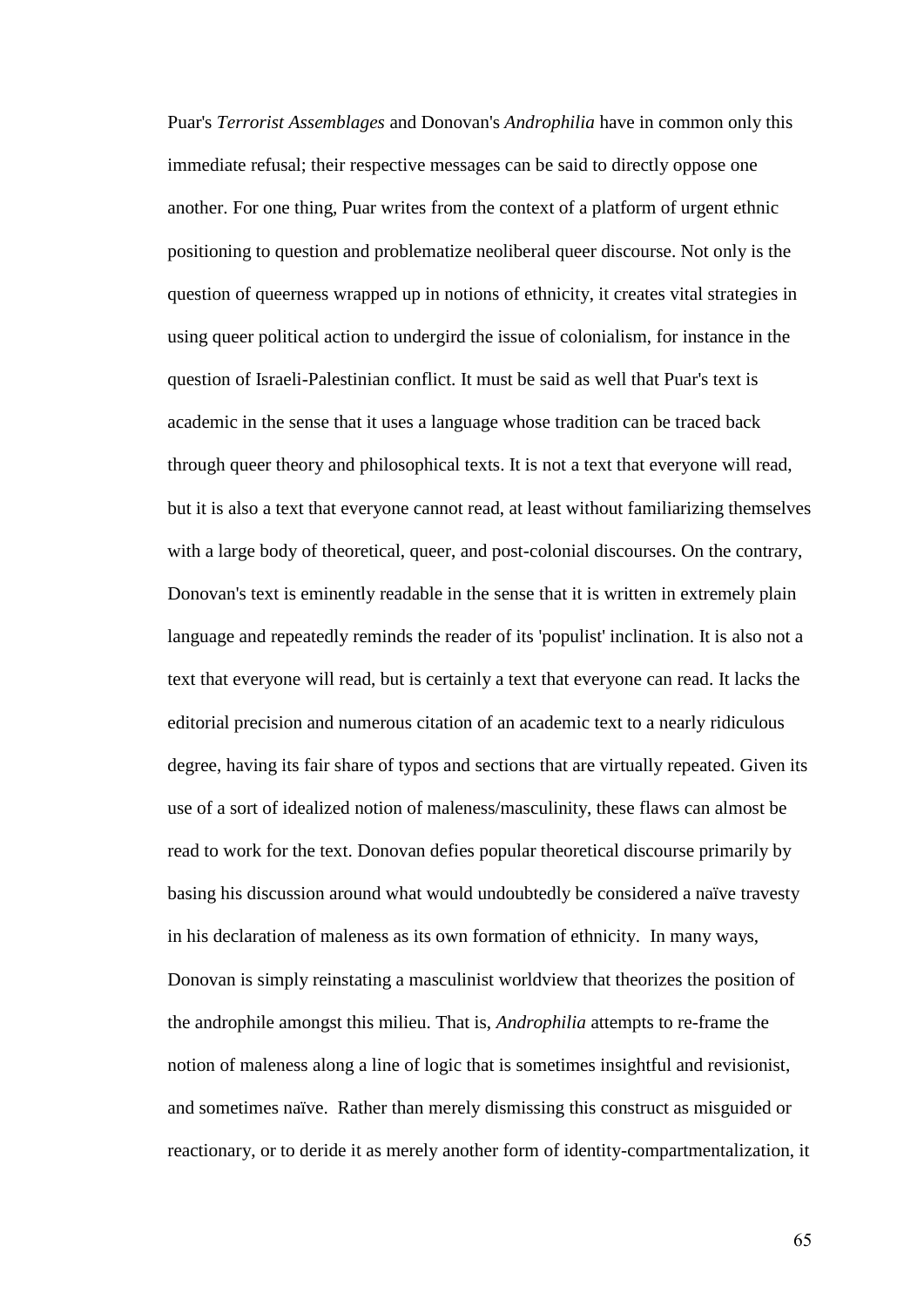Puar's *Terrorist Assemblages* and Donovan's *Androphilia* have in common only this immediate refusal; their respective messages can be said to directly oppose one another. For one thing, Puar writes from the context of a platform of urgent ethnic positioning to question and problematize neoliberal queer discourse. Not only is the question of queerness wrapped up in notions of ethnicity, it creates vital strategies in using queer political action to undergird the issue of colonialism, for instance in the question of Israeli-Palestinian conflict. It must be said as well that Puar's text is academic in the sense that it uses a language whose tradition can be traced back through queer theory and philosophical texts. It is not a text that everyone will read, but it is also a text that everyone cannot read, at least without familiarizing themselves with a large body of theoretical, queer, and post-colonial discourses. On the contrary, Donovan's text is eminently readable in the sense that it is written in extremely plain language and repeatedly reminds the reader of its 'populist' inclination. It is also not a text that everyone will read, but is certainly a text that everyone can read. It lacks the editorial precision and numerous citation of an academic text to a nearly ridiculous degree, having its fair share of typos and sections that are virtually repeated. Given its use of a sort of idealized notion of maleness/masculinity, these flaws can almost be read to work for the text. Donovan defies popular theoretical discourse primarily by basing his discussion around what would undoubtedly be considered a naïve travesty in his declaration of maleness as its own formation of ethnicity. In many ways, Donovan is simply reinstating a masculinist worldview that theorizes the position of the androphile amongst this milieu. That is, *Androphilia* attempts to re-frame the notion of maleness along a line of logic that is sometimes insightful and revisionist, and sometimes naïve. Rather than merely dismissing this construct as misguided or reactionary, or to deride it as merely another form of identity-compartmentalization, it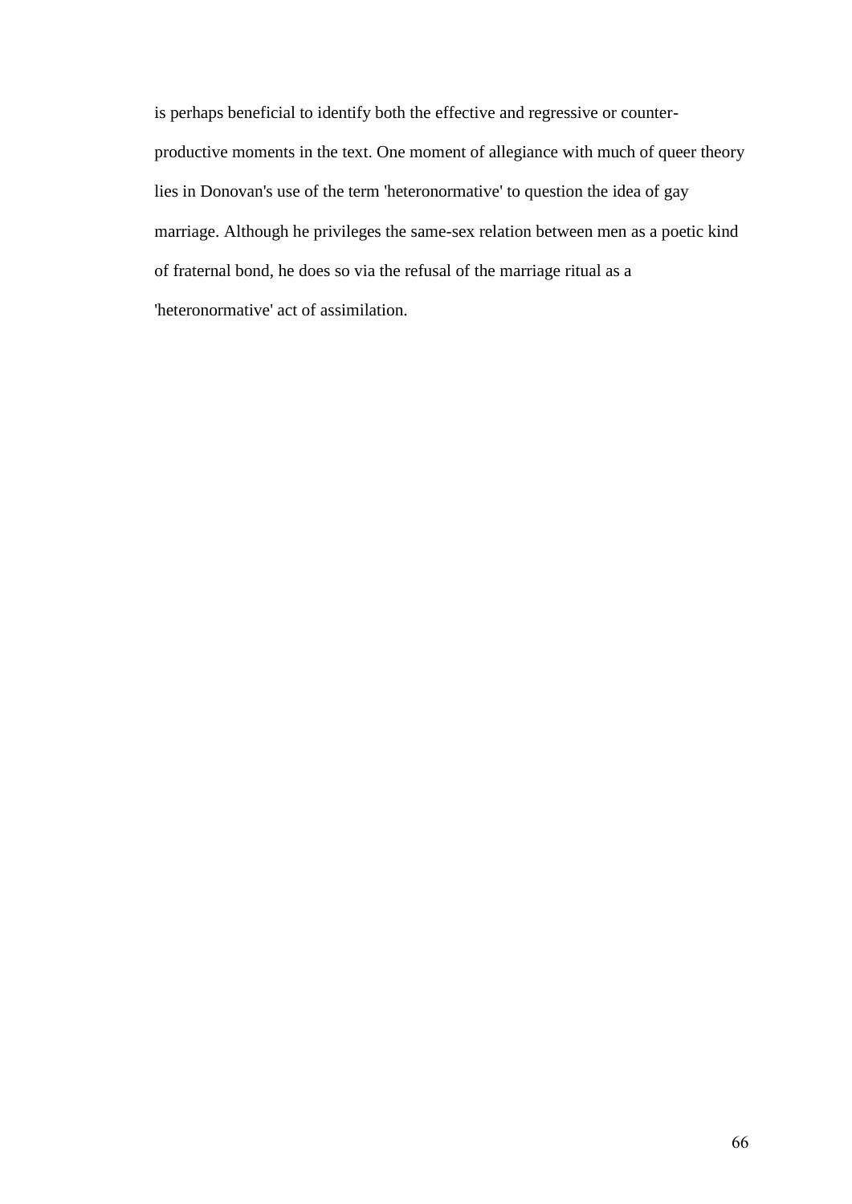is perhaps beneficial to identify both the effective and regressive or counter-productive moments in the text. One moment of allegiance with much of queer theory lies in Donovan's use of the term 'heteronormative' to question the idea of gay marriage. Although he privileges the same-sex relation between men as a poetic kind of fraternal bond, he does so via the refusal of the marriage ritual as a 'heteronormative' act of assimilation.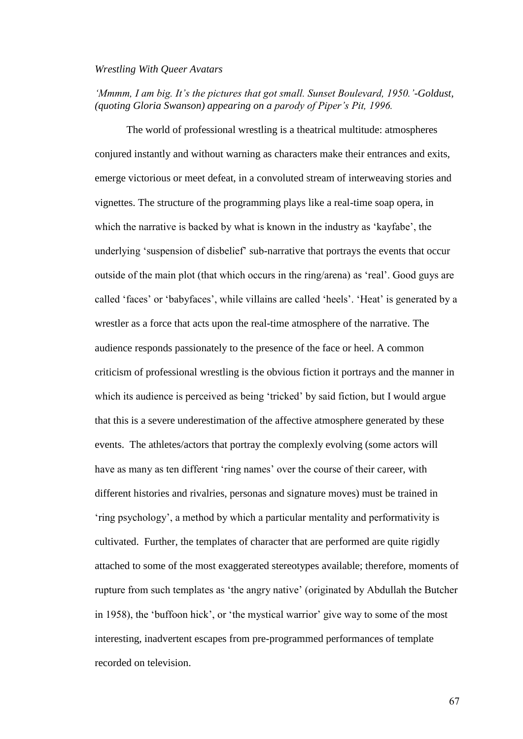*Wrestling With Queer Avatars*

*'Mmmm, I am big. It's the pictures that got small. Sunset Boulevard, 1950.'-Goldust, (quoting Gloria Swanson) appearing on a parody of Piper's Pit, 1996.*

The world of professional wrestling is a theatrical multitude: atmospheres conjured instantly and without warning as characters make their entrances and exits, emerge victorious or meet defeat, in a convoluted stream of interweaving stories and vignettes. The structure of the programming plays like a real-time soap opera, in which the narrative is backed by what is known in the industry as 'kayfabe', the underlying 'suspension of disbelief' sub-narrative that portrays the events that occur outside of the main plot (that which occurs in the ring/arena) as 'real'. Good guys are called 'faces' or 'babyfaces', while villains are called 'heels'. 'Heat' is generated by a wrestler as a force that acts upon the real-time atmosphere of the narrative. The audience responds passionately to the presence of the face or heel. A common criticism of professional wrestling is the obvious fiction it portrays and the manner in which its audience is perceived as being 'tricked' by said fiction, but I would argue that this is a severe underestimation of the affective atmosphere generated by these events. The athletes/actors that portray the complexly evolving (some actors will have as many as ten different 'ring names' over the course of their career, with different histories and rivalries, personas and signature moves) must be trained in 'ring psychology', a method by which a particular mentality and performativity is cultivated. Further, the templates of character that are performed are quite rigidly attached to some of the most exaggerated stereotypes available; therefore, moments of rupture from such templates as 'the angry native' (originated by Abdullah the Butcher in 1958), the 'buffoon hick', or 'the mystical warrior' give way to some of the most interesting, inadvertent escapes from pre-programmed performances of template recorded on television.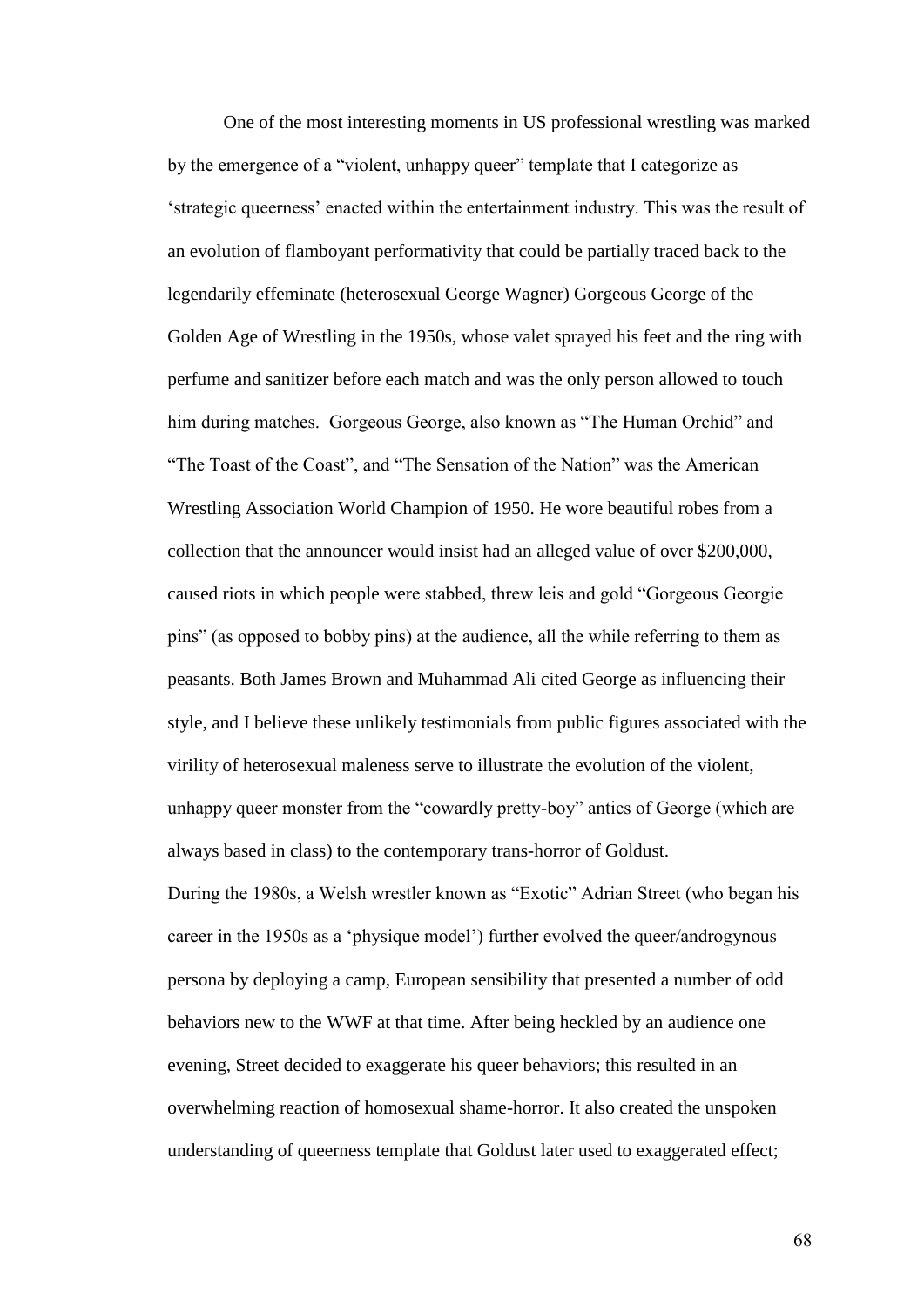One of the most interesting moments in US professional wrestling was marked by the emergence of a "violent, unhappy queer" template that I categorize as 'strategic queerness' enacted within the entertainment industry. This was the result of an evolution of flamboyant performativity that could be partially traced back to the legendarily effeminate (heterosexual George Wagner) Gorgeous George of the Golden Age of Wrestling in the 1950s, whose valet sprayed his feet and the ring with perfume and sanitizer before each match and was the only person allowed to touch him during matches. Gorgeous George, also known as "The Human Orchid" and "The Toast of the Coast", and "The Sensation of the Nation" was the American Wrestling Association World Champion of 1950. He wore beautiful robes from a collection that the announcer would insist had an alleged value of over $200,000, caused riots in which people were stabbed, threw leis and gold "Gorgeous Georgie pins" (as opposed to bobby pins) at the audience, all the while referring to them as peasants. Both James Brown and Muhammad Ali cited George as influencing their style, and I believe these unlikely testimonials from public figures associated with the virility of heterosexual maleness serve to illustrate the evolution of the violent, unhappy queer monster from the "cowardly pretty-boy" antics of George (which are always based in class) to the contemporary trans-horror of Goldust.

During the 1980s, a Welsh wrestler known as "Exotic" Adrian Street (who began his career in the 1950s as a 'physique model') further evolved the queer/androgynous persona by deploying a camp, European sensibility that presented a number of odd behaviors new to the WWF at that time. After being heckled by an audience one evening, Street decided to exaggerate his queer behaviors; this resulted in an overwhelming reaction of homosexual shame-horror. It also created the unspoken understanding of queerness template that Goldust later used to exaggerated effect;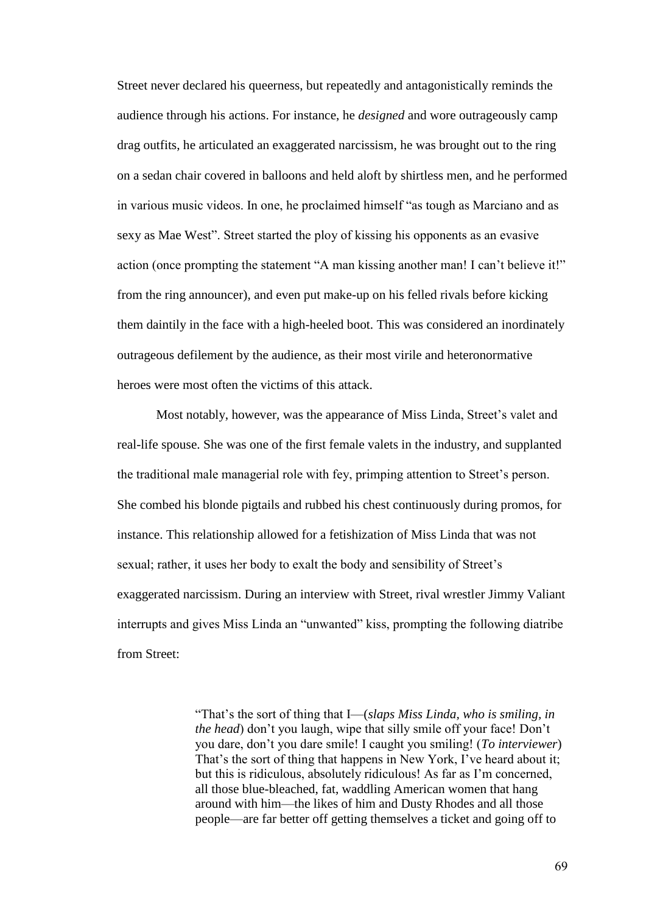Street never declared his queerness, but repeatedly and antagonistically reminds the audience through his actions. For instance, he *designed* and wore outrageously camp drag outfits, he articulated an exaggerated narcissism, he was brought out to the ring on a sedan chair covered in balloons and held aloft by shirtless men, and he performed in various music videos. In one, he proclaimed himself "as tough as Marciano and as sexy as Mae West". Street started the ploy of kissing his opponents as an evasive action (once prompting the statement "A man kissing another man! I can't believe it!" from the ring announcer), and even put make-up on his felled rivals before kicking them daintily in the face with a high-heeled boot. This was considered an inordinately outrageous defilement by the audience, as their most virile and heteronormative heroes were most often the victims of this attack.

Most notably, however, was the appearance of Miss Linda, Street's valet and real-life spouse. She was one of the first female valets in the industry, and supplanted the traditional male managerial role with fey, primping attention to Street's person. She combed his blonde pigtails and rubbed his chest continuously during promos, for instance. This relationship allowed for a fetishization of Miss Linda that was not sexual; rather, it uses her body to exalt the body and sensibility of Street's exaggerated narcissism. During an interview with Street, rival wrestler Jimmy Valiant interrupts and gives Miss Linda an "unwanted" kiss, prompting the following diatribe from Street:

> "That's the sort of thing that I—(*slaps Miss Linda, who is smiling, in the head*) don't you laugh, wipe that silly smile off your face! Don't you dare, don't you dare smile! I caught you smiling! (*To interviewer*) That's the sort of thing that happens in New York, I've heard about it; but this is ridiculous, absolutely ridiculous! As far as I'm concerned, all those blue-bleached, fat, waddling American women that hang around with him—the likes of him and Dusty Rhodes and all those people—are far better off getting themselves a ticket and going off to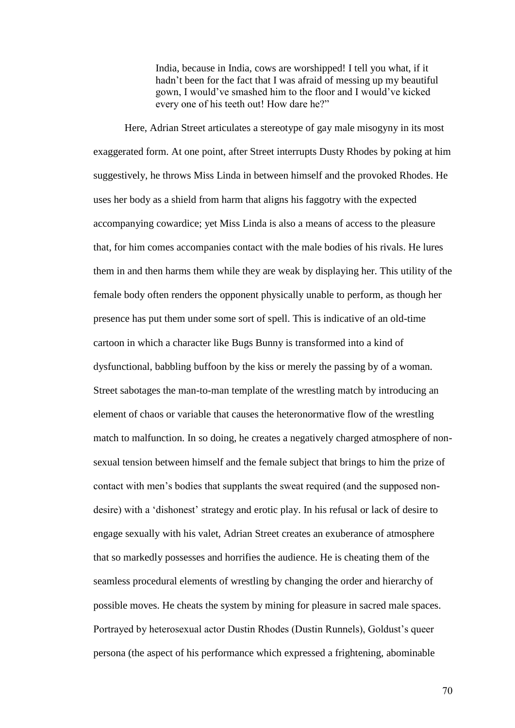> India, because in India, cows are worshipped! I tell you what, if it hadn't been for the fact that I was afraid of messing up my beautiful gown, I would've smashed him to the floor and I would've kicked every one of his teeth out! How dare he?"

Here, Adrian Street articulates a stereotype of gay male misogyny in its most exaggerated form. At one point, after Street interrupts Dusty Rhodes by poking at him suggestively, he throws Miss Linda in between himself and the provoked Rhodes. He uses her body as a shield from harm that aligns his faggotry with the expected accompanying cowardice; yet Miss Linda is also a means of access to the pleasure that, for him comes accompanies contact with the male bodies of his rivals. He lures them in and then harms them while they are weak by displaying her. This utility of the female body often renders the opponent physically unable to perform, as though her presence has put them under some sort of spell. This is indicative of an old-time cartoon in which a character like Bugs Bunny is transformed into a kind of dysfunctional, babbling buffoon by the kiss or merely the passing by of a woman. Street sabotages the man-to-man template of the wrestling match by introducing an element of chaos or variable that causes the heteronormative flow of the wrestling match to malfunction. In so doing, he creates a negatively charged atmosphere of non-sexual tension between himself and the female subject that brings to him the prize of contact with men's bodies that supplants the sweat required (and the supposed non-desire) with a 'dishonest' strategy and erotic play. In his refusal or lack of desire to engage sexually with his valet, Adrian Street creates an exuberance of atmosphere that so markedly possesses and horrifies the audience. He is cheating them of the seamless procedural elements of wrestling by changing the order and hierarchy of possible moves. He cheats the system by mining for pleasure in sacred male spaces. Portrayed by heterosexual actor Dustin Rhodes (Dustin Runnels), Goldust's queer persona (the aspect of his performance which expressed a frightening, abominable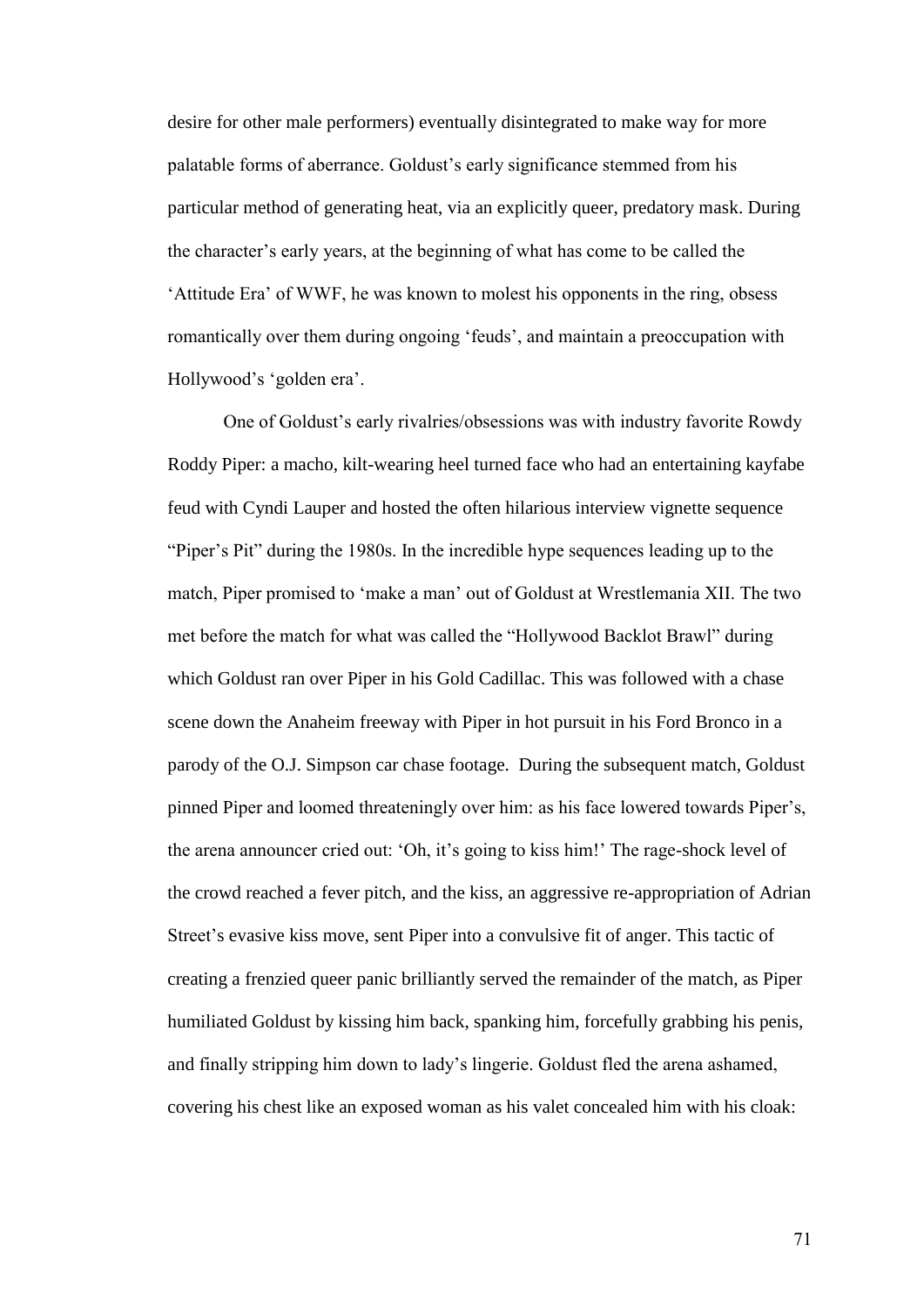desire for other male performers) eventually disintegrated to make way for more palatable forms of aberrance. Goldust's early significance stemmed from his particular method of generating heat, via an explicitly queer, predatory mask. During the character's early years, at the beginning of what has come to be called the 'Attitude Era' of WWF, he was known to molest his opponents in the ring, obsess romantically over them during ongoing 'feuds', and maintain a preoccupation with Hollywood's 'golden era'.

One of Goldust's early rivalries/obsessions was with industry favorite Rowdy Roddy Piper: a macho, kilt-wearing heel turned face who had an entertaining kayfabe feud with Cyndi Lauper and hosted the often hilarious interview vignette sequence "Piper's Pit" during the 1980s. In the incredible hype sequences leading up to the match, Piper promised to 'make a man' out of Goldust at Wrestlemania XII. The two met before the match for what was called the "Hollywood Backlot Brawl" during which Goldust ran over Piper in his Gold Cadillac. This was followed with a chase scene down the Anaheim freeway with Piper in hot pursuit in his Ford Bronco in a parody of the O.J. Simpson car chase footage. During the subsequent match, Goldust pinned Piper and loomed threateningly over him: as his face lowered towards Piper's, the arena announcer cried out: 'Oh, it's going to kiss him!' The rage-shock level of the crowd reached a fever pitch, and the kiss, an aggressive re-appropriation of Adrian Street's evasive kiss move, sent Piper into a convulsive fit of anger. This tactic of creating a frenzied queer panic brilliantly served the remainder of the match, as Piper humiliated Goldust by kissing him back, spanking him, forcefully grabbing his penis, and finally stripping him down to lady's lingerie. Goldust fled the arena ashamed, covering his chest like an exposed woman as his valet concealed him with his cloak: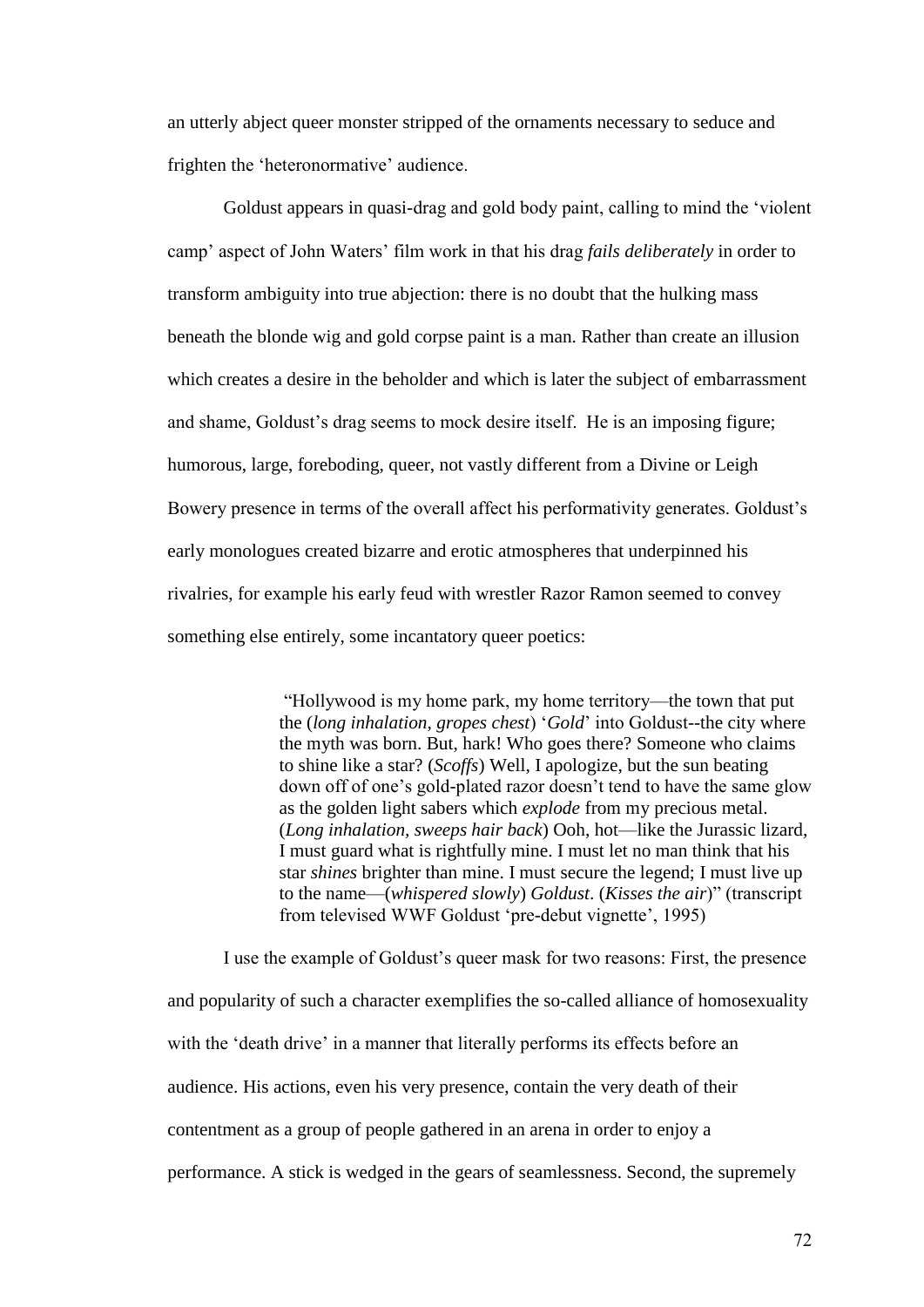an utterly abject queer monster stripped of the ornaments necessary to seduce and frighten the 'heteronormative' audience.

Goldust appears in quasi-drag and gold body paint, calling to mind the 'violent camp' aspect of John Waters' film work in that his drag *fails deliberately* in order to transform ambiguity into true abjection: there is no doubt that the hulking mass beneath the blonde wig and gold corpse paint is a man. Rather than create an illusion which creates a desire in the beholder and which is later the subject of embarrassment and shame, Goldust's drag seems to mock desire itself. He is an imposing figure; humorous, large, foreboding, queer, not vastly different from a Divine or Leigh Bowery presence in terms of the overall affect his performativity generates. Goldust's early monologues created bizarre and erotic atmospheres that underpinned his rivalries, for example his early feud with wrestler Razor Ramon seemed to convey something else entirely, some incantatory queer poetics:

> "Hollywood is my home park, my home territory—the town that put the (*long inhalation, gropes chest*) '*Gold*' into Goldust--the city where the myth was born. But, hark! Who goes there? Someone who claims to shine like a star? (*Scoffs*) Well, I apologize, but the sun beating down off of one's gold-plated razor doesn't tend to have the same glow as the golden light sabers which *explode* from my precious metal. (*Long inhalation, sweeps hair back*) Ooh, hot—like the Jurassic lizard, I must guard what is rightfully mine. I must let no man think that his star *shines* brighter than mine. I must secure the legend; I must live up to the name—(*whispered slowly*) *Goldust*. (*Kisses the air*)" (transcript from televised WWF Goldust 'pre-debut vignette', 1995)

I use the example of Goldust's queer mask for two reasons: First, the presence and popularity of such a character exemplifies the so-called alliance of homosexuality with the 'death drive' in a manner that literally performs its effects before an audience. His actions, even his very presence, contain the very death of their contentment as a group of people gathered in an arena in order to enjoy a performance. A stick is wedged in the gears of seamlessness. Second, the supremely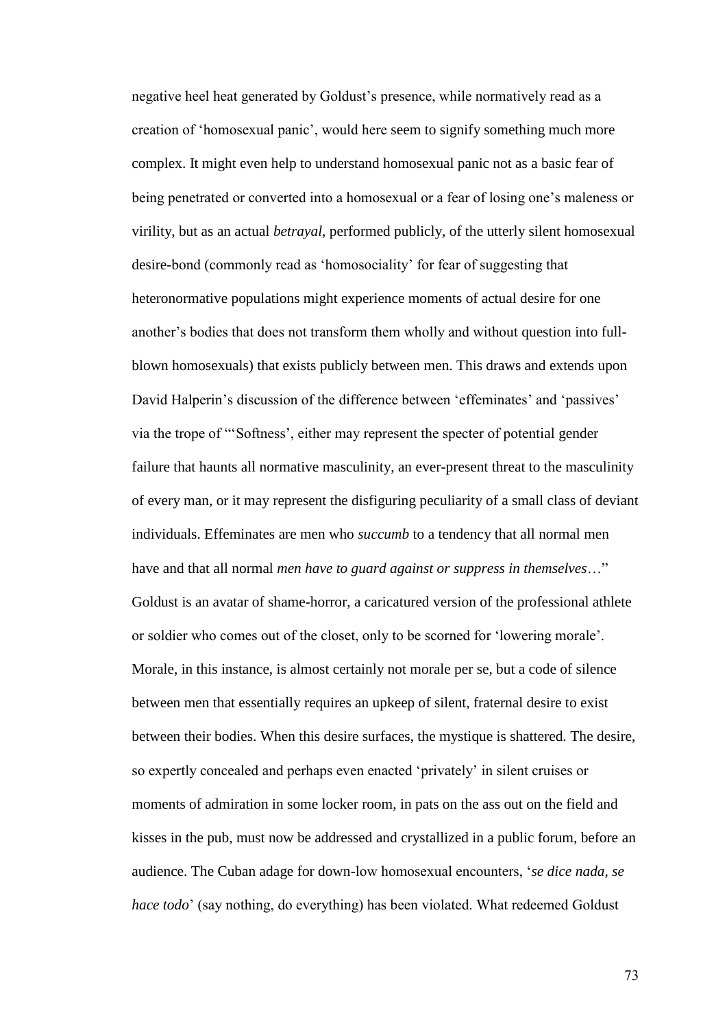negative heel heat generated by Goldust's presence, while normatively read as a creation of 'homosexual panic', would here seem to signify something much more complex. It might even help to understand homosexual panic not as a basic fear of being penetrated or converted into a homosexual or a fear of losing one's maleness or virility, but as an actual *betrayal*, performed publicly, of the utterly silent homosexual desire-bond (commonly read as 'homosociality' for fear of suggesting that heteronormative populations might experience moments of actual desire for one another's bodies that does not transform them wholly and without question into full-blown homosexuals) that exists publicly between men. This draws and extends upon David Halperin's discussion of the difference between 'effeminates' and 'passives' via the trope of "'Softness', either may represent the specter of potential gender failure that haunts all normative masculinity, an ever-present threat to the masculinity of every man, or it may represent the disfiguring peculiarity of a small class of deviant individuals. Effeminates are men who *succumb* to a tendency that all normal men have and that all normal *men have to guard against or suppress in themselves*…" Goldust is an avatar of shame-horror, a caricatured version of the professional athlete or soldier who comes out of the closet, only to be scorned for 'lowering morale'. Morale, in this instance, is almost certainly not morale per se, but a code of silence between men that essentially requires an upkeep of silent, fraternal desire to exist between their bodies. When this desire surfaces, the mystique is shattered. The desire, so expertly concealed and perhaps even enacted 'privately' in silent cruises or moments of admiration in some locker room, in pats on the ass out on the field and kisses in the pub, must now be addressed and crystallized in a public forum, before an audience. The Cuban adage for down-low homosexual encounters, '*se dice nada, se hace todo*' (say nothing, do everything) has been violated. What redeemed Goldust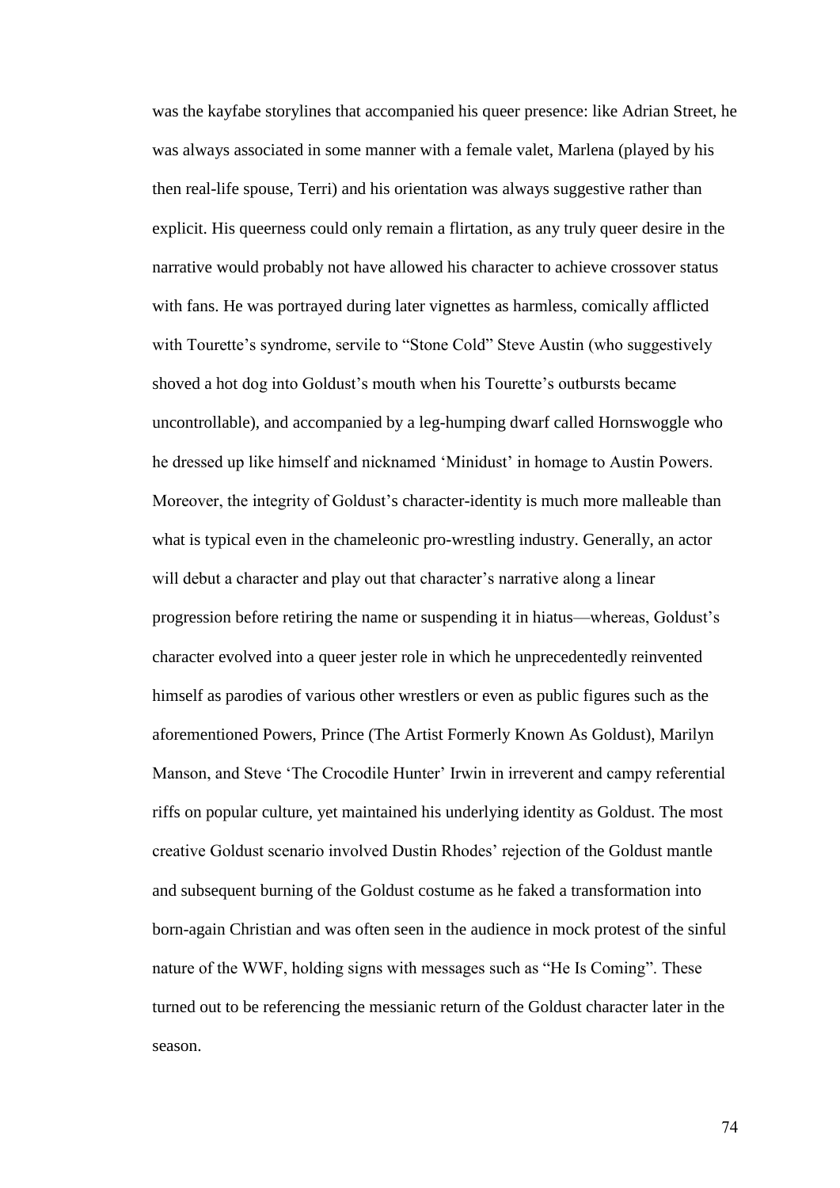was the kayfabe storylines that accompanied his queer presence: like Adrian Street, he was always associated in some manner with a female valet, Marlena (played by his then real-life spouse, Terri) and his orientation was always suggestive rather than explicit. His queerness could only remain a flirtation, as any truly queer desire in the narrative would probably not have allowed his character to achieve crossover status with fans. He was portrayed during later vignettes as harmless, comically afflicted with Tourette's syndrome, servile to "Stone Cold" Steve Austin (who suggestively shoved a hot dog into Goldust's mouth when his Tourette's outbursts became uncontrollable), and accompanied by a leg-humping dwarf called Hornswoggle who he dressed up like himself and nicknamed 'Minidust' in homage to Austin Powers. Moreover, the integrity of Goldust's character-identity is much more malleable than what is typical even in the chameleonic pro-wrestling industry. Generally, an actor will debut a character and play out that character's narrative along a linear progression before retiring the name or suspending it in hiatus—whereas, Goldust's character evolved into a queer jester role in which he unprecedentedly reinvented himself as parodies of various other wrestlers or even as public figures such as the aforementioned Powers, Prince (The Artist Formerly Known As Goldust), Marilyn Manson, and Steve 'The Crocodile Hunter' Irwin in irreverent and campy referential riffs on popular culture, yet maintained his underlying identity as Goldust. The most creative Goldust scenario involved Dustin Rhodes' rejection of the Goldust mantle and subsequent burning of the Goldust costume as he faked a transformation into born-again Christian and was often seen in the audience in mock protest of the sinful nature of the WWF, holding signs with messages such as "He Is Coming". These turned out to be referencing the messianic return of the Goldust character later in the season.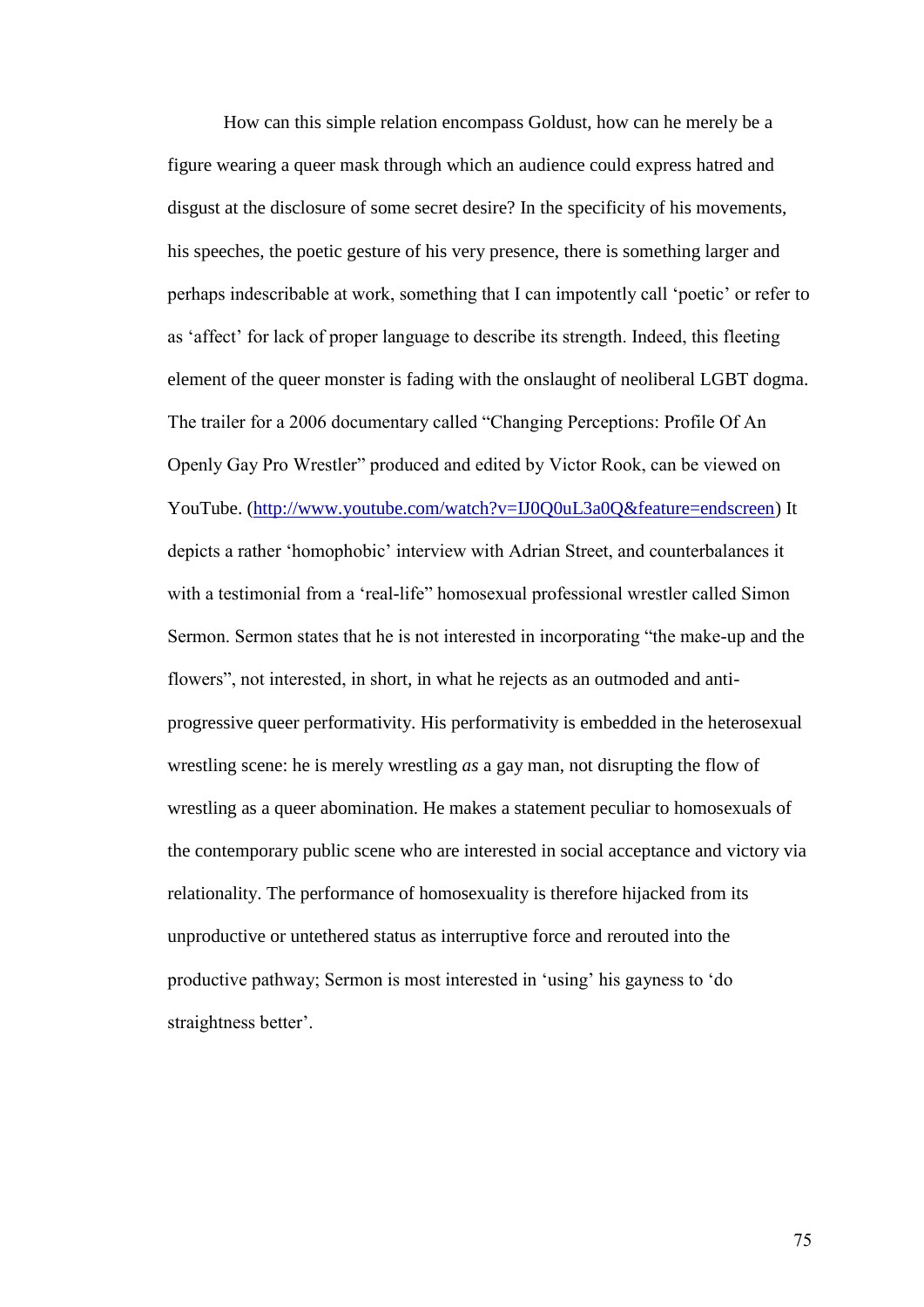How can this simple relation encompass Goldust, how can he merely be a figure wearing a queer mask through which an audience could express hatred and disgust at the disclosure of some secret desire? In the specificity of his movements, his speeches, the poetic gesture of his very presence, there is something larger and perhaps indescribable at work, something that I can impotently call 'poetic' or refer to as 'affect' for lack of proper language to describe its strength. Indeed, this fleeting element of the queer monster is fading with the onslaught of neoliberal LGBT dogma. The trailer for a 2006 documentary called "Changing Perceptions: Profile Of An Openly Gay Pro Wrestler" produced and edited by Victor Rook, can be viewed on YouTube. (http://www.youtube.com/watch?v=IJ0Q0uL3a0Q&feature=endscreen) It depicts a rather 'homophobic' interview with Adrian Street, and counterbalances it with a testimonial from a 'real-life" homosexual professional wrestler called Simon Sermon. Sermon states that he is not interested in incorporating "the make-up and the flowers", not interested, in short, in what he rejects as an outmoded and anti-progressive queer performativity. His performativity is embedded in the heterosexual wrestling scene: he is merely wrestling *as* a gay man, not disrupting the flow of wrestling as a queer abomination. He makes a statement peculiar to homosexuals of the contemporary public scene who are interested in social acceptance and victory via relationality. The performance of homosexuality is therefore hijacked from its unproductive or untethered status as interruptive force and rerouted into the productive pathway; Sermon is most interested in 'using' his gayness to 'do straightness better'.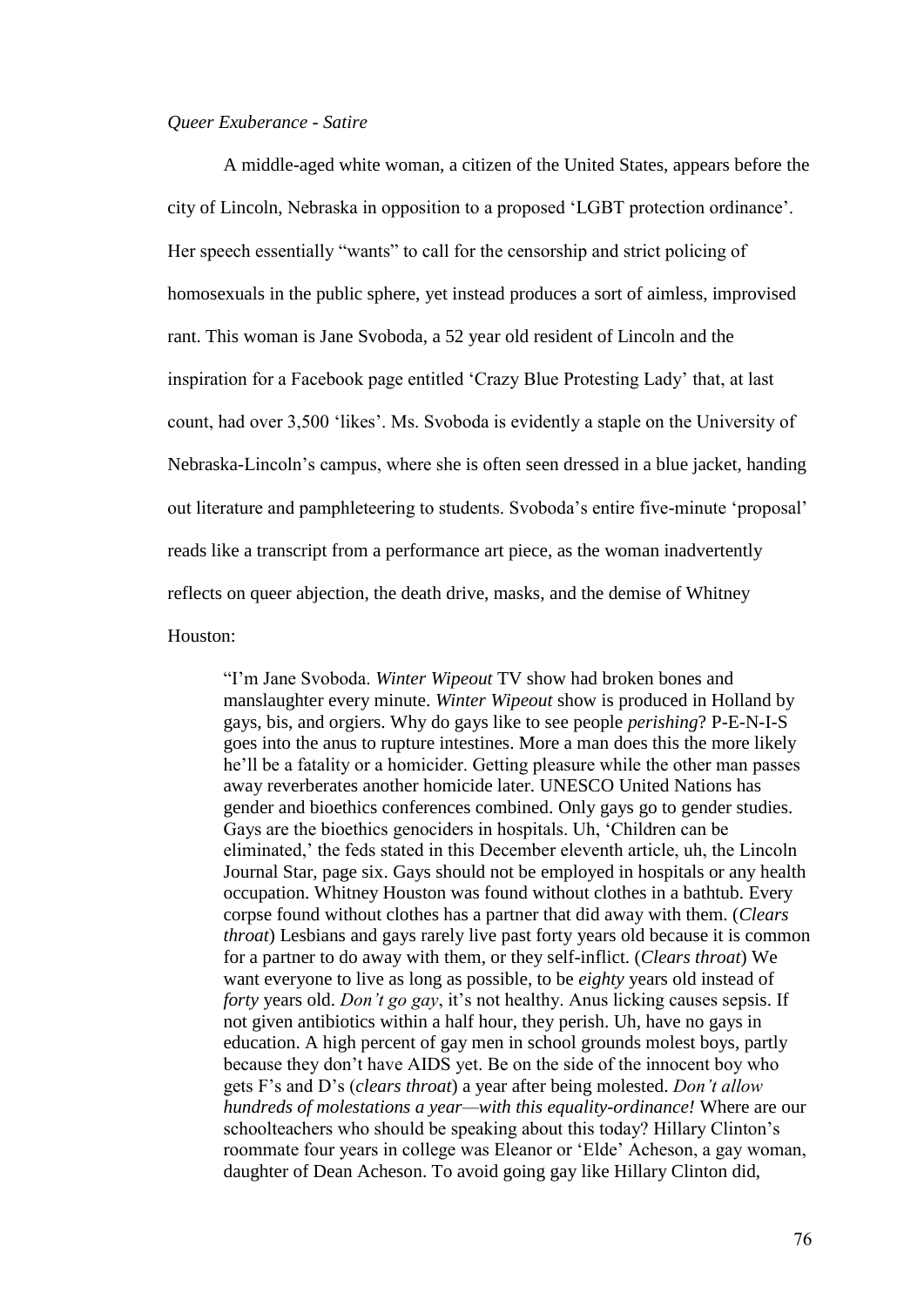*Queer Exuberance - Satire*

A middle-aged white woman, a citizen of the United States, appears before the city of Lincoln, Nebraska in opposition to a proposed 'LGBT protection ordinance'. Her speech essentially "wants" to call for the censorship and strict policing of homosexuals in the public sphere, yet instead produces a sort of aimless, improvised rant. This woman is Jane Svoboda, a 52 year old resident of Lincoln and the inspiration for a Facebook page entitled 'Crazy Blue Protesting Lady' that, at last count, had over 3,500 'likes'. Ms. Svoboda is evidently a staple on the University of Nebraska-Lincoln's campus, where she is often seen dressed in a blue jacket, handing out literature and pamphleteering to students. Svoboda's entire five-minute 'proposal' reads like a transcript from a performance art piece, as the woman inadvertently reflects on queer abjection, the death drive, masks, and the demise of Whitney Houston:

> "I'm Jane Svoboda. *Winter Wipeout* TV show had broken bones and manslaughter every minute. *Winter Wipeout* show is produced in Holland by gays, bis, and orgiers. Why do gays like to see people *perishing*? P-E-N-I-S goes into the anus to rupture intestines. More a man does this the more likely he'll be a fatality or a homicider. Getting pleasure while the other man passes away reverberates another homicide later. UNESCO United Nations has gender and bioethics conferences combined. Only gays go to gender studies. Gays are the bioethics genociders in hospitals. Uh, 'Children can be eliminated,' the feds stated in this December eleventh article, uh, the Lincoln Journal Star, page six. Gays should not be employed in hospitals or any health occupation. Whitney Houston was found without clothes in a bathtub. Every corpse found without clothes has a partner that did away with them. (*Clears throat*) Lesbians and gays rarely live past forty years old because it is common for a partner to do away with them, or they self-inflict. (*Clears throat*) We want everyone to live as long as possible, to be *eighty* years old instead of *forty* years old. *Don't go gay*, it's not healthy. Anus licking causes sepsis. If not given antibiotics within a half hour, they perish. Uh, have no gays in education. A high percent of gay men in school grounds molest boys, partly because they don't have AIDS yet. Be on the side of the innocent boy who gets F's and D's (*clears throat*) a year after being molested. *Don't allow hundreds of molestations a year—with this equality-ordinance!* Where are our schoolteachers who should be speaking about this today? Hillary Clinton's roommate four years in college was Eleanor or 'Elde' Acheson, a gay woman, daughter of Dean Acheson. To avoid going gay like Hillary Clinton did,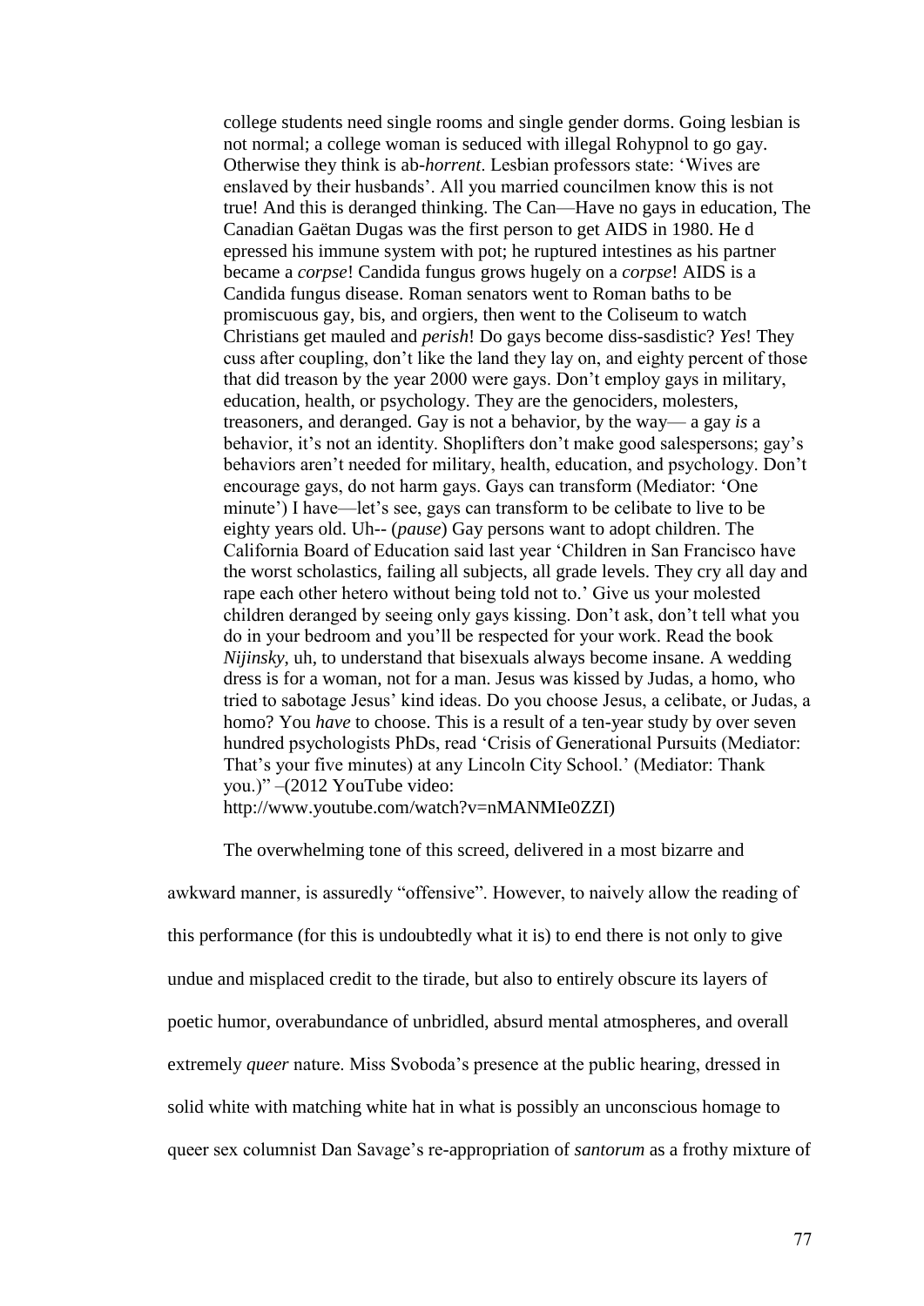> college students need single rooms and single gender dorms. Going lesbian is not normal; a college woman is seduced with illegal Rohypnol to go gay. Otherwise they think is ab-*horrent*. Lesbian professors state: 'Wives are enslaved by their husbands'. All you married councilmen know this is not true! And this is deranged thinking. The Can—Have no gays in education, The Canadian Gaëtan Dugas was the first person to get AIDS in 1980. He d epressed his immune system with pot; he ruptured intestines as his partner became a *corpse*! Candida fungus grows hugely on a *corpse*! AIDS is a Candida fungus disease. Roman senators went to Roman baths to be promiscuous gay, bis, and orgiers, then went to the Coliseum to watch Christians get mauled and *perish*! Do gays become diss-sasdistic? *Yes*! They cuss after coupling, don't like the land they lay on, and eighty percent of those that did treason by the year 2000 were gays. Don't employ gays in military, education, health, or psychology. They are the genociders, molesters, treasoners, and deranged. Gay is not a behavior, by the way— a gay *is* a behavior, it's not an identity. Shoplifters don't make good salespersons; gay's behaviors aren't needed for military, health, education, and psychology. Don't encourage gays, do not harm gays. Gays can transform (Mediator: 'One minute') I have—let's see, gays can transform to be celibate to live to be eighty years old. Uh-- (*pause*) Gay persons want to adopt children. The California Board of Education said last year 'Children in San Francisco have the worst scholastics, failing all subjects, all grade levels. They cry all day and rape each other hetero without being told not to.' Give us your molested children deranged by seeing only gays kissing. Don't ask, don't tell what you do in your bedroom and you'll be respected for your work. Read the book *Nijinsky*, uh, to understand that bisexuals always become insane. A wedding dress is for a woman, not for a man. Jesus was kissed by Judas, a homo, who tried to sabotage Jesus' kind ideas. Do you choose Jesus, a celibate, or Judas, a homo? You *have* to choose. This is a result of a ten-year study by over seven hundred psychologists PhDs, read 'Crisis of Generational Pursuits (Mediator: That's your five minutes) at any Lincoln City School.' (Mediator: Thank you.)" –(2012 YouTube video: http://www.youtube.com/watch?v=nMANMIe0ZZI)

The overwhelming tone of this screed, delivered in a most bizarre and awkward manner, is assuredly "offensive". However, to naively allow the reading of this performance (for this is undoubtedly what it is) to end there is not only to give undue and misplaced credit to the tirade, but also to entirely obscure its layers of poetic humor, overabundance of unbridled, absurd mental atmospheres, and overall extremely *queer* nature. Miss Svoboda's presence at the public hearing, dressed in solid white with matching white hat in what is possibly an unconscious homage to queer sex columnist Dan Savage's re-appropriation of *santorum* as a frothy mixture of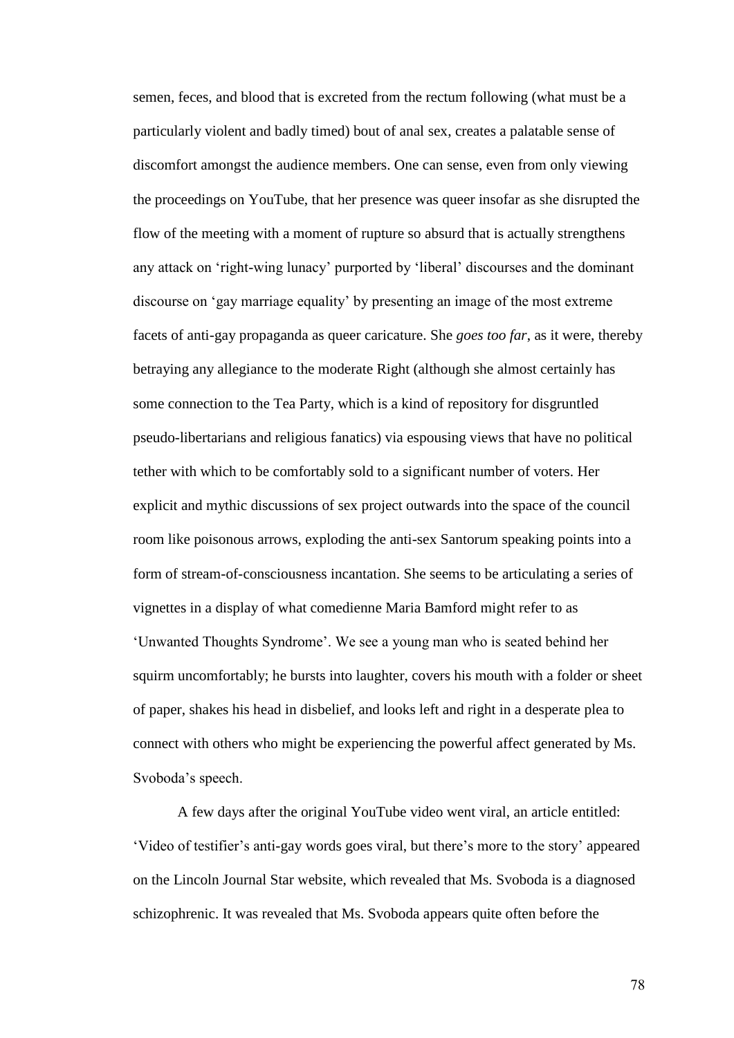semen, feces, and blood that is excreted from the rectum following (what must be a particularly violent and badly timed) bout of anal sex, creates a palatable sense of discomfort amongst the audience members. One can sense, even from only viewing the proceedings on YouTube, that her presence was queer insofar as she disrupted the flow of the meeting with a moment of rupture so absurd that is actually strengthens any attack on 'right-wing lunacy' purported by 'liberal' discourses and the dominant discourse on 'gay marriage equality' by presenting an image of the most extreme facets of anti-gay propaganda as queer caricature. She *goes too far*, as it were, thereby betraying any allegiance to the moderate Right (although she almost certainly has some connection to the Tea Party, which is a kind of repository for disgruntled pseudo-libertarians and religious fanatics) via espousing views that have no political tether with which to be comfortably sold to a significant number of voters. Her explicit and mythic discussions of sex project outwards into the space of the council room like poisonous arrows, exploding the anti-sex Santorum speaking points into a form of stream-of-consciousness incantation. She seems to be articulating a series of vignettes in a display of what comedienne Maria Bamford might refer to as 'Unwanted Thoughts Syndrome'. We see a young man who is seated behind her squirm uncomfortably; he bursts into laughter, covers his mouth with a folder or sheet of paper, shakes his head in disbelief, and looks left and right in a desperate plea to connect with others who might be experiencing the powerful affect generated by Ms. Svoboda's speech.

A few days after the original YouTube video went viral, an article entitled: 'Video of testifier's anti-gay words goes viral, but there's more to the story' appeared on the Lincoln Journal Star website, which revealed that Ms. Svoboda is a diagnosed schizophrenic. It was revealed that Ms. Svoboda appears quite often before the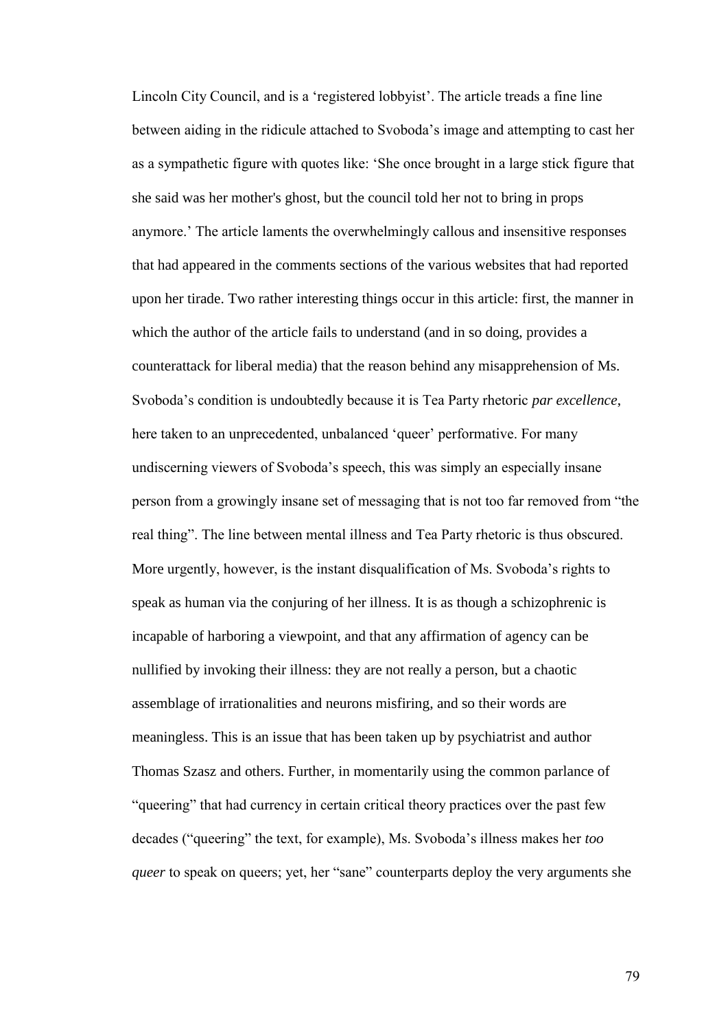Lincoln City Council, and is a 'registered lobbyist'. The article treads a fine line between aiding in the ridicule attached to Svoboda's image and attempting to cast her as a sympathetic figure with quotes like: 'She once brought in a large stick figure that she said was her mother's ghost, but the council told her not to bring in props anymore.' The article laments the overwhelmingly callous and insensitive responses that had appeared in the comments sections of the various websites that had reported upon her tirade. Two rather interesting things occur in this article: first, the manner in which the author of the article fails to understand (and in so doing, provides a counterattack for liberal media) that the reason behind any misapprehension of Ms. Svoboda's condition is undoubtedly because it is Tea Party rhetoric *par excellence*, here taken to an unprecedented, unbalanced 'queer' performative. For many undiscerning viewers of Svoboda's speech, this was simply an especially insane person from a growingly insane set of messaging that is not too far removed from "the real thing". The line between mental illness and Tea Party rhetoric is thus obscured. More urgently, however, is the instant disqualification of Ms. Svoboda's rights to speak as human via the conjuring of her illness. It is as though a schizophrenic is incapable of harboring a viewpoint, and that any affirmation of agency can be nullified by invoking their illness: they are not really a person, but a chaotic assemblage of irrationalities and neurons misfiring, and so their words are meaningless. This is an issue that has been taken up by psychiatrist and author Thomas Szasz and others. Further, in momentarily using the common parlance of "queering" that had currency in certain critical theory practices over the past few decades ("queering" the text, for example), Ms. Svoboda's illness makes her *too queer* to speak on queers; yet, her "sane" counterparts deploy the very arguments she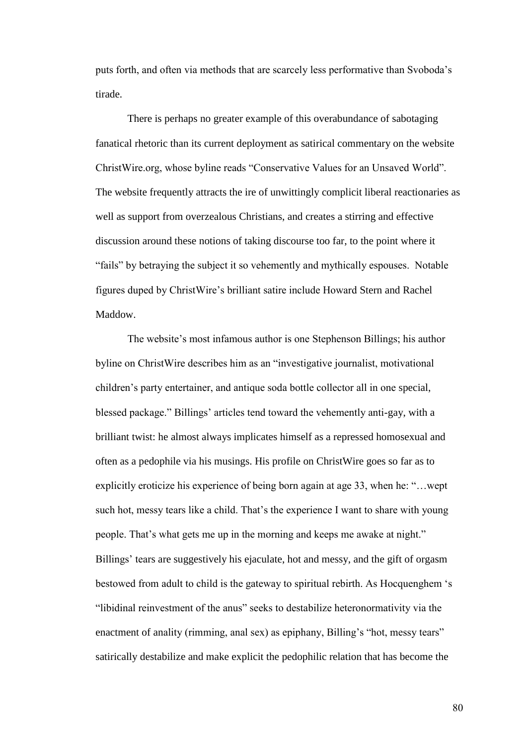puts forth, and often via methods that are scarcely less performative than Svoboda's tirade.

There is perhaps no greater example of this overabundance of sabotaging fanatical rhetoric than its current deployment as satirical commentary on the website ChristWire.org, whose byline reads "Conservative Values for an Unsaved World". The website frequently attracts the ire of unwittingly complicit liberal reactionaries as well as support from overzealous Christians, and creates a stirring and effective discussion around these notions of taking discourse too far, to the point where it "fails" by betraying the subject it so vehemently and mythically espouses. Notable figures duped by ChristWire's brilliant satire include Howard Stern and Rachel Maddow.

The website's most infamous author is one Stephenson Billings; his author byline on ChristWire describes him as an "investigative journalist, motivational children's party entertainer, and antique soda bottle collector all in one special, blessed package." Billings' articles tend toward the vehemently anti-gay, with a brilliant twist: he almost always implicates himself as a repressed homosexual and often as a pedophile via his musings. His profile on ChristWire goes so far as to explicitly eroticize his experience of being born again at age 33, when he: "…wept such hot, messy tears like a child. That's the experience I want to share with young people. That's what gets me up in the morning and keeps me awake at night." Billings' tears are suggestively his ejaculate, hot and messy, and the gift of orgasm bestowed from adult to child is the gateway to spiritual rebirth. As Hocquenghem 's "libidinal reinvestment of the anus" seeks to destabilize heteronormativity via the enactment of anality (rimming, anal sex) as epiphany, Billing's "hot, messy tears" satirically destabilize and make explicit the pedophilic relation that has become the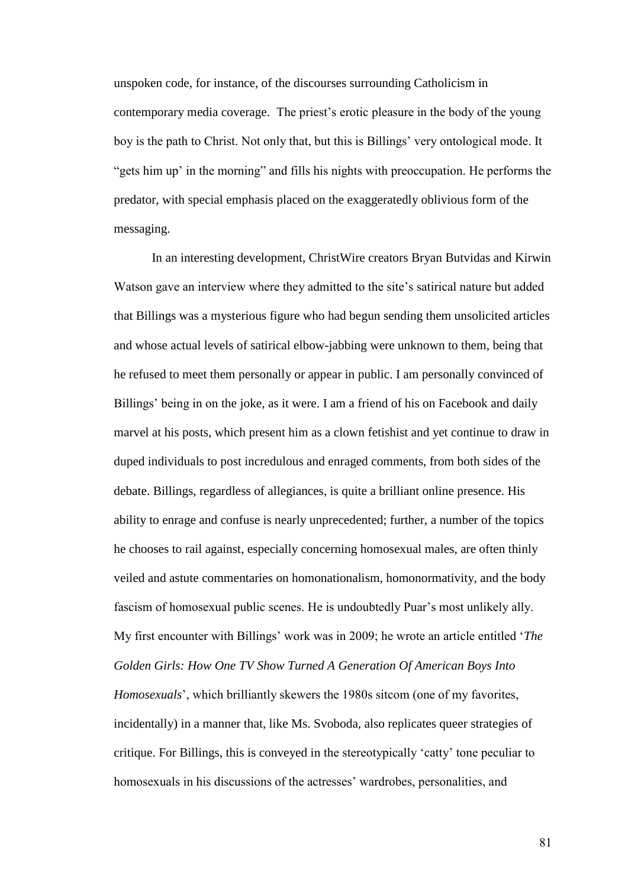unspoken code, for instance, of the discourses surrounding Catholicism in contemporary media coverage. The priest's erotic pleasure in the body of the young boy is the path to Christ. Not only that, but this is Billings' very ontological mode. It "gets him up' in the morning" and fills his nights with preoccupation. He performs the predator, with special emphasis placed on the exaggeratedly oblivious form of the messaging.

In an interesting development, ChristWire creators Bryan Butvidas and Kirwin Watson gave an interview where they admitted to the site's satirical nature but added that Billings was a mysterious figure who had begun sending them unsolicited articles and whose actual levels of satirical elbow-jabbing were unknown to them, being that he refused to meet them personally or appear in public. I am personally convinced of Billings' being in on the joke, as it were. I am a friend of his on Facebook and daily marvel at his posts, which present him as a clown fetishist and yet continue to draw in duped individuals to post incredulous and enraged comments, from both sides of the debate. Billings, regardless of allegiances, is quite a brilliant online presence. His ability to enrage and confuse is nearly unprecedented; further, a number of the topics he chooses to rail against, especially concerning homosexual males, are often thinly veiled and astute commentaries on homonationalism, homonormativity, and the body fascism of homosexual public scenes. He is undoubtedly Puar's most unlikely ally. My first encounter with Billings' work was in 2009; he wrote an article entitled '*The Golden Girls: How One TV Show Turned A Generation Of American Boys Into Homosexuals*', which brilliantly skewers the 1980s sitcom (one of my favorites, incidentally) in a manner that, like Ms. Svoboda, also replicates queer strategies of critique. For Billings, this is conveyed in the stereotypically 'catty' tone peculiar to homosexuals in his discussions of the actresses' wardrobes, personalities, and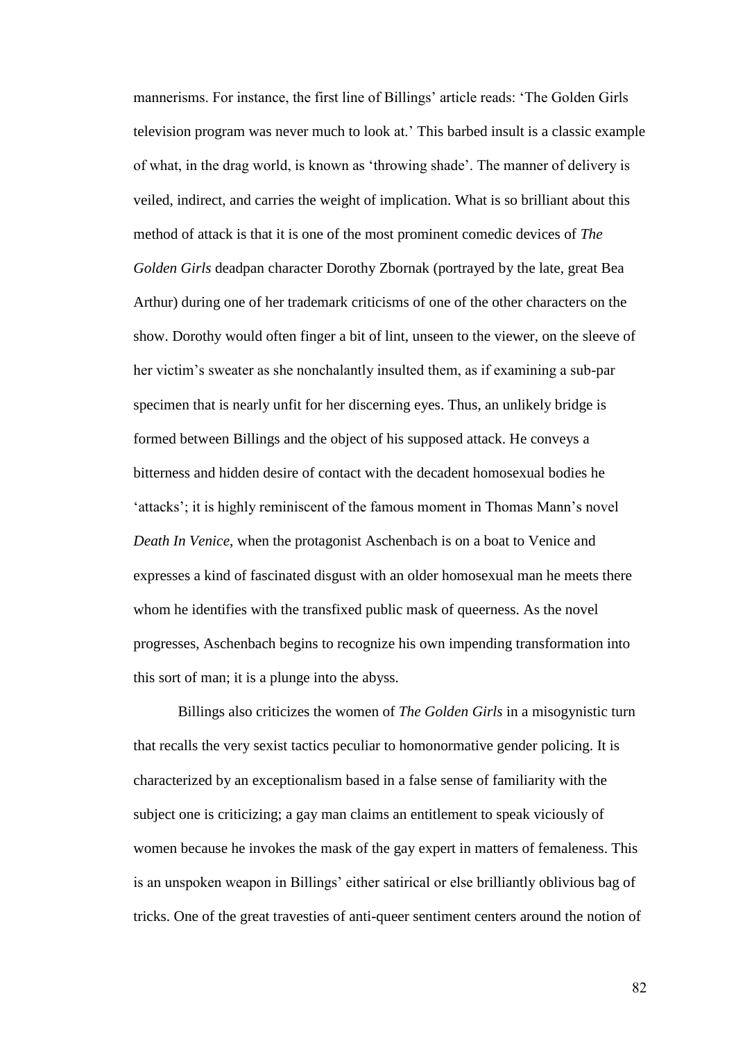mannerisms. For instance, the first line of Billings' article reads: 'The Golden Girls television program was never much to look at.' This barbed insult is a classic example of what, in the drag world, is known as 'throwing shade'. The manner of delivery is veiled, indirect, and carries the weight of implication. What is so brilliant about this method of attack is that it is one of the most prominent comedic devices of *The Golden Girls* deadpan character Dorothy Zbornak (portrayed by the late, great Bea Arthur) during one of her trademark criticisms of one of the other characters on the show. Dorothy would often finger a bit of lint, unseen to the viewer, on the sleeve of her victim's sweater as she nonchalantly insulted them, as if examining a sub-par specimen that is nearly unfit for her discerning eyes. Thus, an unlikely bridge is formed between Billings and the object of his supposed attack. He conveys a bitterness and hidden desire of contact with the decadent homosexual bodies he 'attacks'; it is highly reminiscent of the famous moment in Thomas Mann's novel *Death In Venice*, when the protagonist Aschenbach is on a boat to Venice and expresses a kind of fascinated disgust with an older homosexual man he meets there whom he identifies with the transfixed public mask of queerness. As the novel progresses, Aschenbach begins to recognize his own impending transformation into this sort of man; it is a plunge into the abyss.

Billings also criticizes the women of *The Golden Girls* in a misogynistic turn that recalls the very sexist tactics peculiar to homonormative gender policing. It is characterized by an exceptionalism based in a false sense of familiarity with the subject one is criticizing; a gay man claims an entitlement to speak viciously of women because he invokes the mask of the gay expert in matters of femaleness. This is an unspoken weapon in Billings' either satirical or else brilliantly oblivious bag of tricks. One of the great travesties of anti-queer sentiment centers around the notion of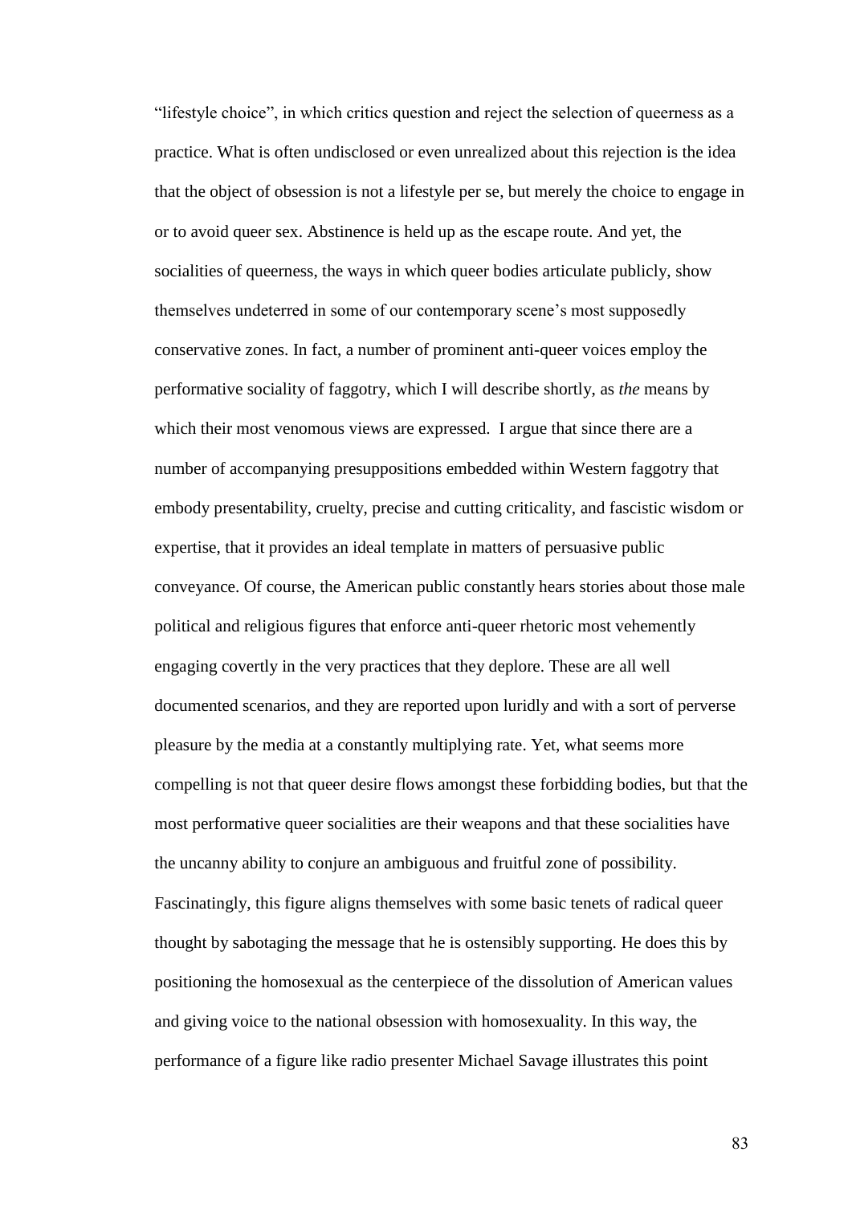"lifestyle choice", in which critics question and reject the selection of queerness as a practice. What is often undisclosed or even unrealized about this rejection is the idea that the object of obsession is not a lifestyle per se, but merely the choice to engage in or to avoid queer sex. Abstinence is held up as the escape route. And yet, the socialities of queerness, the ways in which queer bodies articulate publicly, show themselves undeterred in some of our contemporary scene's most supposedly conservative zones. In fact, a number of prominent anti-queer voices employ the performative sociality of faggotry, which I will describe shortly, as *the* means by which their most venomous views are expressed. I argue that since there are a number of accompanying presuppositions embedded within Western faggotry that embody presentability, cruelty, precise and cutting criticality, and fascistic wisdom or expertise, that it provides an ideal template in matters of persuasive public conveyance. Of course, the American public constantly hears stories about those male political and religious figures that enforce anti-queer rhetoric most vehemently engaging covertly in the very practices that they deplore. These are all well documented scenarios, and they are reported upon luridly and with a sort of perverse pleasure by the media at a constantly multiplying rate. Yet, what seems more compelling is not that queer desire flows amongst these forbidding bodies, but that the most performative queer socialities are their weapons and that these socialities have the uncanny ability to conjure an ambiguous and fruitful zone of possibility. Fascinatingly, this figure aligns themselves with some basic tenets of radical queer thought by sabotaging the message that he is ostensibly supporting. He does this by positioning the homosexual as the centerpiece of the dissolution of American values and giving voice to the national obsession with homosexuality. In this way, the performance of a figure like radio presenter Michael Savage illustrates this point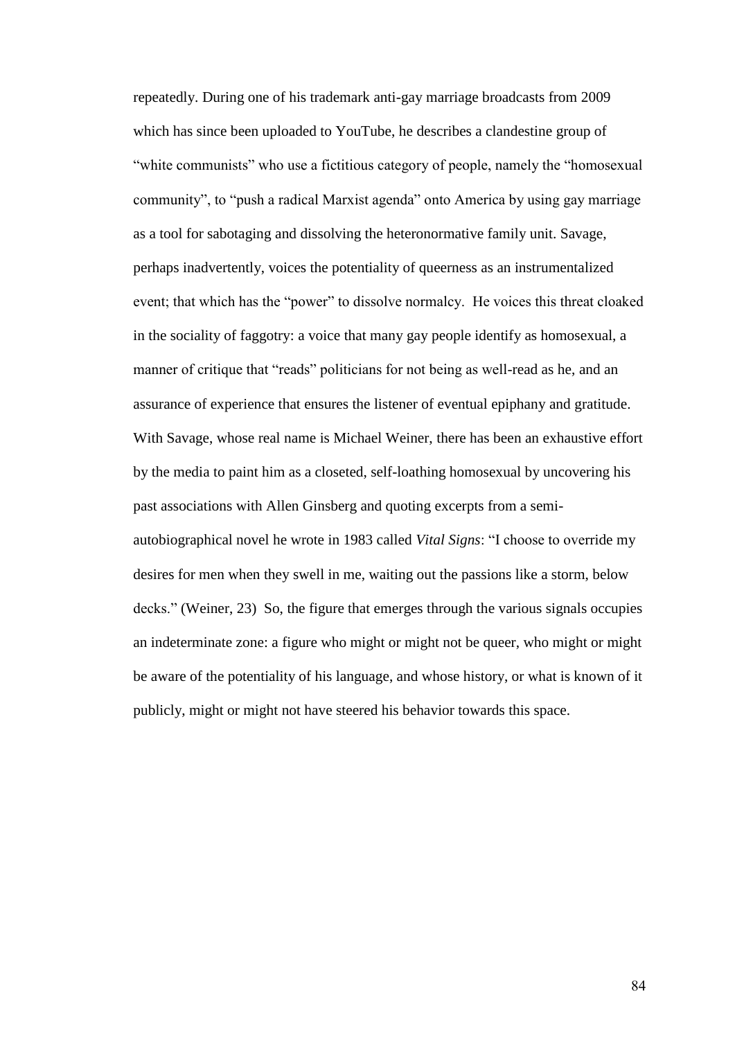repeatedly. During one of his trademark anti-gay marriage broadcasts from 2009 which has since been uploaded to YouTube, he describes a clandestine group of "white communists" who use a fictitious category of people, namely the "homosexual community", to "push a radical Marxist agenda" onto America by using gay marriage as a tool for sabotaging and dissolving the heteronormative family unit. Savage, perhaps inadvertently, voices the potentiality of queerness as an instrumentalized event; that which has the "power" to dissolve normalcy. He voices this threat cloaked in the sociality of faggotry: a voice that many gay people identify as homosexual, a manner of critique that "reads" politicians for not being as well-read as he, and an assurance of experience that ensures the listener of eventual epiphany and gratitude. With Savage, whose real name is Michael Weiner, there has been an exhaustive effort by the media to paint him as a closeted, self-loathing homosexual by uncovering his past associations with Allen Ginsberg and quoting excerpts from a semi-autobiographical novel he wrote in 1983 called *Vital Signs*: "I choose to override my desires for men when they swell in me, waiting out the passions like a storm, below decks." (Weiner, 23) So, the figure that emerges through the various signals occupies an indeterminate zone: a figure who might or might not be queer, who might or might be aware of the potentiality of his language, and whose history, or what is known of it publicly, might or might not have steered his behavior towards this space.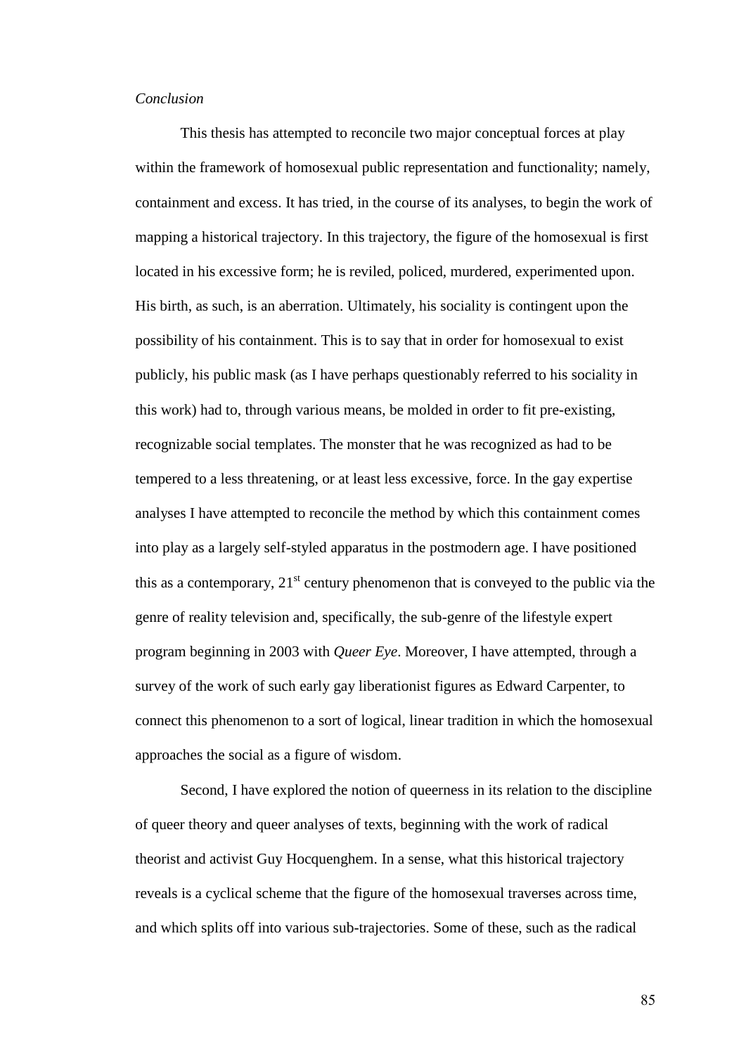*Conclusion*

This thesis has attempted to reconcile two major conceptual forces at play within the framework of homosexual public representation and functionality; namely, containment and excess. It has tried, in the course of its analyses, to begin the work of mapping a historical trajectory. In this trajectory, the figure of the homosexual is first located in his excessive form; he is reviled, policed, murdered, experimented upon. His birth, as such, is an aberration. Ultimately, his sociality is contingent upon the possibility of his containment. This is to say that in order for homosexual to exist publicly, his public mask (as I have perhaps questionably referred to his sociality in this work) had to, through various means, be molded in order to fit pre-existing, recognizable social templates. The monster that he was recognized as had to be tempered to a less threatening, or at least less excessive, force. In the gay expertise analyses I have attempted to reconcile the method by which this containment comes into play as a largely self-styled apparatus in the postmodern age. I have positioned this as a contemporary, 21st century phenomenon that is conveyed to the public via the genre of reality television and, specifically, the sub-genre of the lifestyle expert program beginning in 2003 with *Queer Eye*. Moreover, I have attempted, through a survey of the work of such early gay liberationist figures as Edward Carpenter, to connect this phenomenon to a sort of logical, linear tradition in which the homosexual approaches the social as a figure of wisdom.

Second, I have explored the notion of queerness in its relation to the discipline of queer theory and queer analyses of texts, beginning with the work of radical theorist and activist Guy Hocquenghem. In a sense, what this historical trajectory reveals is a cyclical scheme that the figure of the homosexual traverses across time, and which splits off into various sub-trajectories. Some of these, such as the radical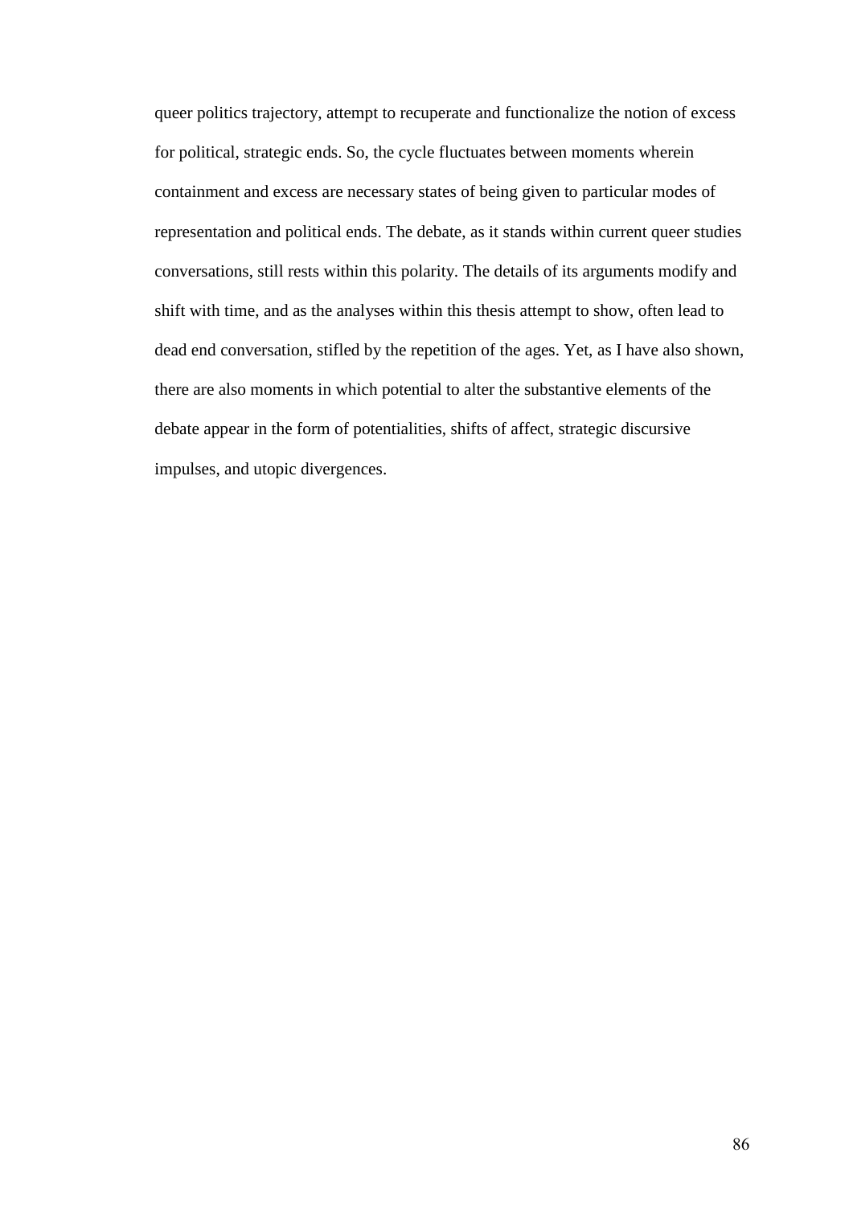queer politics trajectory, attempt to recuperate and functionalize the notion of excess for political, strategic ends. So, the cycle fluctuates between moments wherein containment and excess are necessary states of being given to particular modes of representation and political ends. The debate, as it stands within current queer studies conversations, still rests within this polarity. The details of its arguments modify and shift with time, and as the analyses within this thesis attempt to show, often lead to dead end conversation, stifled by the repetition of the ages. Yet, as I have also shown, there are also moments in which potential to alter the substantive elements of the debate appear in the form of potentialities, shifts of affect, strategic discursive impulses, and utopic divergences.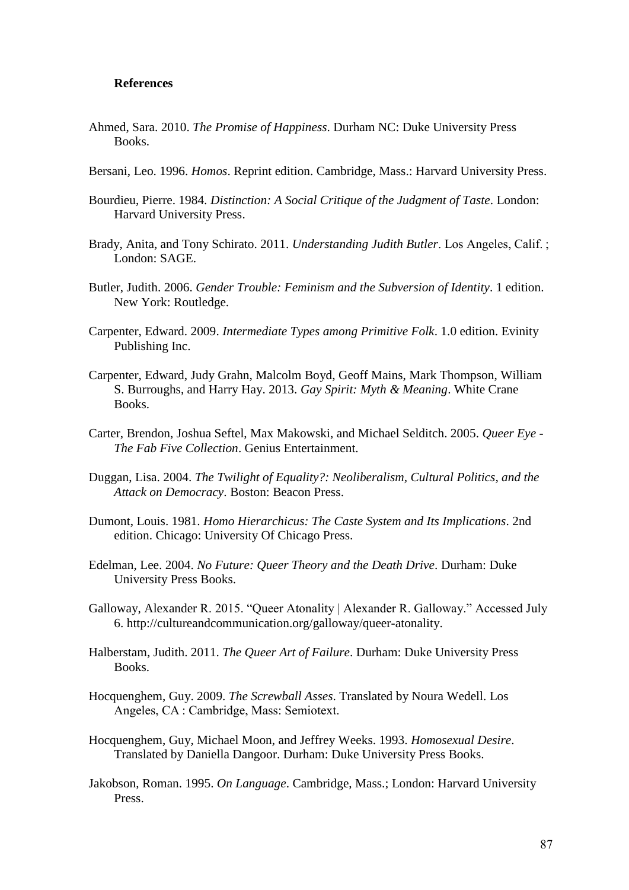## References

Ahmed, Sara. 2010. *The Promise of Happiness*. Durham NC: Duke University Press Books.

Bersani, Leo. 1996. *Homos*. Reprint edition. Cambridge, Mass.: Harvard University Press.

Bourdieu, Pierre. 1984. *Distinction: A Social Critique of the Judgment of Taste*. London: Harvard University Press.

Brady, Anita, and Tony Schirato. 2011. *Understanding Judith Butler*. Los Angeles, Calif. ; London: SAGE.

Butler, Judith. 2006. *Gender Trouble: Feminism and the Subversion of Identity*. 1 edition. New York: Routledge.

Carpenter, Edward. 2009. *Intermediate Types among Primitive Folk*. 1.0 edition. Evinity Publishing Inc.

Carpenter, Edward, Judy Grahn, Malcolm Boyd, Geoff Mains, Mark Thompson, William S. Burroughs, and Harry Hay. 2013. *Gay Spirit: Myth & Meaning*. White Crane Books.

Carter, Brendon, Joshua Seftel, Max Makowski, and Michael Selditch. 2005. *Queer Eye - The Fab Five Collection*. Genius Entertainment.

Duggan, Lisa. 2004. *The Twilight of Equality?: Neoliberalism, Cultural Politics, and the Attack on Democracy*. Boston: Beacon Press.

Dumont, Louis. 1981. *Homo Hierarchicus: The Caste System and Its Implications*. 2nd edition. Chicago: University Of Chicago Press.

Edelman, Lee. 2004. *No Future: Queer Theory and the Death Drive*. Durham: Duke University Press Books.

Galloway, Alexander R. 2015. "Queer Atonality | Alexander R. Galloway." Accessed July 6. http://cultureandcommunication.org/galloway/queer-atonality.

Halberstam, Judith. 2011. *The Queer Art of Failure*. Durham: Duke University Press Books.

Hocquenghem, Guy. 2009. *The Screwball Asses*. Translated by Noura Wedell. Los Angeles, CA : Cambridge, Mass: Semiotext.

Hocquenghem, Guy, Michael Moon, and Jeffrey Weeks. 1993. *Homosexual Desire*. Translated by Daniella Dangoor. Durham: Duke University Press Books.

Jakobson, Roman. 1995. *On Language*. Cambridge, Mass.; London: Harvard University Press.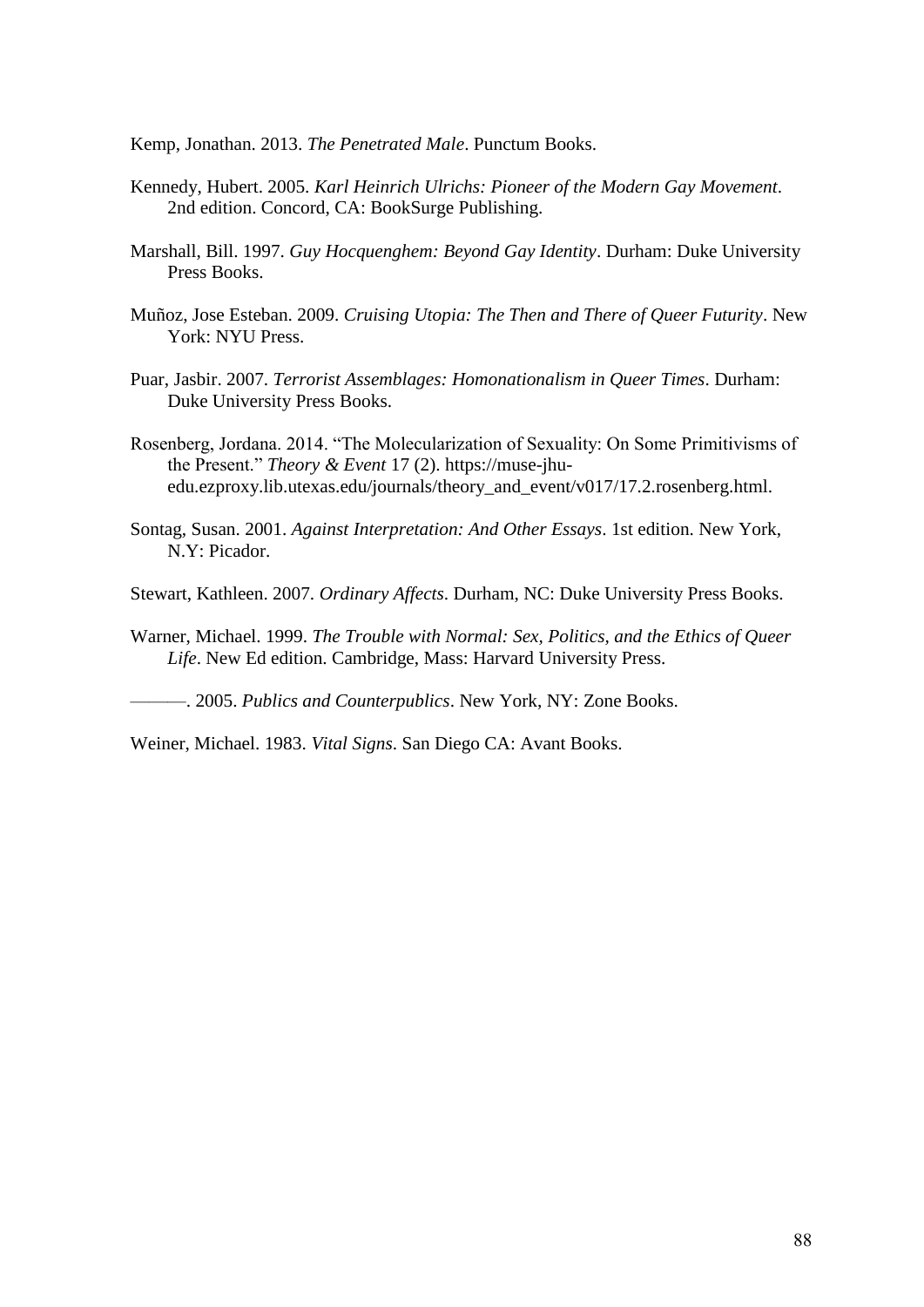Kemp, Jonathan. 2013. *The Penetrated Male*. Punctum Books.

Kennedy, Hubert. 2005. *Karl Heinrich Ulrichs: Pioneer of the Modern Gay Movement*. 2nd edition. Concord, CA: BookSurge Publishing.

Marshall, Bill. 1997. *Guy Hocquenghem: Beyond Gay Identity*. Durham: Duke University Press Books.

Muñoz, Jose Esteban. 2009. *Cruising Utopia: The Then and There of Queer Futurity*. New York: NYU Press.

Puar, Jasbir. 2007. *Terrorist Assemblages: Homonationalism in Queer Times*. Durham: Duke University Press Books.

Rosenberg, Jordana. 2014. "The Molecularization of Sexuality: On Some Primitivisms of the Present." *Theory & Event* 17 (2). https://muse-jhu-edu.ezproxy.lib.utexas.edu/journals/theory_and_event/v017/17.2.rosenberg.html.

Sontag, Susan. 2001. *Against Interpretation: And Other Essays*. 1st edition. New York, N.Y: Picador.

Stewart, Kathleen. 2007. *Ordinary Affects*. Durham, NC: Duke University Press Books.

Warner, Michael. 1999. *The Trouble with Normal: Sex, Politics, and the Ethics of Queer Life*. New Ed edition. Cambridge, Mass: Harvard University Press.

———. 2005. *Publics and Counterpublics*. New York, NY: Zone Books.

Weiner, Michael. 1983. *Vital Signs*. San Diego CA: Avant Books.